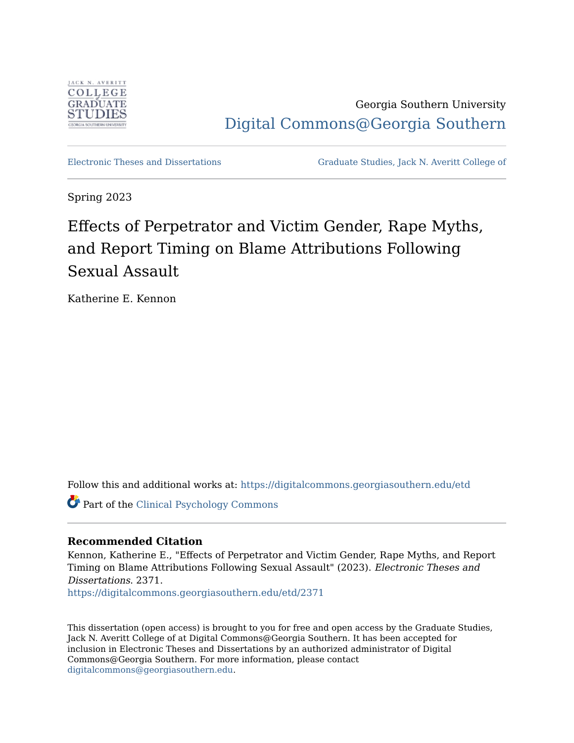Georgia Southern University

Digital Commons@Georgia Southern

Electronic Theses and Dissertations | Graduate Studies, Jack N. Averitt College of

Spring 2023

# Effects of Perpetrator and Victim Gender, Rape Myths, and Report Timing on Blame Attributions Following Sexual Assault

Katherine E. Kennon

Follow this and additional works at: https://digitalcommons.georgiasouthern.edu/etd

Part of the Clinical Psychology Commons

**Recommended Citation**

Kennon, Katherine E., "Effects of Perpetrator and Victim Gender, Rape Myths, and Report Timing on Blame Attributions Following Sexual Assault" (2023). *Electronic Theses and Dissertations*. 2371.
https://digitalcommons.georgiasouthern.edu/etd/2371

This dissertation (open access) is brought to you for free and open access by the Graduate Studies, Jack N. Averitt College of at Digital Commons@Georgia Southern. It has been accepted for inclusion in Electronic Theses and Dissertations by an authorized administrator of Digital Commons@Georgia Southern. For more information, please contact digitalcommons@georgiasouthern.edu.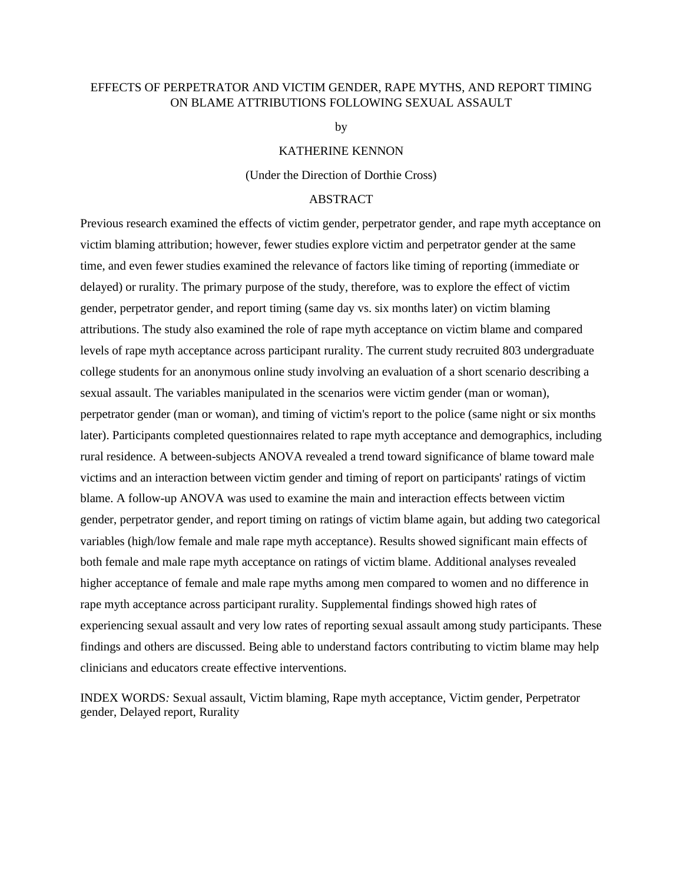# EFFECTS OF PERPETRATOR AND VICTIM GENDER, RAPE MYTHS, AND REPORT TIMING ON BLAME ATTRIBUTIONS FOLLOWING SEXUAL ASSAULT

by

KATHERINE KENNON

(Under the Direction of Dorthie Cross)

## ABSTRACT

Previous research examined the effects of victim gender, perpetrator gender, and rape myth acceptance on victim blaming attribution; however, fewer studies explore victim and perpetrator gender at the same time, and even fewer studies examined the relevance of factors like timing of reporting (immediate or delayed) or rurality. The primary purpose of the study, therefore, was to explore the effect of victim gender, perpetrator gender, and report timing (same day vs. six months later) on victim blaming attributions. The study also examined the role of rape myth acceptance on victim blame and compared levels of rape myth acceptance across participant rurality. The current study recruited 803 undergraduate college students for an anonymous online study involving an evaluation of a short scenario describing a sexual assault. The variables manipulated in the scenarios were victim gender (man or woman), perpetrator gender (man or woman), and timing of victim's report to the police (same night or six months later). Participants completed questionnaires related to rape myth acceptance and demographics, including rural residence. A between-subjects ANOVA revealed a trend toward significance of blame toward male victims and an interaction between victim gender and timing of report on participants' ratings of victim blame. A follow-up ANOVA was used to examine the main and interaction effects between victim gender, perpetrator gender, and report timing on ratings of victim blame again, but adding two categorical variables (high/low female and male rape myth acceptance). Results showed significant main effects of both female and male rape myth acceptance on ratings of victim blame. Additional analyses revealed higher acceptance of female and male rape myths among men compared to women and no difference in rape myth acceptance across participant rurality. Supplemental findings showed high rates of experiencing sexual assault and very low rates of reporting sexual assault among study participants. These findings and others are discussed. Being able to understand factors contributing to victim blame may help clinicians and educators create effective interventions.

INDEX WORDS*:* Sexual assault, Victim blaming, Rape myth acceptance, Victim gender, Perpetrator gender, Delayed report, Rurality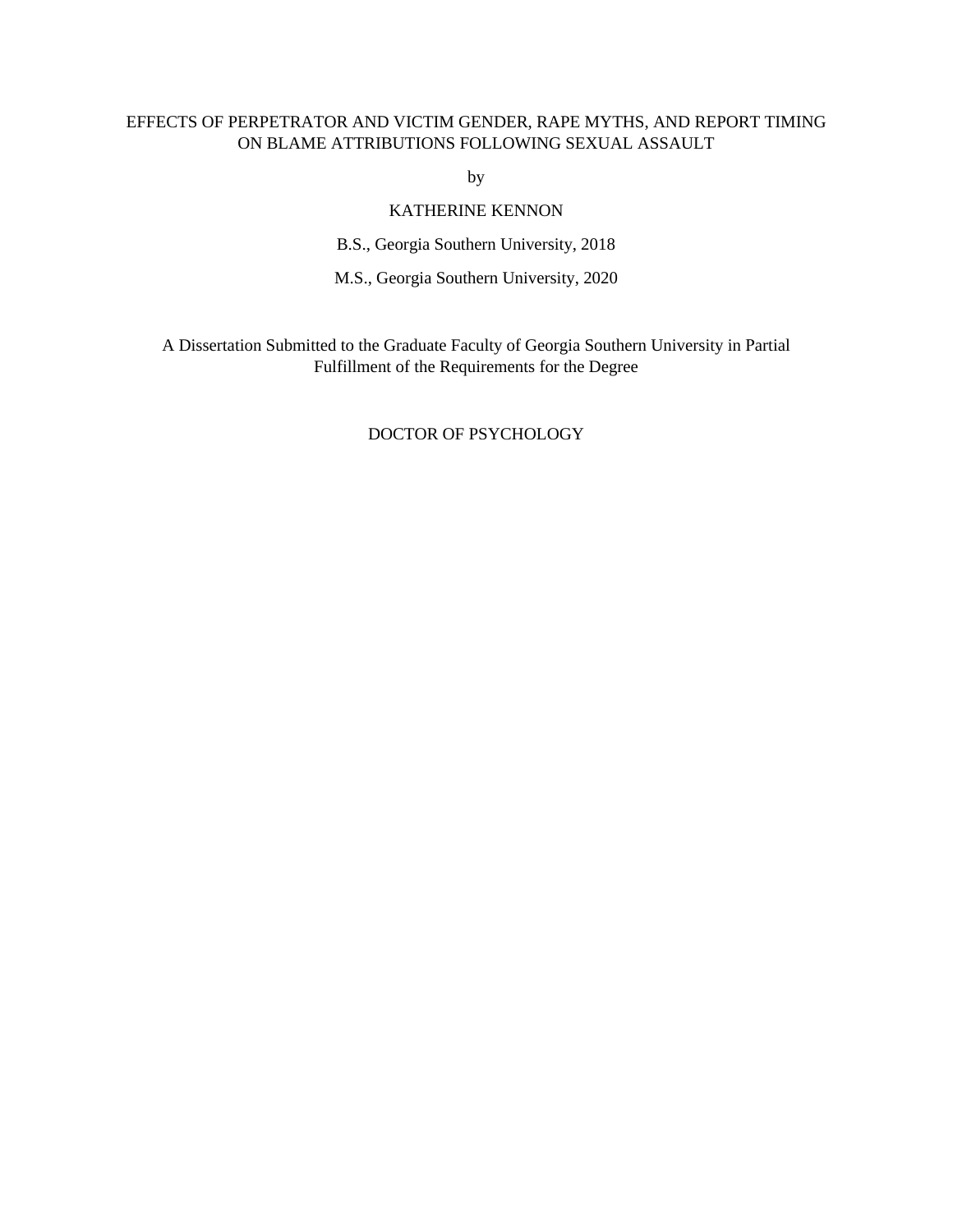EFFECTS OF PERPETRATOR AND VICTIM GENDER, RAPE MYTHS, AND REPORT TIMING ON BLAME ATTRIBUTIONS FOLLOWING SEXUAL ASSAULT

by

KATHERINE KENNON

B.S., Georgia Southern University, 2018

M.S., Georgia Southern University, 2020

A Dissertation Submitted to the Graduate Faculty of Georgia Southern University in Partial Fulfillment of the Requirements for the Degree

DOCTOR OF PSYCHOLOGY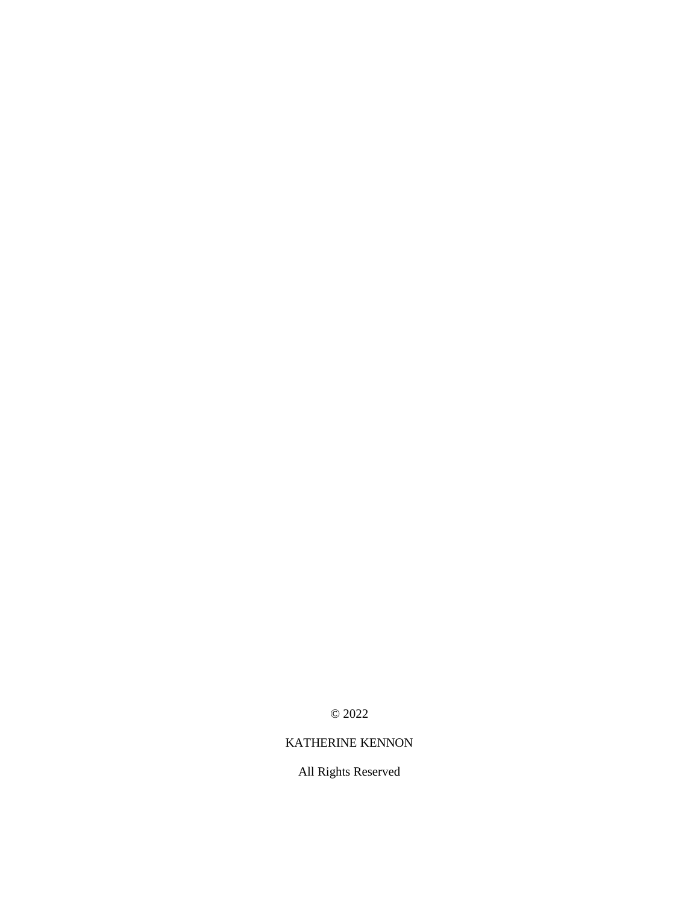© 2022

KATHERINE KENNON

All Rights Reserved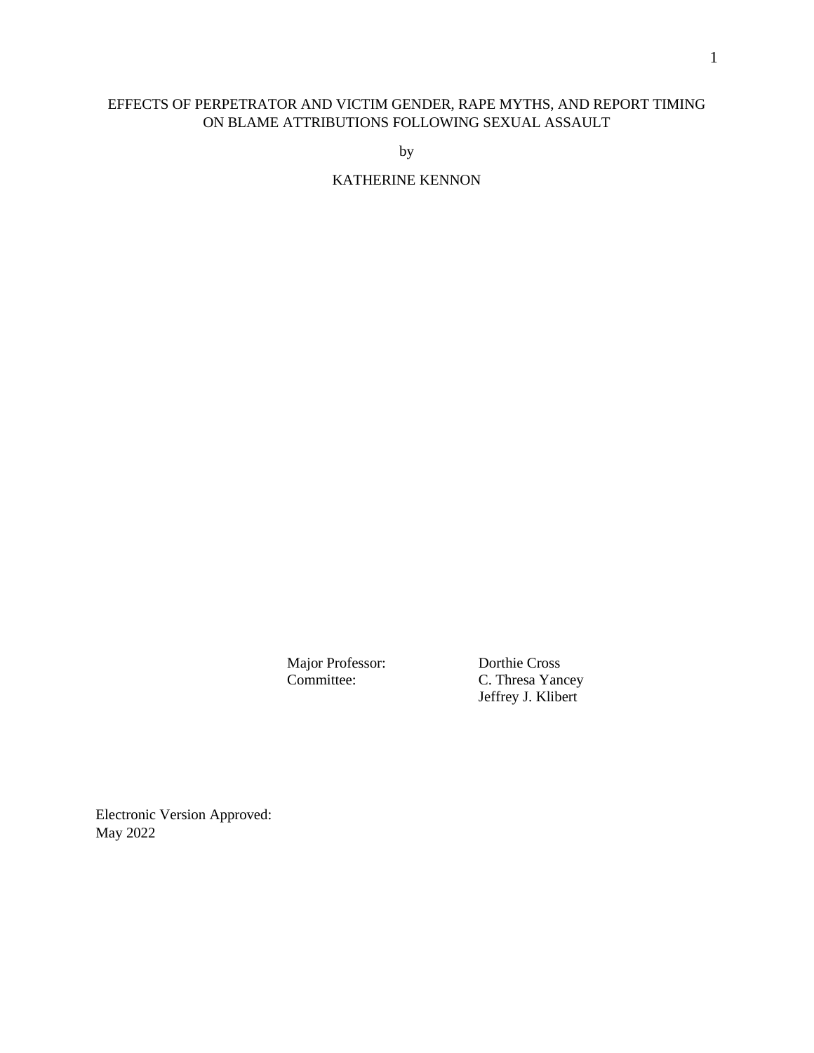EFFECTS OF PERPETRATOR AND VICTIM GENDER, RAPE MYTHS, AND REPORT TIMING ON BLAME ATTRIBUTIONS FOLLOWING SEXUAL ASSAULT

by

KATHERINE KENNON

| | |
|---|---|
| Major Professor: | Dorthie Cross |
| Committee: | C. Thresa Yancey |
| | Jeffrey J. Klibert |

Electronic Version Approved:
May 2022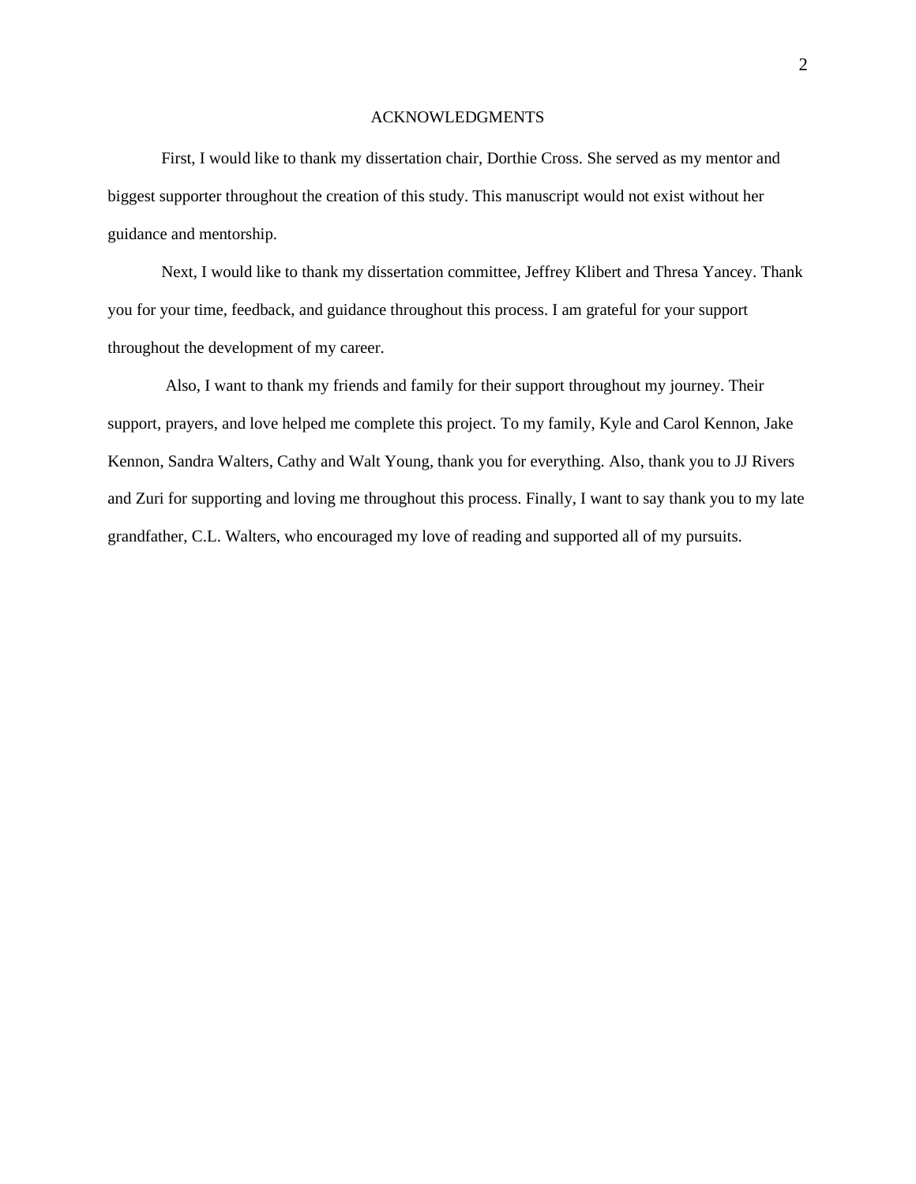# ACKNOWLEDGMENTS

First, I would like to thank my dissertation chair, Dorthie Cross. She served as my mentor and biggest supporter throughout the creation of this study. This manuscript would not exist without her guidance and mentorship.

Next, I would like to thank my dissertation committee, Jeffrey Klibert and Thresa Yancey. Thank you for your time, feedback, and guidance throughout this process. I am grateful for your support throughout the development of my career.

Also, I want to thank my friends and family for their support throughout my journey. Their support, prayers, and love helped me complete this project. To my family, Kyle and Carol Kennon, Jake Kennon, Sandra Walters, Cathy and Walt Young, thank you for everything. Also, thank you to JJ Rivers and Zuri for supporting and loving me throughout this process. Finally, I want to say thank you to my late grandfather, C.L. Walters, who encouraged my love of reading and supported all of my pursuits.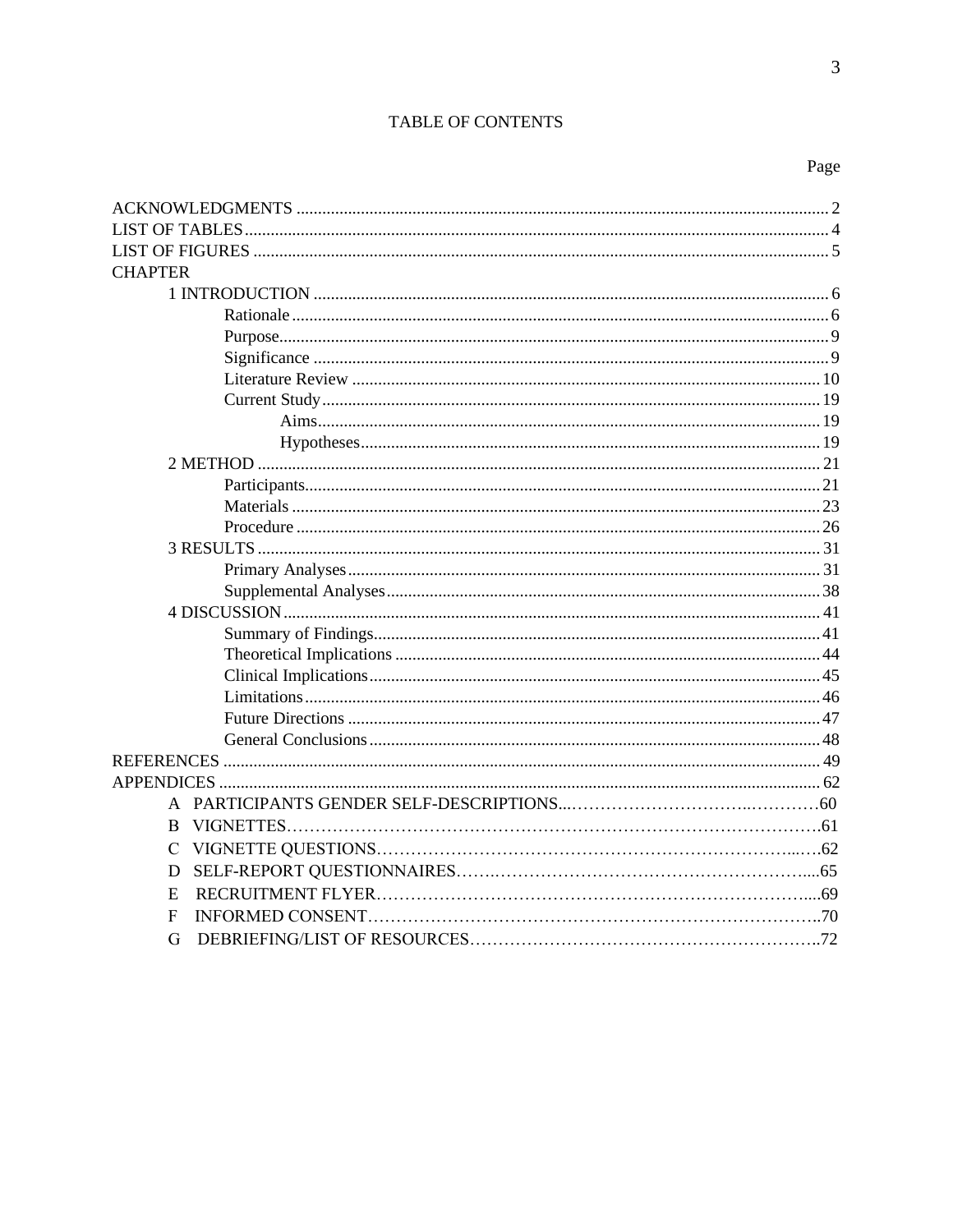# TABLE OF CONTENTS

Page

ACKNOWLEDGMENTS .......... 2
LIST OF TABLES .......... 4
LIST OF FIGURES .......... 5
CHAPTER
- 1 INTRODUCTION .......... 6
  - Rationale .......... 6
  - Purpose .......... 9
  - Significance .......... 9
  - Literature Review .......... 10
  - Current Study .......... 19
    - Aims .......... 19
    - Hypotheses .......... 19
- 2 METHOD .......... 21
  - Participants .......... 21
  - Materials .......... 23
  - Procedure .......... 26
- 3 RESULTS .......... 31
  - Primary Analyses .......... 31
  - Supplemental Analyses .......... 38
- 4 DISCUSSION .......... 41
  - Summary of Findings .......... 41
  - Theoretical Implications .......... 44
  - Clinical Implications .......... 45
  - Limitations .......... 46
  - Future Directions .......... 47
  - General Conclusions .......... 48

REFERENCES .......... 49
APPENDICES .......... 62
- A PARTICIPANTS GENDER SELF-DESCRIPTIONS .......... 60
- B VIGNETTES .......... 61
- C VIGNETTE QUESTIONS .......... 62
- D SELF-REPORT QUESTIONNAIRES .......... 65
- E RECRUITMENT FLYER .......... 69
- F INFORMED CONSENT .......... 70
- G DEBRIEFING/LIST OF RESOURCES .......... 72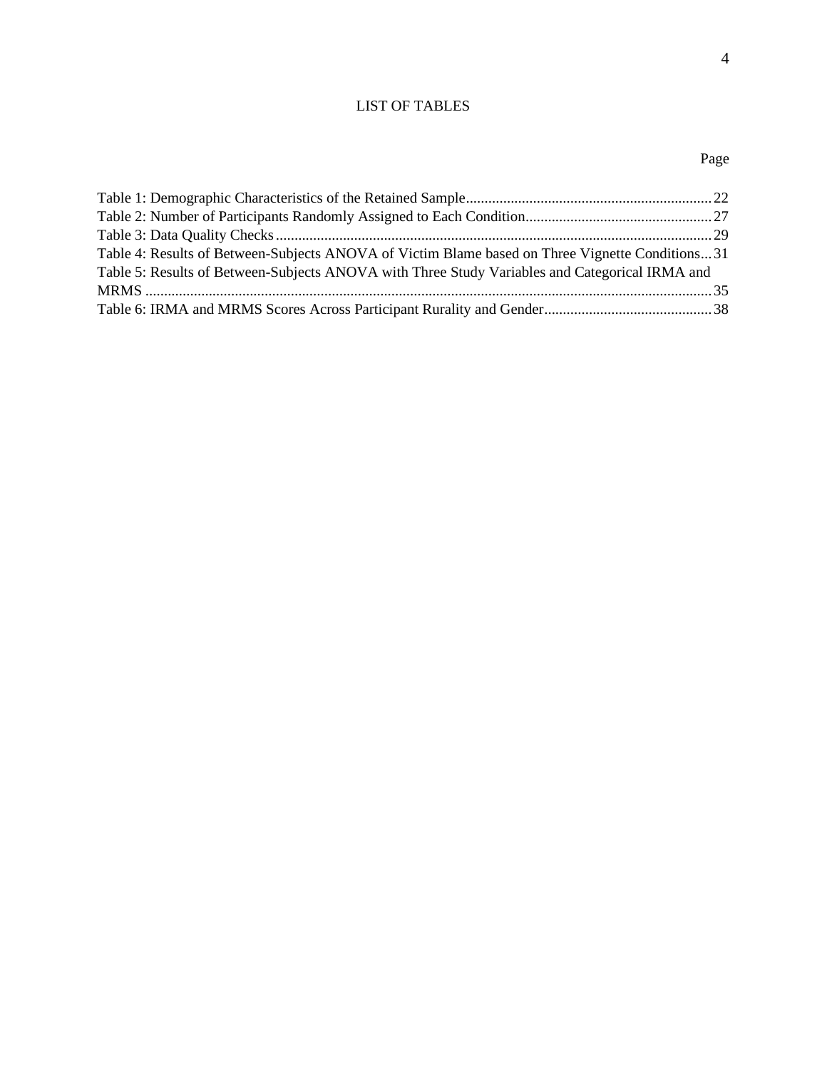# LIST OF TABLES

Page

Table 1: Demographic Characteristics of the Retained Sample .......... 22
Table 2: Number of Participants Randomly Assigned to Each Condition .......... 27
Table 3: Data Quality Checks .......... 29
Table 4: Results of Between-Subjects ANOVA of Victim Blame based on Three Vignette Conditions ... 31
Table 5: Results of Between-Subjects ANOVA with Three Study Variables and Categorical IRMA and MRMS .......... 35
Table 6: IRMA and MRMS Scores Across Participant Rurality and Gender .......... 38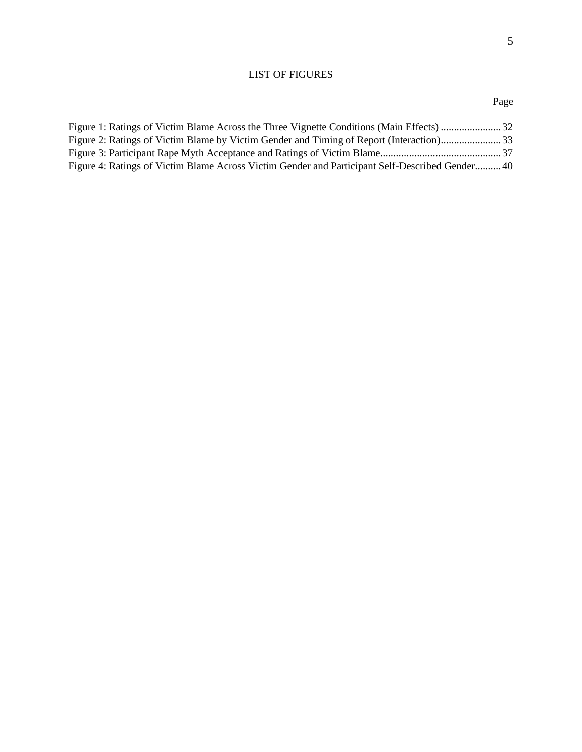# LIST OF FIGURES

Page

Figure 1: Ratings of Victim Blame Across the Three Vignette Conditions (Main Effects) ....................... 32
Figure 2: Ratings of Victim Blame by Victim Gender and Timing of Report (Interaction) ....................... 33
Figure 3: Participant Rape Myth Acceptance and Ratings of Victim Blame ............................................. 37
Figure 4: Ratings of Victim Blame Across Victim Gender and Participant Self-Described Gender .......... 40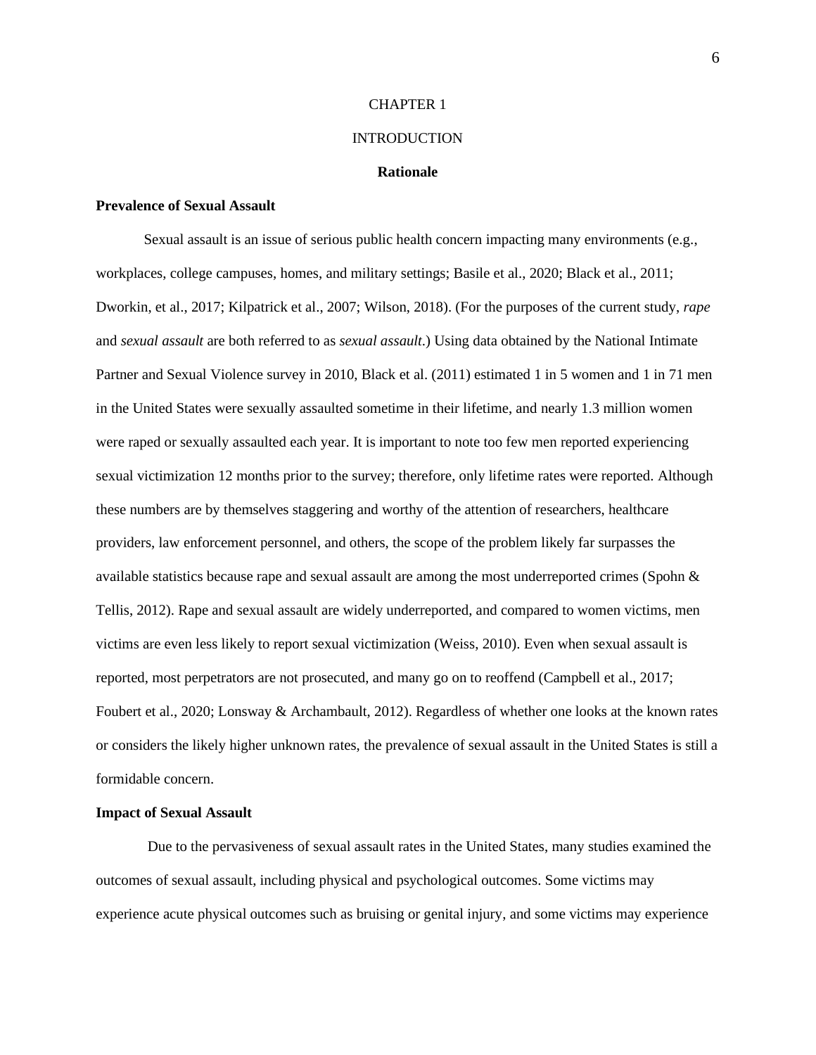# CHAPTER 1

# INTRODUCTION

## Rationale

### Prevalence of Sexual Assault

Sexual assault is an issue of serious public health concern impacting many environments (e.g., workplaces, college campuses, homes, and military settings; Basile et al., 2020; Black et al., 2011; Dworkin, et al., 2017; Kilpatrick et al., 2007; Wilson, 2018). (For the purposes of the current study, *rape* and *sexual assault* are both referred to as *sexual assault*.) Using data obtained by the National Intimate Partner and Sexual Violence survey in 2010, Black et al. (2011) estimated 1 in 5 women and 1 in 71 men in the United States were sexually assaulted sometime in their lifetime, and nearly 1.3 million women were raped or sexually assaulted each year. It is important to note too few men reported experiencing sexual victimization 12 months prior to the survey; therefore, only lifetime rates were reported. Although these numbers are by themselves staggering and worthy of the attention of researchers, healthcare providers, law enforcement personnel, and others, the scope of the problem likely far surpasses the available statistics because rape and sexual assault are among the most underreported crimes (Spohn & Tellis, 2012). Rape and sexual assault are widely underreported, and compared to women victims, men victims are even less likely to report sexual victimization (Weiss, 2010). Even when sexual assault is reported, most perpetrators are not prosecuted, and many go on to reoffend (Campbell et al., 2017; Foubert et al., 2020; Lonsway & Archambault, 2012). Regardless of whether one looks at the known rates or considers the likely higher unknown rates, the prevalence of sexual assault in the United States is still a formidable concern.

### Impact of Sexual Assault

Due to the pervasiveness of sexual assault rates in the United States, many studies examined the outcomes of sexual assault, including physical and psychological outcomes. Some victims may experience acute physical outcomes such as bruising or genital injury, and some victims may experience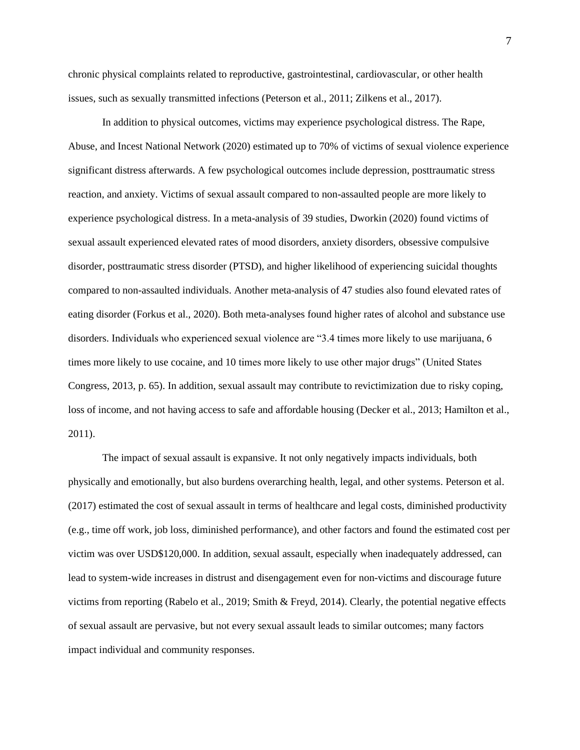chronic physical complaints related to reproductive, gastrointestinal, cardiovascular, or other health issues, such as sexually transmitted infections (Peterson et al., 2011; Zilkens et al., 2017).

In addition to physical outcomes, victims may experience psychological distress. The Rape, Abuse, and Incest National Network (2020) estimated up to 70% of victims of sexual violence experience significant distress afterwards. A few psychological outcomes include depression, posttraumatic stress reaction, and anxiety. Victims of sexual assault compared to non-assaulted people are more likely to experience psychological distress. In a meta-analysis of 39 studies, Dworkin (2020) found victims of sexual assault experienced elevated rates of mood disorders, anxiety disorders, obsessive compulsive disorder, posttraumatic stress disorder (PTSD), and higher likelihood of experiencing suicidal thoughts compared to non-assaulted individuals. Another meta-analysis of 47 studies also found elevated rates of eating disorder (Forkus et al., 2020). Both meta-analyses found higher rates of alcohol and substance use disorders. Individuals who experienced sexual violence are "3.4 times more likely to use marijuana, 6 times more likely to use cocaine, and 10 times more likely to use other major drugs" (United States Congress, 2013, p. 65). In addition, sexual assault may contribute to revictimization due to risky coping, loss of income, and not having access to safe and affordable housing (Decker et al., 2013; Hamilton et al., 2011).

The impact of sexual assault is expansive. It not only negatively impacts individuals, both physically and emotionally, but also burdens overarching health, legal, and other systems. Peterson et al. (2017) estimated the cost of sexual assault in terms of healthcare and legal costs, diminished productivity (e.g., time off work, job loss, diminished performance), and other factors and found the estimated cost per victim was over USD$120,000. In addition, sexual assault, especially when inadequately addressed, can lead to system-wide increases in distrust and disengagement even for non-victims and discourage future victims from reporting (Rabelo et al., 2019; Smith & Freyd, 2014). Clearly, the potential negative effects of sexual assault are pervasive, but not every sexual assault leads to similar outcomes; many factors impact individual and community responses.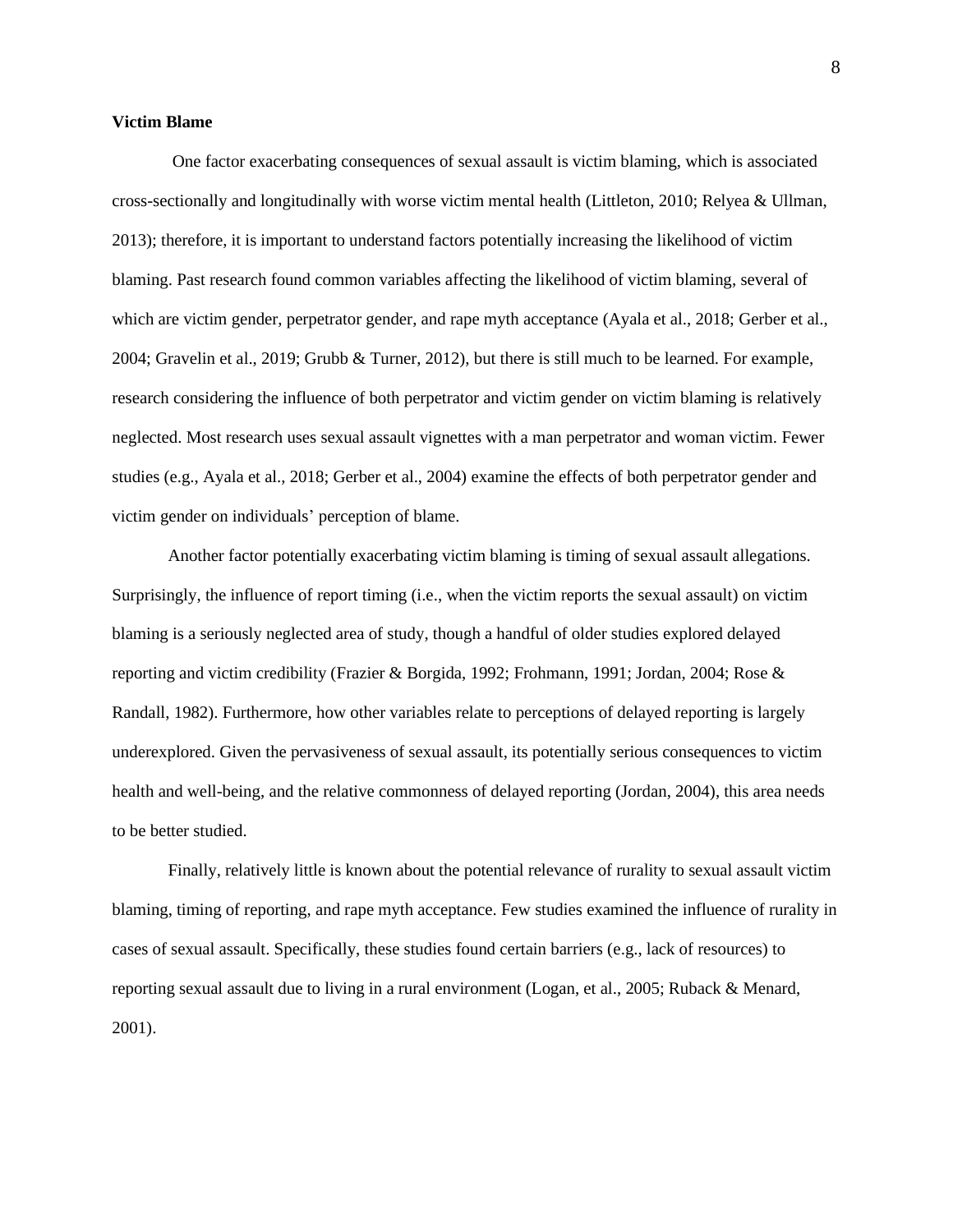**Victim Blame**

One factor exacerbating consequences of sexual assault is victim blaming, which is associated cross-sectionally and longitudinally with worse victim mental health (Littleton, 2010; Relyea & Ullman, 2013); therefore, it is important to understand factors potentially increasing the likelihood of victim blaming. Past research found common variables affecting the likelihood of victim blaming, several of which are victim gender, perpetrator gender, and rape myth acceptance (Ayala et al., 2018; Gerber et al., 2004; Gravelin et al., 2019; Grubb & Turner, 2012), but there is still much to be learned. For example, research considering the influence of both perpetrator and victim gender on victim blaming is relatively neglected. Most research uses sexual assault vignettes with a man perpetrator and woman victim. Fewer studies (e.g., Ayala et al., 2018; Gerber et al., 2004) examine the effects of both perpetrator gender and victim gender on individuals' perception of blame.

Another factor potentially exacerbating victim blaming is timing of sexual assault allegations. Surprisingly, the influence of report timing (i.e., when the victim reports the sexual assault) on victim blaming is a seriously neglected area of study, though a handful of older studies explored delayed reporting and victim credibility (Frazier & Borgida, 1992; Frohmann, 1991; Jordan, 2004; Rose & Randall, 1982). Furthermore, how other variables relate to perceptions of delayed reporting is largely underexplored. Given the pervasiveness of sexual assault, its potentially serious consequences to victim health and well-being, and the relative commonness of delayed reporting (Jordan, 2004), this area needs to be better studied.

Finally, relatively little is known about the potential relevance of rurality to sexual assault victim blaming, timing of reporting, and rape myth acceptance. Few studies examined the influence of rurality in cases of sexual assault. Specifically, these studies found certain barriers (e.g., lack of resources) to reporting sexual assault due to living in a rural environment (Logan, et al., 2005; Ruback & Menard, 2001).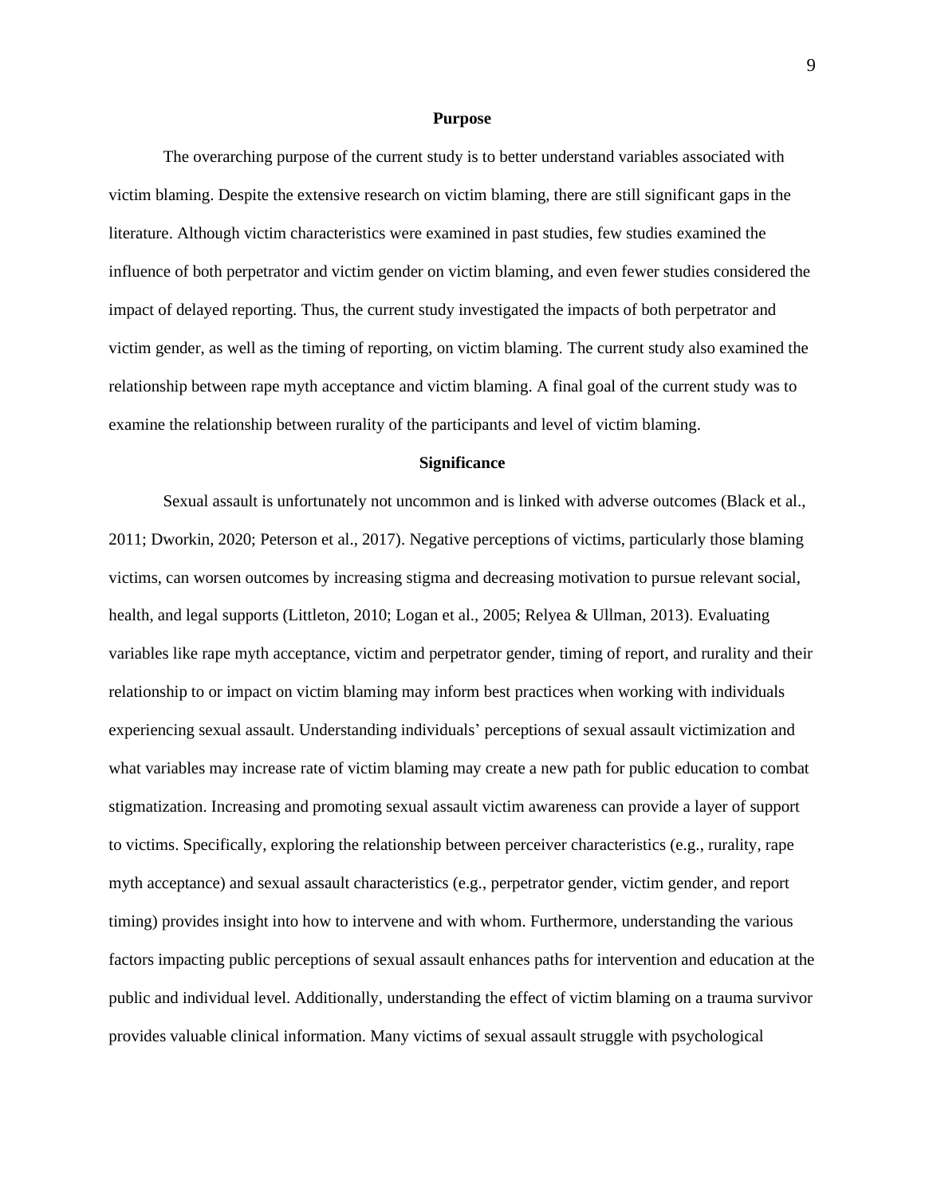## Purpose

The overarching purpose of the current study is to better understand variables associated with victim blaming. Despite the extensive research on victim blaming, there are still significant gaps in the literature. Although victim characteristics were examined in past studies, few studies examined the influence of both perpetrator and victim gender on victim blaming, and even fewer studies considered the impact of delayed reporting. Thus, the current study investigated the impacts of both perpetrator and victim gender, as well as the timing of reporting, on victim blaming. The current study also examined the relationship between rape myth acceptance and victim blaming. A final goal of the current study was to examine the relationship between rurality of the participants and level of victim blaming.

## Significance

Sexual assault is unfortunately not uncommon and is linked with adverse outcomes (Black et al., 2011; Dworkin, 2020; Peterson et al., 2017). Negative perceptions of victims, particularly those blaming victims, can worsen outcomes by increasing stigma and decreasing motivation to pursue relevant social, health, and legal supports (Littleton, 2010; Logan et al., 2005; Relyea & Ullman, 2013). Evaluating variables like rape myth acceptance, victim and perpetrator gender, timing of report, and rurality and their relationship to or impact on victim blaming may inform best practices when working with individuals experiencing sexual assault. Understanding individuals' perceptions of sexual assault victimization and what variables may increase rate of victim blaming may create a new path for public education to combat stigmatization. Increasing and promoting sexual assault victim awareness can provide a layer of support to victims. Specifically, exploring the relationship between perceiver characteristics (e.g., rurality, rape myth acceptance) and sexual assault characteristics (e.g., perpetrator gender, victim gender, and report timing) provides insight into how to intervene and with whom. Furthermore, understanding the various factors impacting public perceptions of sexual assault enhances paths for intervention and education at the public and individual level. Additionally, understanding the effect of victim blaming on a trauma survivor provides valuable clinical information. Many victims of sexual assault struggle with psychological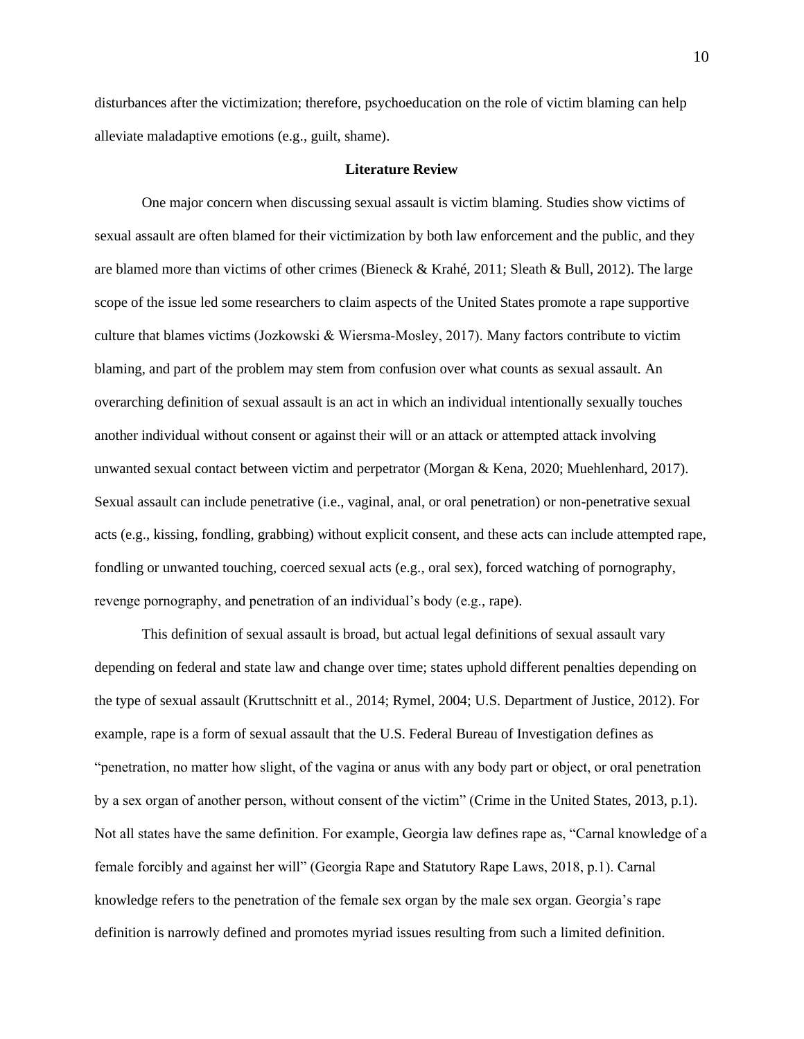disturbances after the victimization; therefore, psychoeducation on the role of victim blaming can help alleviate maladaptive emotions (e.g., guilt, shame).

## Literature Review

One major concern when discussing sexual assault is victim blaming. Studies show victims of sexual assault are often blamed for their victimization by both law enforcement and the public, and they are blamed more than victims of other crimes (Bieneck & Krahé, 2011; Sleath & Bull, 2012). The large scope of the issue led some researchers to claim aspects of the United States promote a rape supportive culture that blames victims (Jozkowski & Wiersma-Mosley, 2017). Many factors contribute to victim blaming, and part of the problem may stem from confusion over what counts as sexual assault. An overarching definition of sexual assault is an act in which an individual intentionally sexually touches another individual without consent or against their will or an attack or attempted attack involving unwanted sexual contact between victim and perpetrator (Morgan & Kena, 2020; Muehlenhard, 2017). Sexual assault can include penetrative (i.e., vaginal, anal, or oral penetration) or non-penetrative sexual acts (e.g., kissing, fondling, grabbing) without explicit consent, and these acts can include attempted rape, fondling or unwanted touching, coerced sexual acts (e.g., oral sex), forced watching of pornography, revenge pornography, and penetration of an individual's body (e.g., rape).

This definition of sexual assault is broad, but actual legal definitions of sexual assault vary depending on federal and state law and change over time; states uphold different penalties depending on the type of sexual assault (Kruttschnitt et al., 2014; Rymel, 2004; U.S. Department of Justice, 2012). For example, rape is a form of sexual assault that the U.S. Federal Bureau of Investigation defines as "penetration, no matter how slight, of the vagina or anus with any body part or object, or oral penetration by a sex organ of another person, without consent of the victim" (Crime in the United States, 2013, p.1). Not all states have the same definition. For example, Georgia law defines rape as, "Carnal knowledge of a female forcibly and against her will" (Georgia Rape and Statutory Rape Laws, 2018, p.1). Carnal knowledge refers to the penetration of the female sex organ by the male sex organ. Georgia's rape definition is narrowly defined and promotes myriad issues resulting from such a limited definition.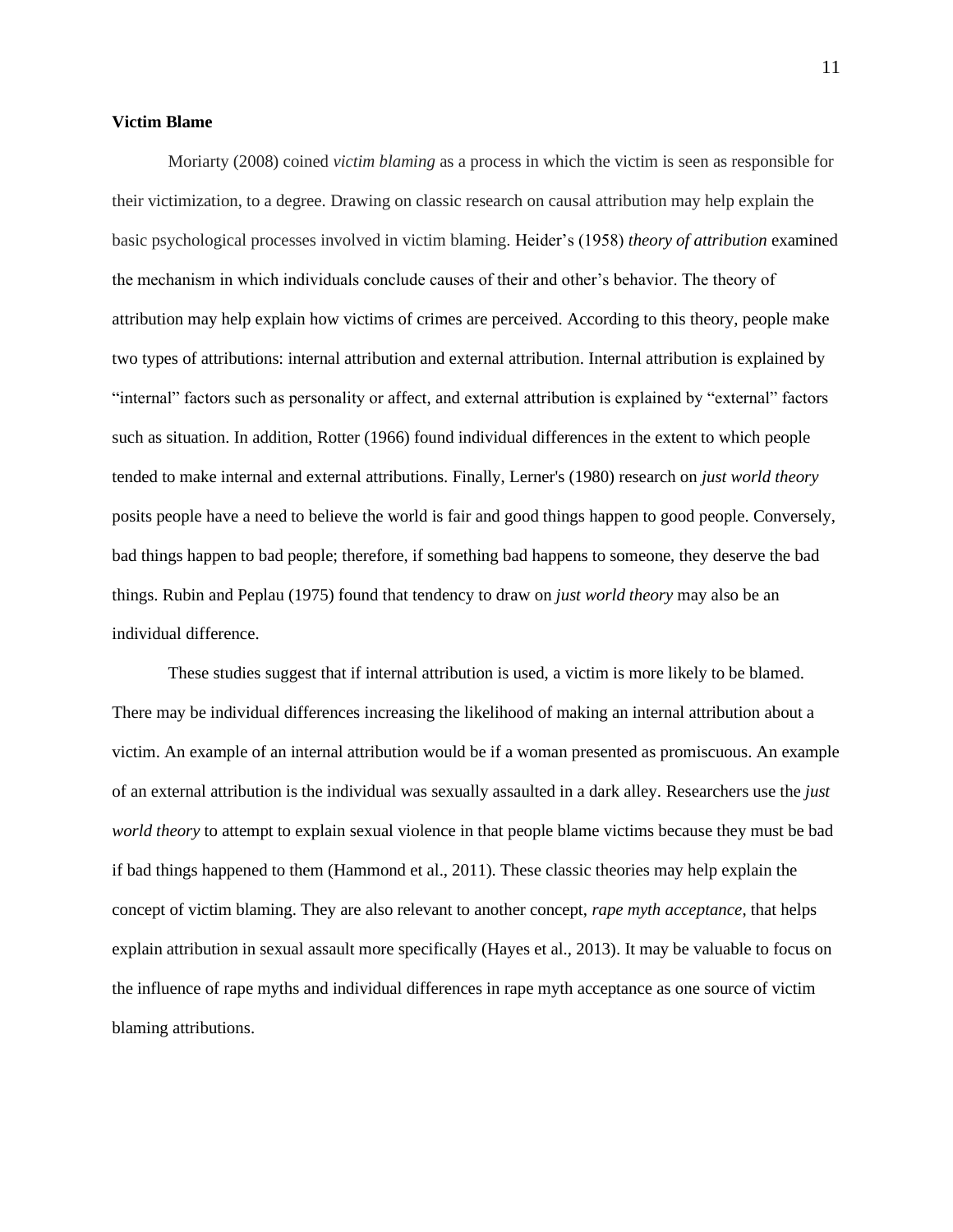**Victim Blame**

Moriarty (2008) coined *victim blaming* as a process in which the victim is seen as responsible for their victimization, to a degree. Drawing on classic research on causal attribution may help explain the basic psychological processes involved in victim blaming. Heider's (1958) *theory of attribution* examined the mechanism in which individuals conclude causes of their and other's behavior. The theory of attribution may help explain how victims of crimes are perceived. According to this theory, people make two types of attributions: internal attribution and external attribution. Internal attribution is explained by "internal" factors such as personality or affect, and external attribution is explained by "external" factors such as situation. In addition, Rotter (1966) found individual differences in the extent to which people tended to make internal and external attributions. Finally, Lerner's (1980) research on *just world theory* posits people have a need to believe the world is fair and good things happen to good people. Conversely, bad things happen to bad people; therefore, if something bad happens to someone, they deserve the bad things. Rubin and Peplau (1975) found that tendency to draw on *just world theory* may also be an individual difference.

These studies suggest that if internal attribution is used, a victim is more likely to be blamed. There may be individual differences increasing the likelihood of making an internal attribution about a victim. An example of an internal attribution would be if a woman presented as promiscuous. An example of an external attribution is the individual was sexually assaulted in a dark alley. Researchers use the *just world theory* to attempt to explain sexual violence in that people blame victims because they must be bad if bad things happened to them (Hammond et al., 2011). These classic theories may help explain the concept of victim blaming. They are also relevant to another concept, *rape myth acceptance*, that helps explain attribution in sexual assault more specifically (Hayes et al., 2013). It may be valuable to focus on the influence of rape myths and individual differences in rape myth acceptance as one source of victim blaming attributions.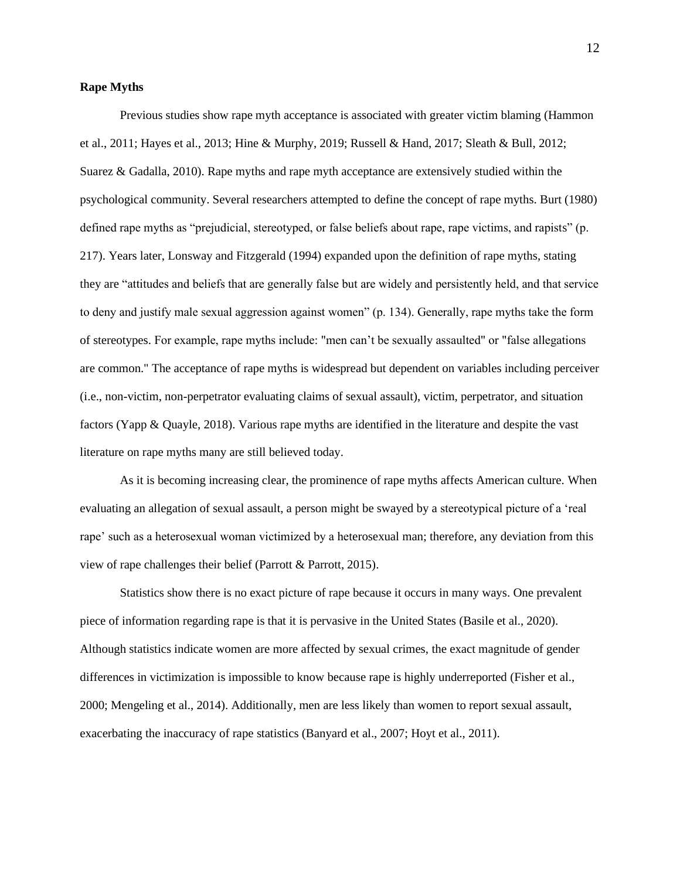**Rape Myths**

Previous studies show rape myth acceptance is associated with greater victim blaming (Hammon et al., 2011; Hayes et al., 2013; Hine & Murphy, 2019; Russell & Hand, 2017; Sleath & Bull, 2012; Suarez & Gadalla, 2010). Rape myths and rape myth acceptance are extensively studied within the psychological community. Several researchers attempted to define the concept of rape myths. Burt (1980) defined rape myths as "prejudicial, stereotyped, or false beliefs about rape, rape victims, and rapists" (p. 217). Years later, Lonsway and Fitzgerald (1994) expanded upon the definition of rape myths, stating they are "attitudes and beliefs that are generally false but are widely and persistently held, and that service to deny and justify male sexual aggression against women" (p. 134). Generally, rape myths take the form of stereotypes. For example, rape myths include: "men can't be sexually assaulted" or "false allegations are common." The acceptance of rape myths is widespread but dependent on variables including perceiver (i.e., non-victim, non-perpetrator evaluating claims of sexual assault), victim, perpetrator, and situation factors (Yapp & Quayle, 2018). Various rape myths are identified in the literature and despite the vast literature on rape myths many are still believed today.

As it is becoming increasing clear, the prominence of rape myths affects American culture. When evaluating an allegation of sexual assault, a person might be swayed by a stereotypical picture of a 'real rape' such as a heterosexual woman victimized by a heterosexual man; therefore, any deviation from this view of rape challenges their belief (Parrott & Parrott, 2015).

Statistics show there is no exact picture of rape because it occurs in many ways. One prevalent piece of information regarding rape is that it is pervasive in the United States (Basile et al., 2020). Although statistics indicate women are more affected by sexual crimes, the exact magnitude of gender differences in victimization is impossible to know because rape is highly underreported (Fisher et al., 2000; Mengeling et al., 2014). Additionally, men are less likely than women to report sexual assault, exacerbating the inaccuracy of rape statistics (Banyard et al., 2007; Hoyt et al., 2011).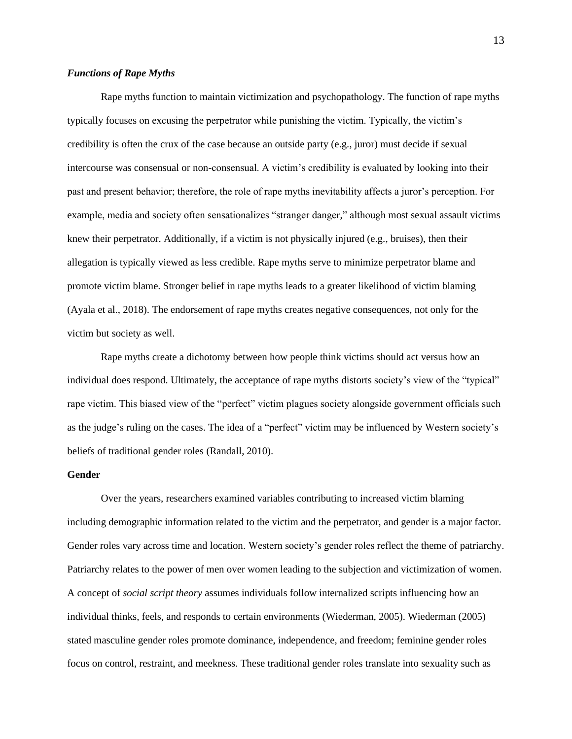### *Functions of Rape Myths*

Rape myths function to maintain victimization and psychopathology. The function of rape myths typically focuses on excusing the perpetrator while punishing the victim. Typically, the victim's credibility is often the crux of the case because an outside party (e.g., juror) must decide if sexual intercourse was consensual or non-consensual. A victim's credibility is evaluated by looking into their past and present behavior; therefore, the role of rape myths inevitability affects a juror's perception. For example, media and society often sensationalizes "stranger danger," although most sexual assault victims knew their perpetrator. Additionally, if a victim is not physically injured (e.g., bruises), then their allegation is typically viewed as less credible. Rape myths serve to minimize perpetrator blame and promote victim blame. Stronger belief in rape myths leads to a greater likelihood of victim blaming (Ayala et al., 2018). The endorsement of rape myths creates negative consequences, not only for the victim but society as well.

Rape myths create a dichotomy between how people think victims should act versus how an individual does respond. Ultimately, the acceptance of rape myths distorts society's view of the "typical" rape victim. This biased view of the "perfect" victim plagues society alongside government officials such as the judge's ruling on the cases. The idea of a "perfect" victim may be influenced by Western society's beliefs of traditional gender roles (Randall, 2010).

## **Gender**

Over the years, researchers examined variables contributing to increased victim blaming including demographic information related to the victim and the perpetrator, and gender is a major factor. Gender roles vary across time and location. Western society's gender roles reflect the theme of patriarchy. Patriarchy relates to the power of men over women leading to the subjection and victimization of women. A concept of *social script theory* assumes individuals follow internalized scripts influencing how an individual thinks, feels, and responds to certain environments (Wiederman, 2005). Wiederman (2005) stated masculine gender roles promote dominance, independence, and freedom; feminine gender roles focus on control, restraint, and meekness. These traditional gender roles translate into sexuality such as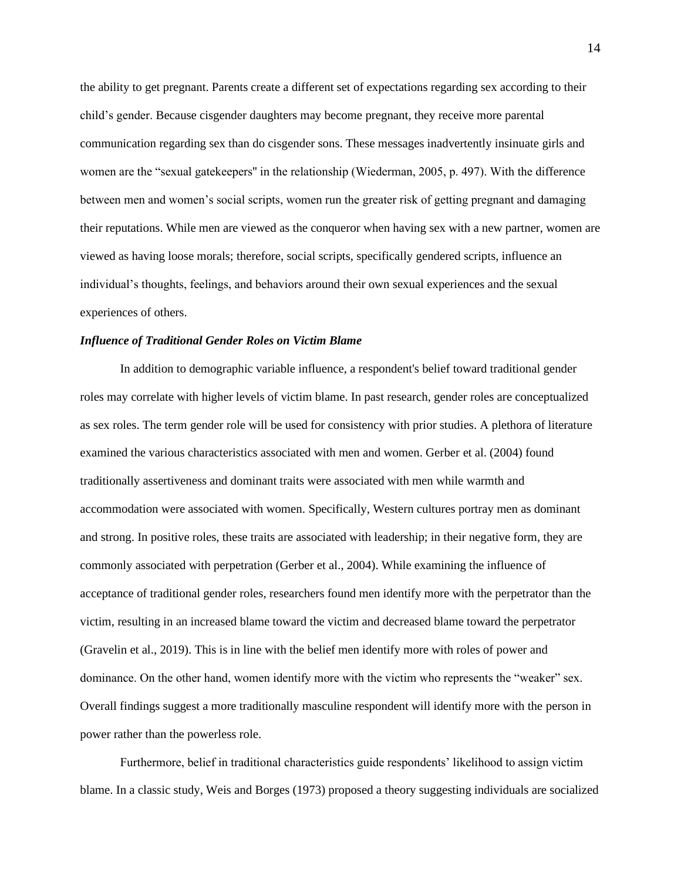the ability to get pregnant. Parents create a different set of expectations regarding sex according to their child's gender. Because cisgender daughters may become pregnant, they receive more parental communication regarding sex than do cisgender sons. These messages inadvertently insinuate girls and women are the "sexual gatekeepers'' in the relationship (Wiederman, 2005, p. 497). With the difference between men and women's social scripts, women run the greater risk of getting pregnant and damaging their reputations. While men are viewed as the conqueror when having sex with a new partner, women are viewed as having loose morals; therefore, social scripts, specifically gendered scripts, influence an individual's thoughts, feelings, and behaviors around their own sexual experiences and the sexual experiences of others.

### ***Influence of Traditional Gender Roles on Victim Blame***

In addition to demographic variable influence, a respondent's belief toward traditional gender roles may correlate with higher levels of victim blame. In past research, gender roles are conceptualized as sex roles. The term gender role will be used for consistency with prior studies. A plethora of literature examined the various characteristics associated with men and women. Gerber et al. (2004) found traditionally assertiveness and dominant traits were associated with men while warmth and accommodation were associated with women. Specifically, Western cultures portray men as dominant and strong. In positive roles, these traits are associated with leadership; in their negative form, they are commonly associated with perpetration (Gerber et al., 2004). While examining the influence of acceptance of traditional gender roles, researchers found men identify more with the perpetrator than the victim, resulting in an increased blame toward the victim and decreased blame toward the perpetrator (Gravelin et al., 2019). This is in line with the belief men identify more with roles of power and dominance. On the other hand, women identify more with the victim who represents the "weaker" sex. Overall findings suggest a more traditionally masculine respondent will identify more with the person in power rather than the powerless role.

Furthermore, belief in traditional characteristics guide respondents' likelihood to assign victim blame. In a classic study, Weis and Borges (1973) proposed a theory suggesting individuals are socialized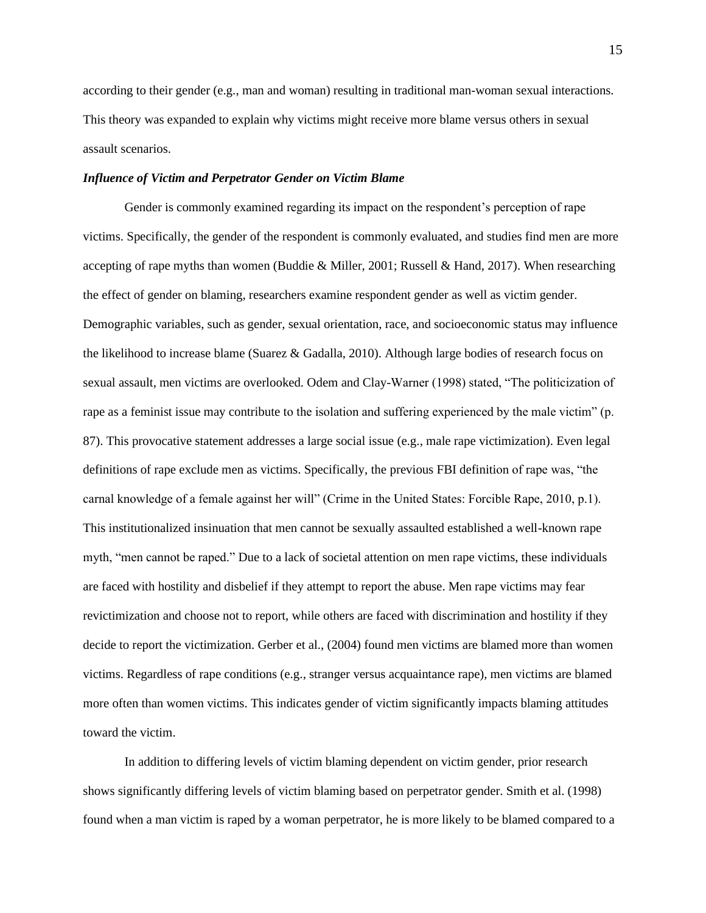according to their gender (e.g., man and woman) resulting in traditional man-woman sexual interactions. This theory was expanded to explain why victims might receive more blame versus others in sexual assault scenarios.

### *Influence of Victim and Perpetrator Gender on Victim Blame*

Gender is commonly examined regarding its impact on the respondent's perception of rape victims. Specifically, the gender of the respondent is commonly evaluated, and studies find men are more accepting of rape myths than women (Buddie & Miller, 2001; Russell & Hand, 2017). When researching the effect of gender on blaming, researchers examine respondent gender as well as victim gender. Demographic variables, such as gender, sexual orientation, race, and socioeconomic status may influence the likelihood to increase blame (Suarez & Gadalla, 2010). Although large bodies of research focus on sexual assault, men victims are overlooked. Odem and Clay-Warner (1998) stated, "The politicization of rape as a feminist issue may contribute to the isolation and suffering experienced by the male victim" (p. 87). This provocative statement addresses a large social issue (e.g., male rape victimization). Even legal definitions of rape exclude men as victims. Specifically, the previous FBI definition of rape was, "the carnal knowledge of a female against her will" (Crime in the United States: Forcible Rape, 2010, p.1). This institutionalized insinuation that men cannot be sexually assaulted established a well-known rape myth, "men cannot be raped." Due to a lack of societal attention on men rape victims, these individuals are faced with hostility and disbelief if they attempt to report the abuse. Men rape victims may fear revictimization and choose not to report, while others are faced with discrimination and hostility if they decide to report the victimization. Gerber et al., (2004) found men victims are blamed more than women victims. Regardless of rape conditions (e.g., stranger versus acquaintance rape), men victims are blamed more often than women victims. This indicates gender of victim significantly impacts blaming attitudes toward the victim.

In addition to differing levels of victim blaming dependent on victim gender, prior research shows significantly differing levels of victim blaming based on perpetrator gender. Smith et al. (1998) found when a man victim is raped by a woman perpetrator, he is more likely to be blamed compared to a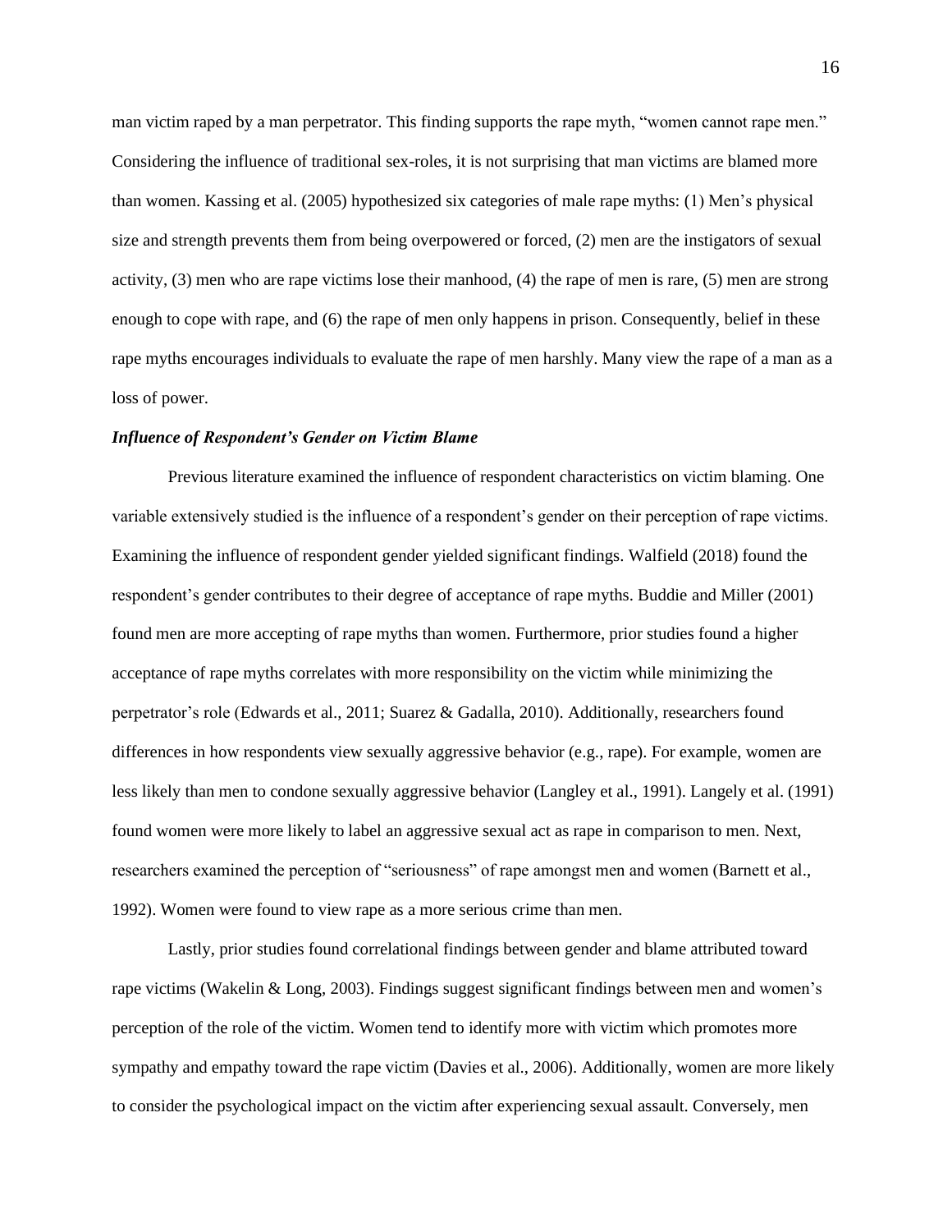man victim raped by a man perpetrator. This finding supports the rape myth, "women cannot rape men." Considering the influence of traditional sex-roles, it is not surprising that man victims are blamed more than women. Kassing et al. (2005) hypothesized six categories of male rape myths: (1) Men's physical size and strength prevents them from being overpowered or forced, (2) men are the instigators of sexual activity, (3) men who are rape victims lose their manhood, (4) the rape of men is rare, (5) men are strong enough to cope with rape, and (6) the rape of men only happens in prison. Consequently, belief in these rape myths encourages individuals to evaluate the rape of men harshly. Many view the rape of a man as a loss of power.

### *Influence of Respondent's Gender on Victim Blame*

Previous literature examined the influence of respondent characteristics on victim blaming. One variable extensively studied is the influence of a respondent's gender on their perception of rape victims. Examining the influence of respondent gender yielded significant findings. Walfield (2018) found the respondent's gender contributes to their degree of acceptance of rape myths. Buddie and Miller (2001) found men are more accepting of rape myths than women. Furthermore, prior studies found a higher acceptance of rape myths correlates with more responsibility on the victim while minimizing the perpetrator's role (Edwards et al., 2011; Suarez & Gadalla, 2010). Additionally, researchers found differences in how respondents view sexually aggressive behavior (e.g., rape). For example, women are less likely than men to condone sexually aggressive behavior (Langley et al., 1991). Langely et al. (1991) found women were more likely to label an aggressive sexual act as rape in comparison to men. Next, researchers examined the perception of "seriousness" of rape amongst men and women (Barnett et al., 1992). Women were found to view rape as a more serious crime than men.

Lastly, prior studies found correlational findings between gender and blame attributed toward rape victims (Wakelin & Long, 2003). Findings suggest significant findings between men and women's perception of the role of the victim. Women tend to identify more with victim which promotes more sympathy and empathy toward the rape victim (Davies et al., 2006). Additionally, women are more likely to consider the psychological impact on the victim after experiencing sexual assault. Conversely, men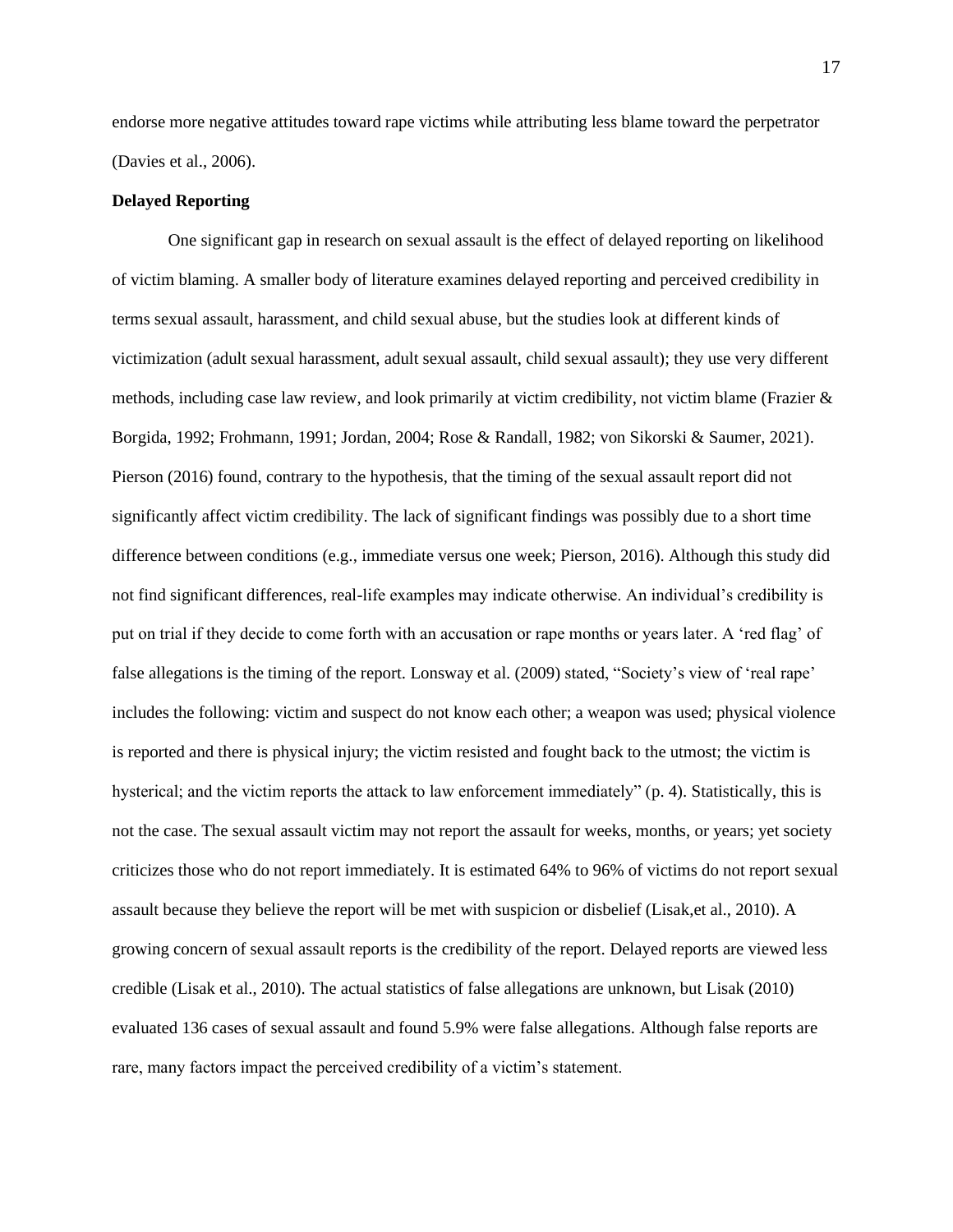endorse more negative attitudes toward rape victims while attributing less blame toward the perpetrator (Davies et al., 2006).

**Delayed Reporting**

One significant gap in research on sexual assault is the effect of delayed reporting on likelihood of victim blaming. A smaller body of literature examines delayed reporting and perceived credibility in terms sexual assault, harassment, and child sexual abuse, but the studies look at different kinds of victimization (adult sexual harassment, adult sexual assault, child sexual assault); they use very different methods, including case law review, and look primarily at victim credibility, not victim blame (Frazier & Borgida, 1992; Frohmann, 1991; Jordan, 2004; Rose & Randall, 1982; von Sikorski & Saumer, 2021). Pierson (2016) found, contrary to the hypothesis, that the timing of the sexual assault report did not significantly affect victim credibility. The lack of significant findings was possibly due to a short time difference between conditions (e.g., immediate versus one week; Pierson, 2016). Although this study did not find significant differences, real-life examples may indicate otherwise. An individual's credibility is put on trial if they decide to come forth with an accusation or rape months or years later. A 'red flag' of false allegations is the timing of the report. Lonsway et al. (2009) stated, "Society's view of 'real rape' includes the following: victim and suspect do not know each other; a weapon was used; physical violence is reported and there is physical injury; the victim resisted and fought back to the utmost; the victim is hysterical; and the victim reports the attack to law enforcement immediately" (p. 4). Statistically, this is not the case. The sexual assault victim may not report the assault for weeks, months, or years; yet society criticizes those who do not report immediately. It is estimated 64% to 96% of victims do not report sexual assault because they believe the report will be met with suspicion or disbelief (Lisak,et al., 2010). A growing concern of sexual assault reports is the credibility of the report. Delayed reports are viewed less credible (Lisak et al., 2010). The actual statistics of false allegations are unknown, but Lisak (2010) evaluated 136 cases of sexual assault and found 5.9% were false allegations. Although false reports are rare, many factors impact the perceived credibility of a victim's statement.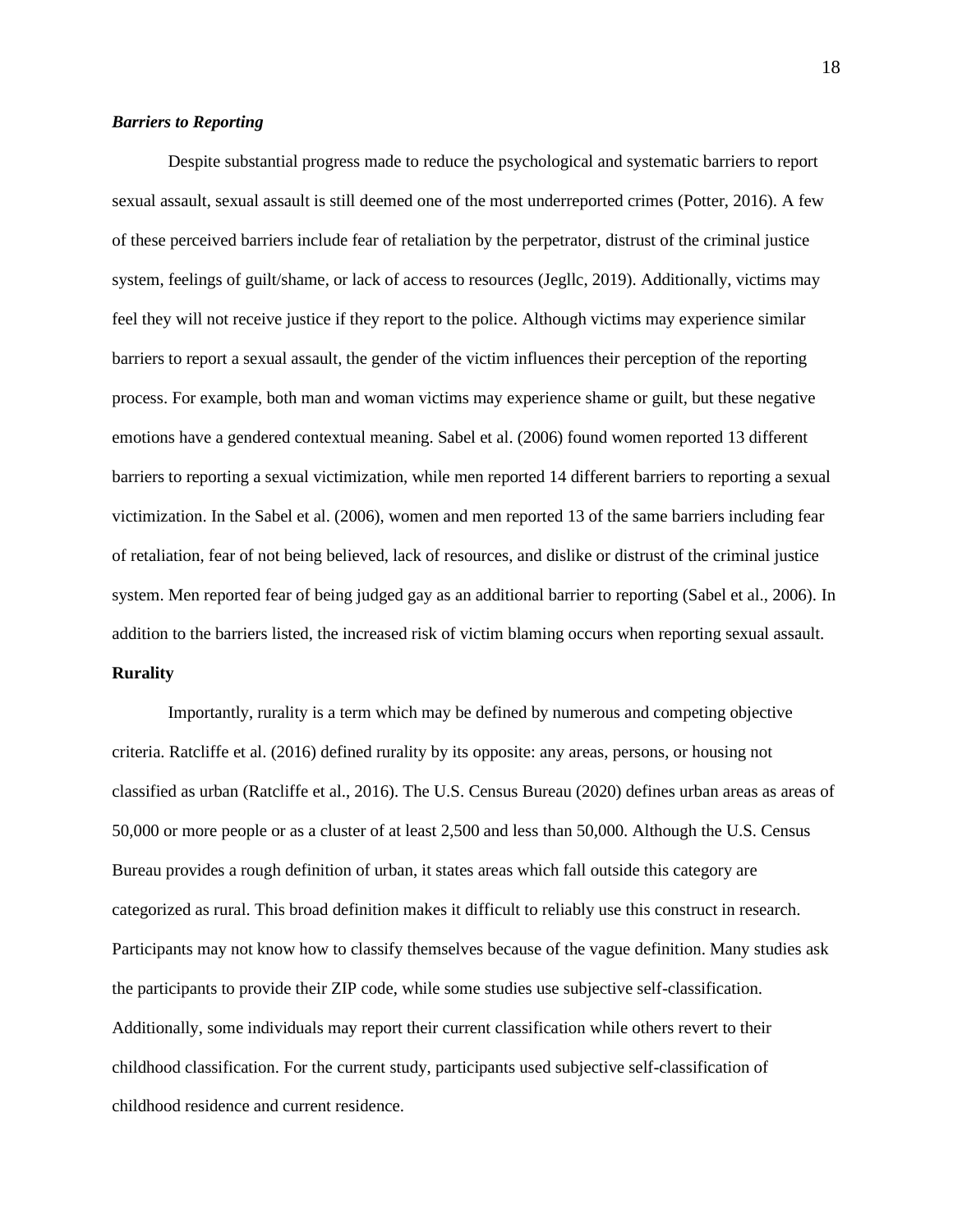### *Barriers to Reporting*

Despite substantial progress made to reduce the psychological and systematic barriers to report sexual assault, sexual assault is still deemed one of the most underreported crimes (Potter, 2016). A few of these perceived barriers include fear of retaliation by the perpetrator, distrust of the criminal justice system, feelings of guilt/shame, or lack of access to resources (Jegllc, 2019). Additionally, victims may feel they will not receive justice if they report to the police. Although victims may experience similar barriers to report a sexual assault, the gender of the victim influences their perception of the reporting process. For example, both man and woman victims may experience shame or guilt, but these negative emotions have a gendered contextual meaning. Sabel et al. (2006) found women reported 13 different barriers to reporting a sexual victimization, while men reported 14 different barriers to reporting a sexual victimization. In the Sabel et al. (2006), women and men reported 13 of the same barriers including fear of retaliation, fear of not being believed, lack of resources, and dislike or distrust of the criminal justice system. Men reported fear of being judged gay as an additional barrier to reporting (Sabel et al., 2006). In addition to the barriers listed, the increased risk of victim blaming occurs when reporting sexual assault.

## Rurality

Importantly, rurality is a term which may be defined by numerous and competing objective criteria. Ratcliffe et al. (2016) defined rurality by its opposite: any areas, persons, or housing not classified as urban (Ratcliffe et al., 2016). The U.S. Census Bureau (2020) defines urban areas as areas of 50,000 or more people or as a cluster of at least 2,500 and less than 50,000. Although the U.S. Census Bureau provides a rough definition of urban, it states areas which fall outside this category are categorized as rural. This broad definition makes it difficult to reliably use this construct in research. Participants may not know how to classify themselves because of the vague definition. Many studies ask the participants to provide their ZIP code, while some studies use subjective self-classification. Additionally, some individuals may report their current classification while others revert to their childhood classification. For the current study, participants used subjective self-classification of childhood residence and current residence.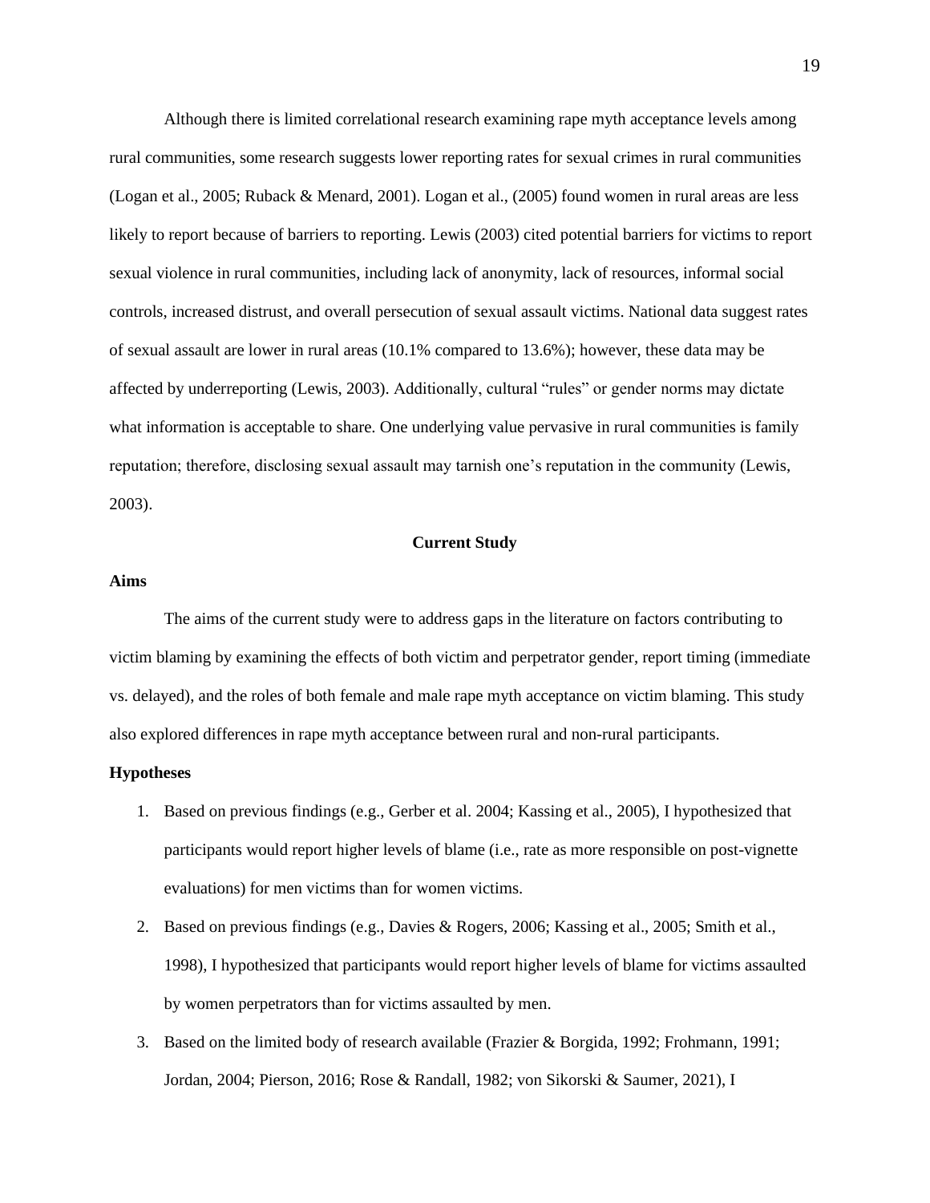Although there is limited correlational research examining rape myth acceptance levels among rural communities, some research suggests lower reporting rates for sexual crimes in rural communities (Logan et al., 2005; Ruback & Menard, 2001). Logan et al., (2005) found women in rural areas are less likely to report because of barriers to reporting. Lewis (2003) cited potential barriers for victims to report sexual violence in rural communities, including lack of anonymity, lack of resources, informal social controls, increased distrust, and overall persecution of sexual assault victims. National data suggest rates of sexual assault are lower in rural areas (10.1% compared to 13.6%); however, these data may be affected by underreporting (Lewis, 2003). Additionally, cultural "rules" or gender norms may dictate what information is acceptable to share. One underlying value pervasive in rural communities is family reputation; therefore, disclosing sexual assault may tarnish one's reputation in the community (Lewis, 2003).

## Current Study

### Aims

The aims of the current study were to address gaps in the literature on factors contributing to victim blaming by examining the effects of both victim and perpetrator gender, report timing (immediate vs. delayed), and the roles of both female and male rape myth acceptance on victim blaming. This study also explored differences in rape myth acceptance between rural and non-rural participants.

### Hypotheses

1. Based on previous findings (e.g., Gerber et al. 2004; Kassing et al., 2005), I hypothesized that participants would report higher levels of blame (i.e., rate as more responsible on post-vignette evaluations) for men victims than for women victims.
2. Based on previous findings (e.g., Davies & Rogers, 2006; Kassing et al., 2005; Smith et al., 1998), I hypothesized that participants would report higher levels of blame for victims assaulted by women perpetrators than for victims assaulted by men.
3. Based on the limited body of research available (Frazier & Borgida, 1992; Frohmann, 1991; Jordan, 2004; Pierson, 2016; Rose & Randall, 1982; von Sikorski & Saumer, 2021), I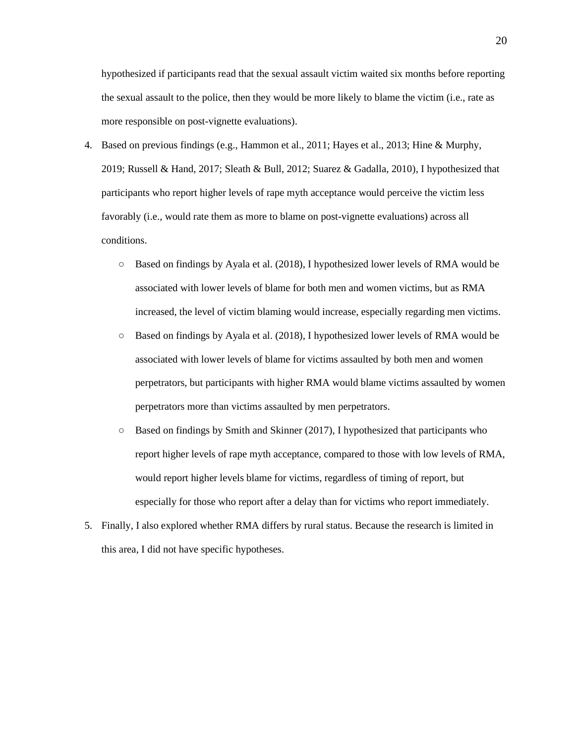hypothesized if participants read that the sexual assault victim waited six months before reporting the sexual assault to the police, then they would be more likely to blame the victim (i.e., rate as more responsible on post-vignette evaluations).

4. Based on previous findings (e.g., Hammon et al., 2011; Hayes et al., 2013; Hine & Murphy, 2019; Russell & Hand, 2017; Sleath & Bull, 2012; Suarez & Gadalla, 2010), I hypothesized that participants who report higher levels of rape myth acceptance would perceive the victim less favorably (i.e., would rate them as more to blame on post-vignette evaluations) across all conditions.
   - Based on findings by Ayala et al. (2018), I hypothesized lower levels of RMA would be associated with lower levels of blame for both men and women victims, but as RMA increased, the level of victim blaming would increase, especially regarding men victims.
   - Based on findings by Ayala et al. (2018), I hypothesized lower levels of RMA would be associated with lower levels of blame for victims assaulted by both men and women perpetrators, but participants with higher RMA would blame victims assaulted by women perpetrators more than victims assaulted by men perpetrators.
   - Based on findings by Smith and Skinner (2017), I hypothesized that participants who report higher levels of rape myth acceptance, compared to those with low levels of RMA, would report higher levels blame for victims, regardless of timing of report, but especially for those who report after a delay than for victims who report immediately.
5. Finally, I also explored whether RMA differs by rural status. Because the research is limited in this area, I did not have specific hypotheses.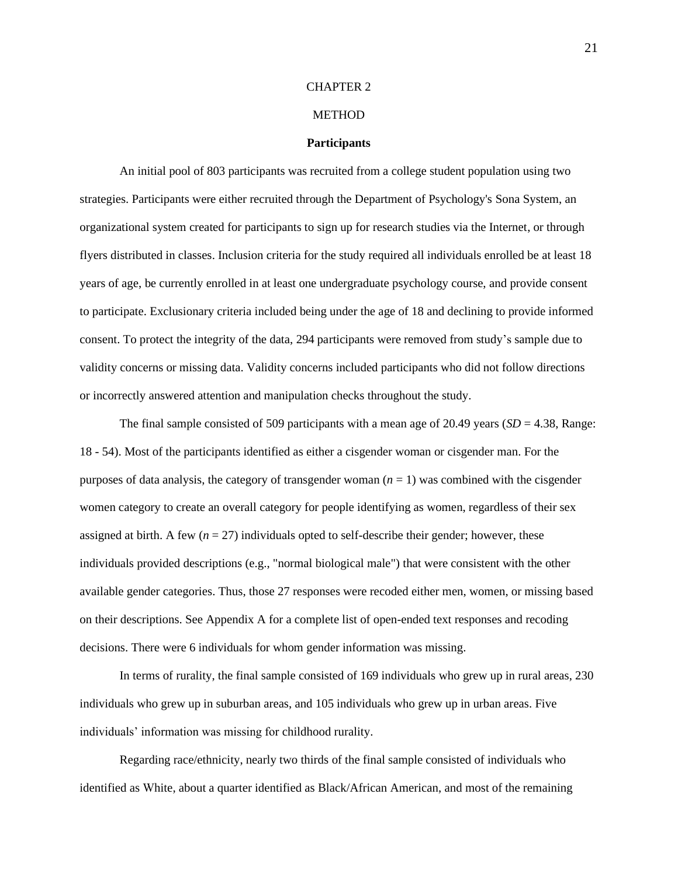# CHAPTER 2

# METHOD

## Participants

An initial pool of 803 participants was recruited from a college student population using two strategies. Participants were either recruited through the Department of Psychology's Sona System, an organizational system created for participants to sign up for research studies via the Internet, or through flyers distributed in classes. Inclusion criteria for the study required all individuals enrolled be at least 18 years of age, be currently enrolled in at least one undergraduate psychology course, and provide consent to participate. Exclusionary criteria included being under the age of 18 and declining to provide informed consent. To protect the integrity of the data, 294 participants were removed from study's sample due to validity concerns or missing data. Validity concerns included participants who did not follow directions or incorrectly answered attention and manipulation checks throughout the study.

The final sample consisted of 509 participants with a mean age of 20.49 years (*SD* = 4.38, Range: 18 - 54). Most of the participants identified as either a cisgender woman or cisgender man. For the purposes of data analysis, the category of transgender woman (*n* = 1) was combined with the cisgender women category to create an overall category for people identifying as women, regardless of their sex assigned at birth. A few (*n* = 27) individuals opted to self-describe their gender; however, these individuals provided descriptions (e.g., "normal biological male") that were consistent with the other available gender categories. Thus, those 27 responses were recoded either men, women, or missing based on their descriptions. See Appendix A for a complete list of open-ended text responses and recoding decisions. There were 6 individuals for whom gender information was missing.

In terms of rurality, the final sample consisted of 169 individuals who grew up in rural areas, 230 individuals who grew up in suburban areas, and 105 individuals who grew up in urban areas. Five individuals' information was missing for childhood rurality.

Regarding race/ethnicity, nearly two thirds of the final sample consisted of individuals who identified as White, about a quarter identified as Black/African American, and most of the remaining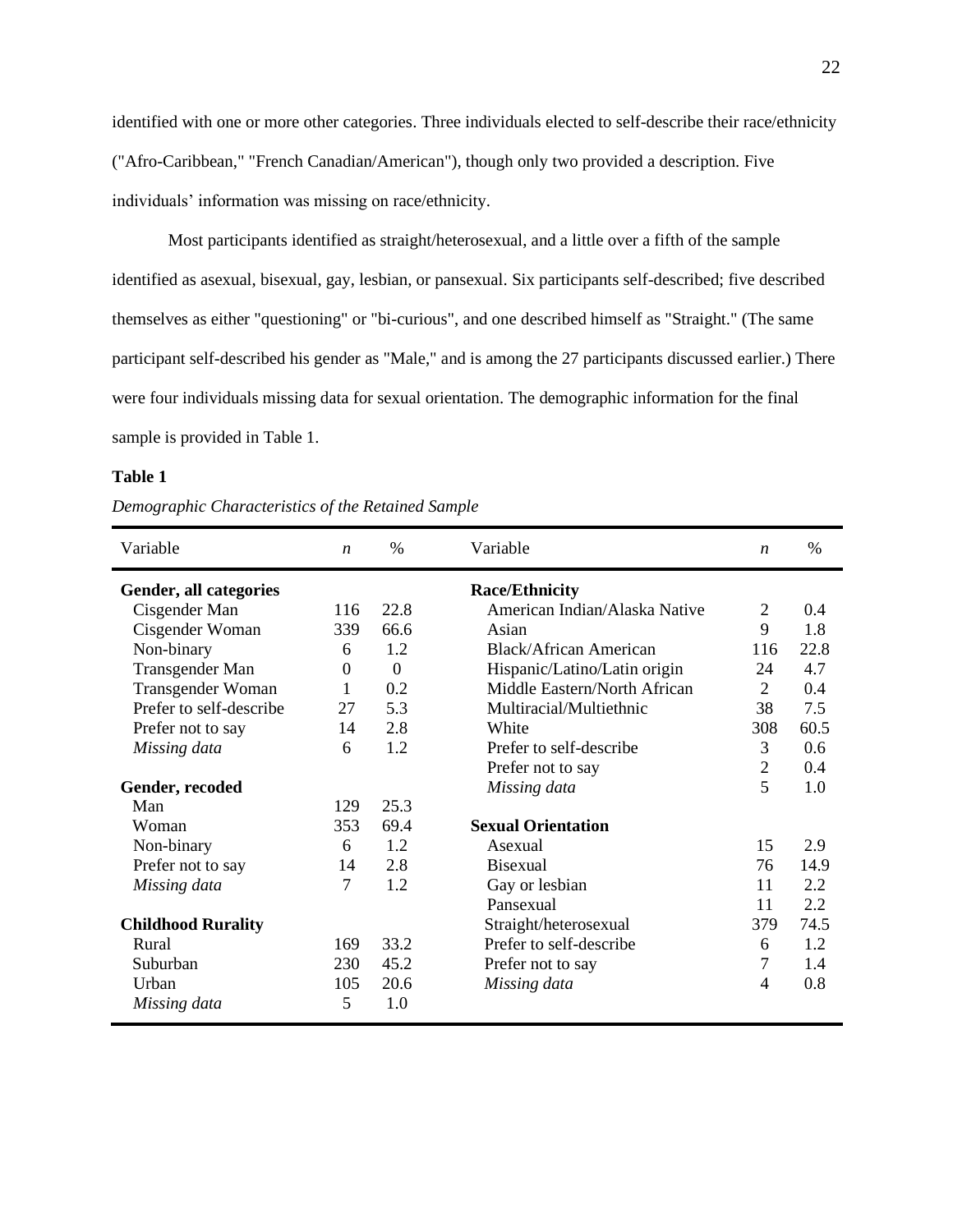identified with one or more other categories. Three individuals elected to self-describe their race/ethnicity ("Afro-Caribbean," "French Canadian/American"), though only two provided a description. Five individuals' information was missing on race/ethnicity.

Most participants identified as straight/heterosexual, and a little over a fifth of the sample identified as asexual, bisexual, gay, lesbian, or pansexual. Six participants self-described; five described themselves as either "questioning" or "bi-curious", and one described himself as "Straight." (The same participant self-described his gender as "Male," and is among the 27 participants discussed earlier.) There were four individuals missing data for sexual orientation. The demographic information for the final sample is provided in Table 1.

**Table 1**

*Demographic Characteristics of the Retained Sample*

| Variable | *n* | % | Variable | *n* | % |
|---|---|---|---|---|---|
| **Gender, all categories** | | | **Race/Ethnicity** | | |
| Cisgender Man | 116 | 22.8 | American Indian/Alaska Native | 2 | 0.4 |
| Cisgender Woman | 339 | 66.6 | Asian | 9 | 1.8 |
| Non-binary | 6 | 1.2 | Black/African American | 116 | 22.8 |
| Transgender Man | 0 | 0 | Hispanic/Latino/Latin origin | 24 | 4.7 |
| Transgender Woman | 1 | 0.2 | Middle Eastern/North African | 2 | 0.4 |
| Prefer to self-describe | 27 | 5.3 | Multiracial/Multiethnic | 38 | 7.5 |
| Prefer not to say | 14 | 2.8 | White | 308 | 60.5 |
| *Missing data* | 6 | 1.2 | Prefer to self-describe | 3 | 0.6 |
| | | | Prefer not to say | 2 | 0.4 |
| **Gender, recoded** | | | *Missing data* | 5 | 1.0 |
| Man | 129 | 25.3 | | | |
| Woman | 353 | 69.4 | **Sexual Orientation** | | |
| Non-binary | 6 | 1.2 | Asexual | 15 | 2.9 |
| Prefer not to say | 14 | 2.8 | Bisexual | 76 | 14.9 |
| *Missing data* | 7 | 1.2 | Gay or lesbian | 11 | 2.2 |
| | | | Pansexual | 11 | 2.2 |
| **Childhood Rurality** | | | Straight/heterosexual | 379 | 74.5 |
| Rural | 169 | 33.2 | Prefer to self-describe | 6 | 1.2 |
| Suburban | 230 | 45.2 | Prefer not to say | 7 | 1.4 |
| Urban | 105 | 20.6 | *Missing data* | 4 | 0.8 |
| *Missing data* | 5 | 1.0 | | | |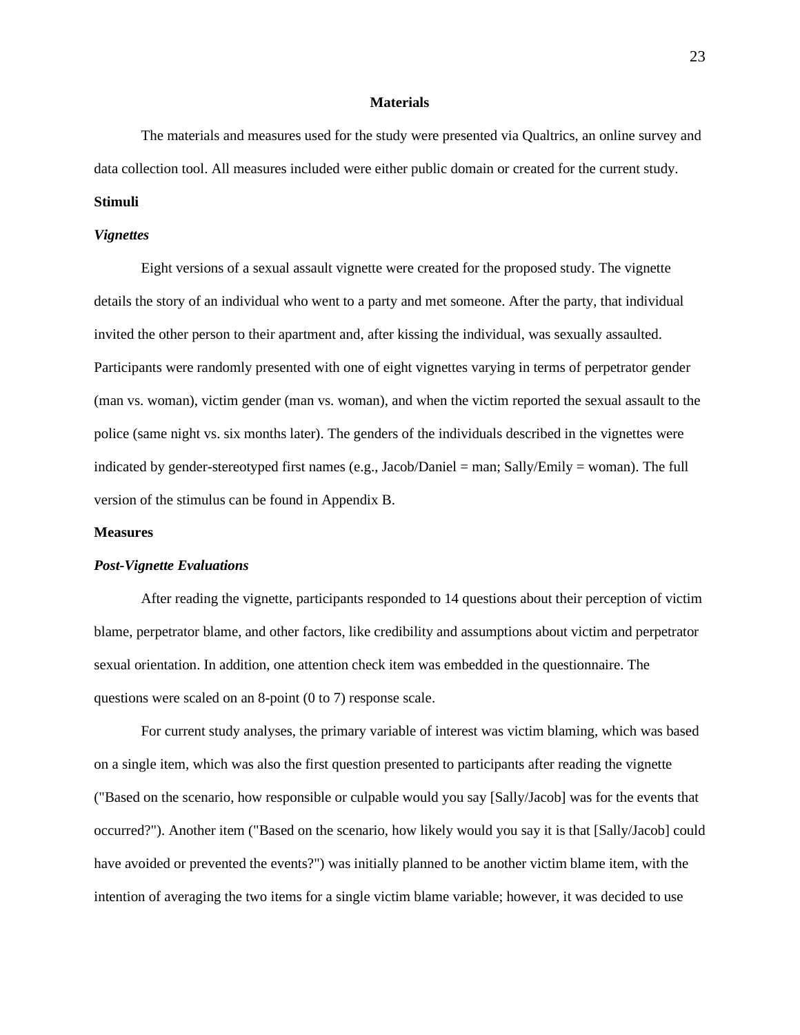## Materials

The materials and measures used for the study were presented via Qualtrics, an online survey and data collection tool. All measures included were either public domain or created for the current study.

### Stimuli

#### *Vignettes*

Eight versions of a sexual assault vignette were created for the proposed study. The vignette details the story of an individual who went to a party and met someone. After the party, that individual invited the other person to their apartment and, after kissing the individual, was sexually assaulted. Participants were randomly presented with one of eight vignettes varying in terms of perpetrator gender (man vs. woman), victim gender (man vs. woman), and when the victim reported the sexual assault to the police (same night vs. six months later). The genders of the individuals described in the vignettes were indicated by gender-stereotyped first names (e.g., Jacob/Daniel = man; Sally/Emily = woman). The full version of the stimulus can be found in Appendix B.

### Measures

#### *Post-Vignette Evaluations*

After reading the vignette, participants responded to 14 questions about their perception of victim blame, perpetrator blame, and other factors, like credibility and assumptions about victim and perpetrator sexual orientation. In addition, one attention check item was embedded in the questionnaire. The questions were scaled on an 8-point (0 to 7) response scale.

For current study analyses, the primary variable of interest was victim blaming, which was based on a single item, which was also the first question presented to participants after reading the vignette ("Based on the scenario, how responsible or culpable would you say [Sally/Jacob] was for the events that occurred?"). Another item ("Based on the scenario, how likely would you say it is that [Sally/Jacob] could have avoided or prevented the events?") was initially planned to be another victim blame item, with the intention of averaging the two items for a single victim blame variable; however, it was decided to use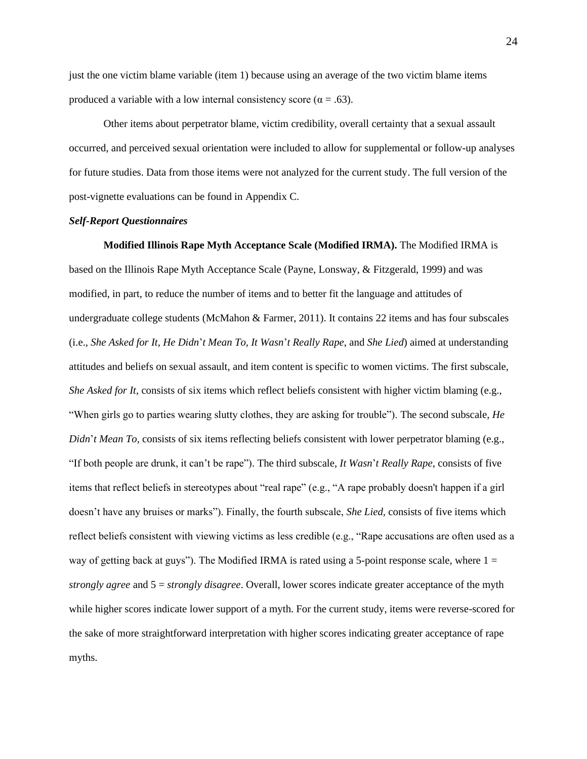just the one victim blame variable (item 1) because using an average of the two victim blame items produced a variable with a low internal consistency score ($\alpha = .63$).

Other items about perpetrator blame, victim credibility, overall certainty that a sexual assault occurred, and perceived sexual orientation were included to allow for supplemental or follow-up analyses for future studies. Data from those items were not analyzed for the current study. The full version of the post-vignette evaluations can be found in Appendix C.

***Self-Report Questionnaires***

**Modified Illinois Rape Myth Acceptance Scale (Modified IRMA).** The Modified IRMA is based on the Illinois Rape Myth Acceptance Scale (Payne, Lonsway, & Fitzgerald, 1999) and was modified, in part, to reduce the number of items and to better fit the language and attitudes of undergraduate college students (McMahon & Farmer, 2011). It contains 22 items and has four subscales (i.e., *She Asked for It*, *He Didn*'*t Mean To*, *It Wasn*'*t Really Rape*, and *She Lied*) aimed at understanding attitudes and beliefs on sexual assault, and item content is specific to women victims. The first subscale, *She Asked for It*, consists of six items which reflect beliefs consistent with higher victim blaming (e.g., "When girls go to parties wearing slutty clothes, they are asking for trouble"). The second subscale, *He Didn*'*t Mean To*, consists of six items reflecting beliefs consistent with lower perpetrator blaming (e.g., "If both people are drunk, it can't be rape"). The third subscale, *It Wasn*'*t Really Rape*, consists of five items that reflect beliefs in stereotypes about "real rape" (e.g., "A rape probably doesn't happen if a girl doesn't have any bruises or marks"). Finally, the fourth subscale, *She Lied*, consists of five items which reflect beliefs consistent with viewing victims as less credible (e.g., "Rape accusations are often used as a way of getting back at guys"). The Modified IRMA is rated using a 5-point response scale, where 1 = *strongly agree* and 5 = *strongly disagree*. Overall, lower scores indicate greater acceptance of the myth while higher scores indicate lower support of a myth. For the current study, items were reverse-scored for the sake of more straightforward interpretation with higher scores indicating greater acceptance of rape myths.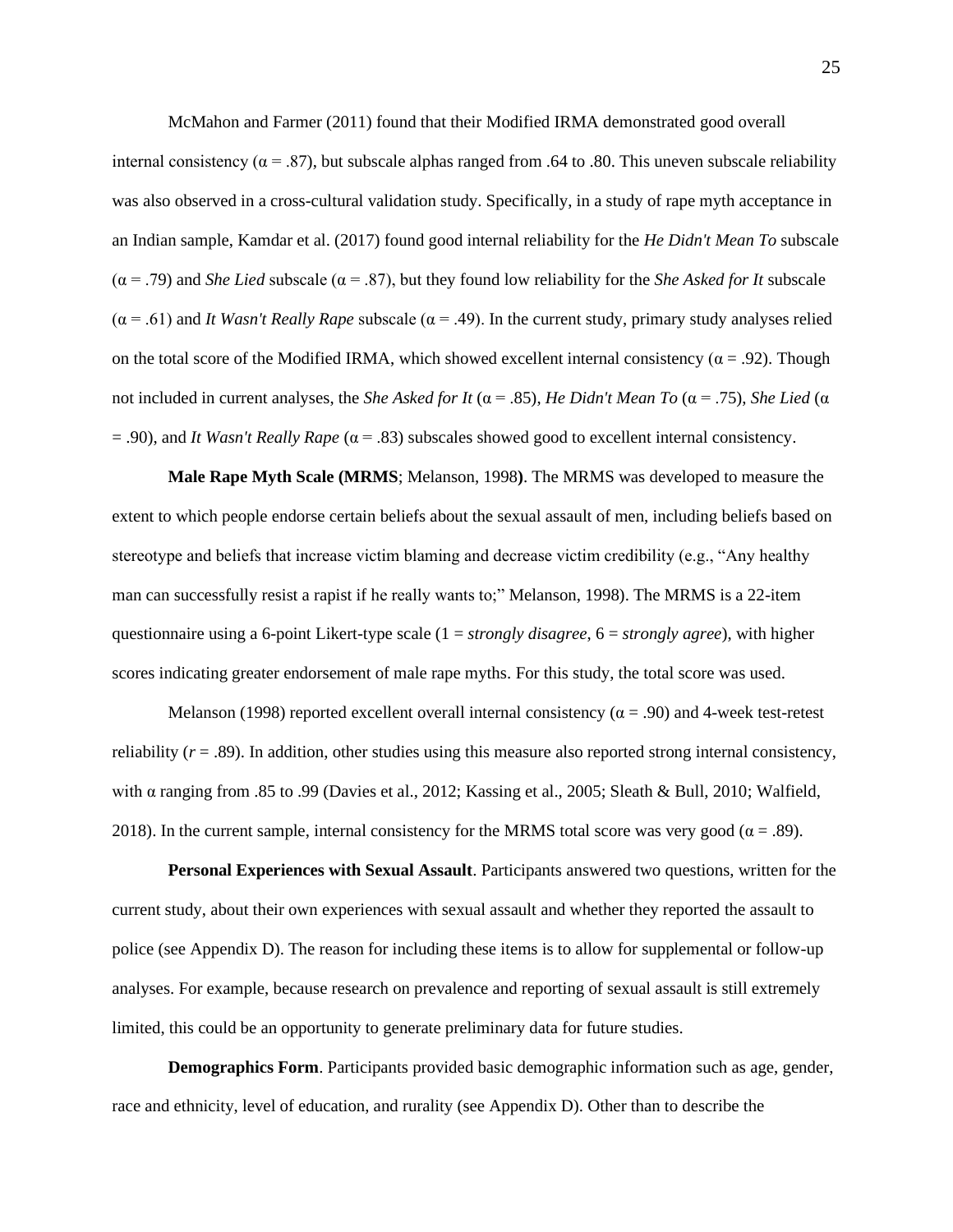McMahon and Farmer (2011) found that their Modified IRMA demonstrated good overall internal consistency ($\alpha = .87$), but subscale alphas ranged from .64 to .80. This uneven subscale reliability was also observed in a cross-cultural validation study. Specifically, in a study of rape myth acceptance in an Indian sample, Kamdar et al. (2017) found good internal reliability for the *He Didn't Mean To* subscale ($\alpha = .79$) and *She Lied* subscale ($\alpha = .87$), but they found low reliability for the *She Asked for It* subscale ($\alpha = .61$) and *It Wasn't Really Rape* subscale ($\alpha = .49$). In the current study, primary study analyses relied on the total score of the Modified IRMA, which showed excellent internal consistency ($\alpha = .92$). Though not included in current analyses, the *She Asked for It* ($\alpha = .85$), *He Didn't Mean To* ($\alpha = .75$), *She Lied* ($\alpha = .90$), and *It Wasn't Really Rape* ($\alpha = .83$) subscales showed good to excellent internal consistency.

**Male Rape Myth Scale (MRMS**; Melanson, 1998**)**. The MRMS was developed to measure the extent to which people endorse certain beliefs about the sexual assault of men, including beliefs based on stereotype and beliefs that increase victim blaming and decrease victim credibility (e.g., "Any healthy man can successfully resist a rapist if he really wants to;" Melanson, 1998). The MRMS is a 22-item questionnaire using a 6-point Likert-type scale (1 = *strongly disagree*, 6 = *strongly agree*), with higher scores indicating greater endorsement of male rape myths. For this study, the total score was used.

Melanson (1998) reported excellent overall internal consistency ($\alpha = .90$) and 4-week test-retest reliability ($r = .89$). In addition, other studies using this measure also reported strong internal consistency, with $\alpha$ ranging from .85 to .99 (Davies et al., 2012; Kassing et al., 2005; Sleath & Bull, 2010; Walfield, 2018). In the current sample, internal consistency for the MRMS total score was very good ($\alpha = .89$).

**Personal Experiences with Sexual Assault**. Participants answered two questions, written for the current study, about their own experiences with sexual assault and whether they reported the assault to police (see Appendix D). The reason for including these items is to allow for supplemental or follow-up analyses. For example, because research on prevalence and reporting of sexual assault is still extremely limited, this could be an opportunity to generate preliminary data for future studies.

**Demographics Form**. Participants provided basic demographic information such as age, gender, race and ethnicity, level of education, and rurality (see Appendix D). Other than to describe the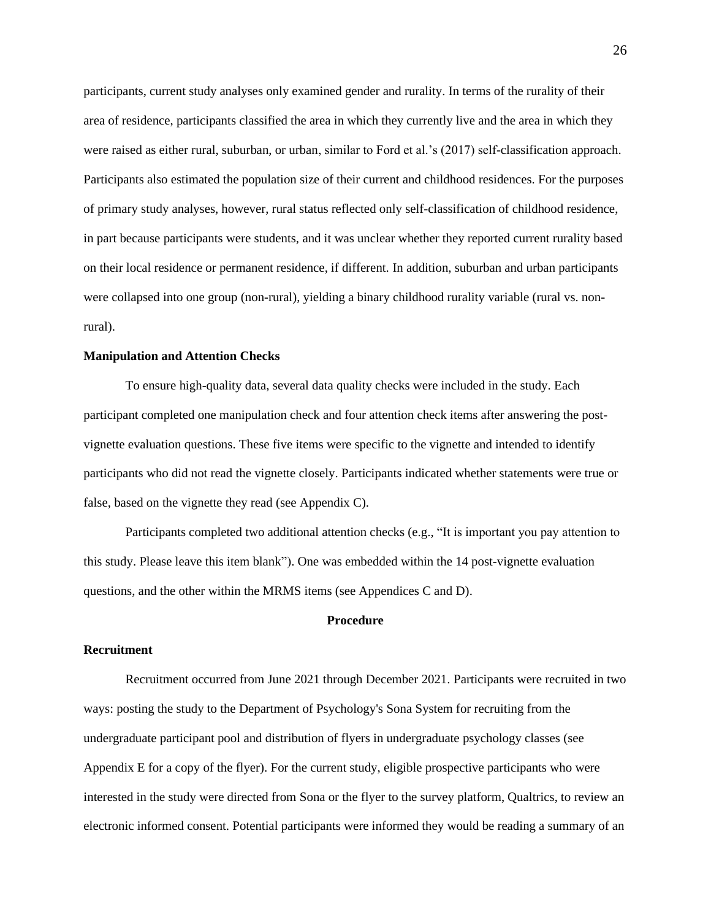participants, current study analyses only examined gender and rurality. In terms of the rurality of their area of residence, participants classified the area in which they currently live and the area in which they were raised as either rural, suburban, or urban, similar to Ford et al.'s (2017) self-classification approach. Participants also estimated the population size of their current and childhood residences. For the purposes of primary study analyses, however, rural status reflected only self-classification of childhood residence, in part because participants were students, and it was unclear whether they reported current rurality based on their local residence or permanent residence, if different. In addition, suburban and urban participants were collapsed into one group (non-rural), yielding a binary childhood rurality variable (rural vs. non-rural).

### Manipulation and Attention Checks

To ensure high-quality data, several data quality checks were included in the study. Each participant completed one manipulation check and four attention check items after answering the post-vignette evaluation questions. These five items were specific to the vignette and intended to identify participants who did not read the vignette closely. Participants indicated whether statements were true or false, based on the vignette they read (see Appendix C).

Participants completed two additional attention checks (e.g., "It is important you pay attention to this study. Please leave this item blank"). One was embedded within the 14 post-vignette evaluation questions, and the other within the MRMS items (see Appendices C and D).

## Procedure

### Recruitment

Recruitment occurred from June 2021 through December 2021. Participants were recruited in two ways: posting the study to the Department of Psychology's Sona System for recruiting from the undergraduate participant pool and distribution of flyers in undergraduate psychology classes (see Appendix E for a copy of the flyer). For the current study, eligible prospective participants who were interested in the study were directed from Sona or the flyer to the survey platform, Qualtrics, to review an electronic informed consent. Potential participants were informed they would be reading a summary of an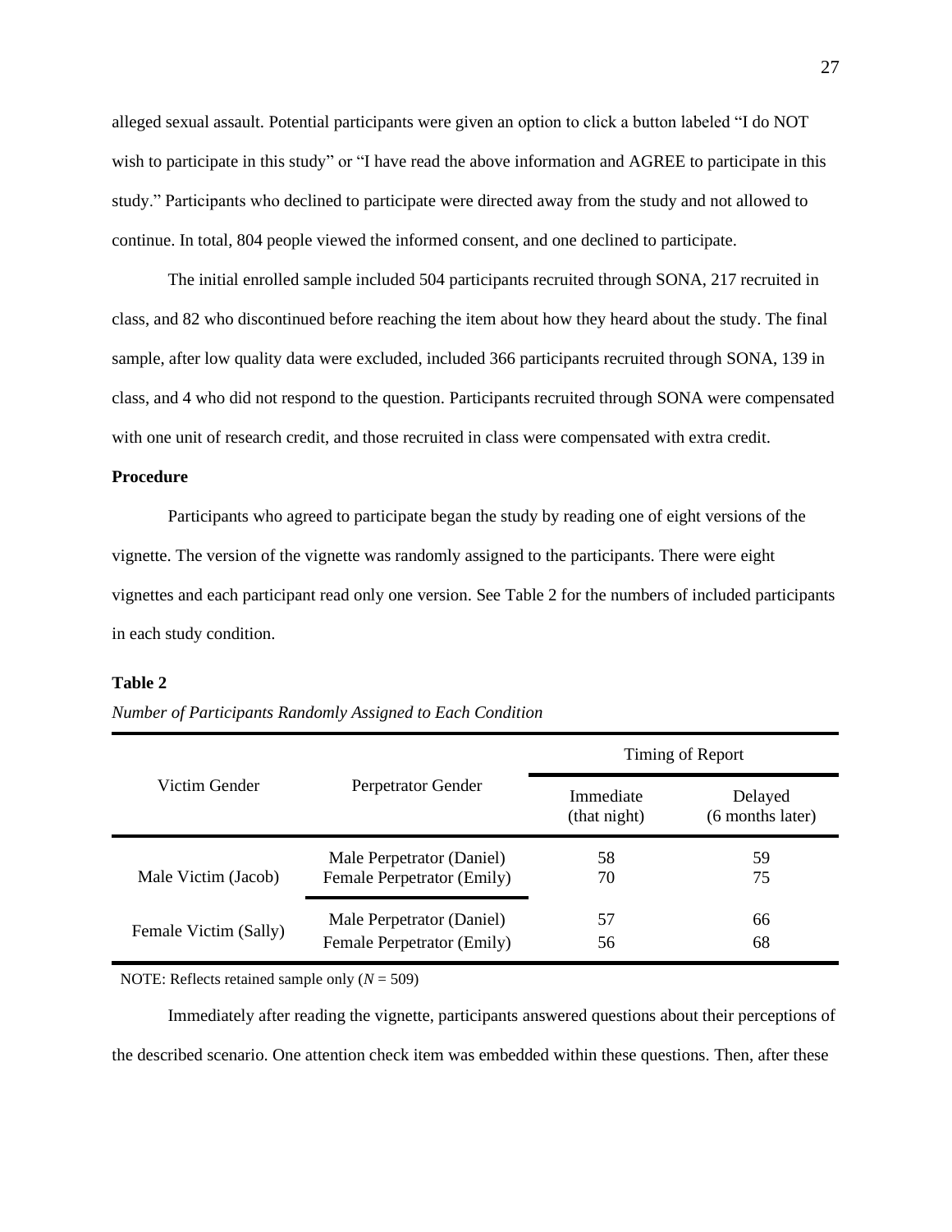alleged sexual assault. Potential participants were given an option to click a button labeled "I do NOT wish to participate in this study" or "I have read the above information and AGREE to participate in this study." Participants who declined to participate were directed away from the study and not allowed to continue. In total, 804 people viewed the informed consent, and one declined to participate.

The initial enrolled sample included 504 participants recruited through SONA, 217 recruited in class, and 82 who discontinued before reaching the item about how they heard about the study. The final sample, after low quality data were excluded, included 366 participants recruited through SONA, 139 in class, and 4 who did not respond to the question. Participants recruited through SONA were compensated with one unit of research credit, and those recruited in class were compensated with extra credit.

**Procedure**

Participants who agreed to participate began the study by reading one of eight versions of the vignette. The version of the vignette was randomly assigned to the participants. There were eight vignettes and each participant read only one version. See Table 2 for the numbers of included participants in each study condition.

**Table 2**

*Number of Participants Randomly Assigned to Each Condition*

| Victim Gender | Perpetrator Gender | Timing of Report | |
|---|---|---|---|
| | | Immediate (that night) | Delayed (6 months later) |
| Male Victim (Jacob) | Male Perpetrator (Daniel) | 58 | 59 |
| | Female Perpetrator (Emily) | 70 | 75 |
| Female Victim (Sally) | Male Perpetrator (Daniel) | 57 | 66 |
| | Female Perpetrator (Emily) | 56 | 68 |

NOTE: Reflects retained sample only (*N* = 509)

Immediately after reading the vignette, participants answered questions about their perceptions of the described scenario. One attention check item was embedded within these questions. Then, after these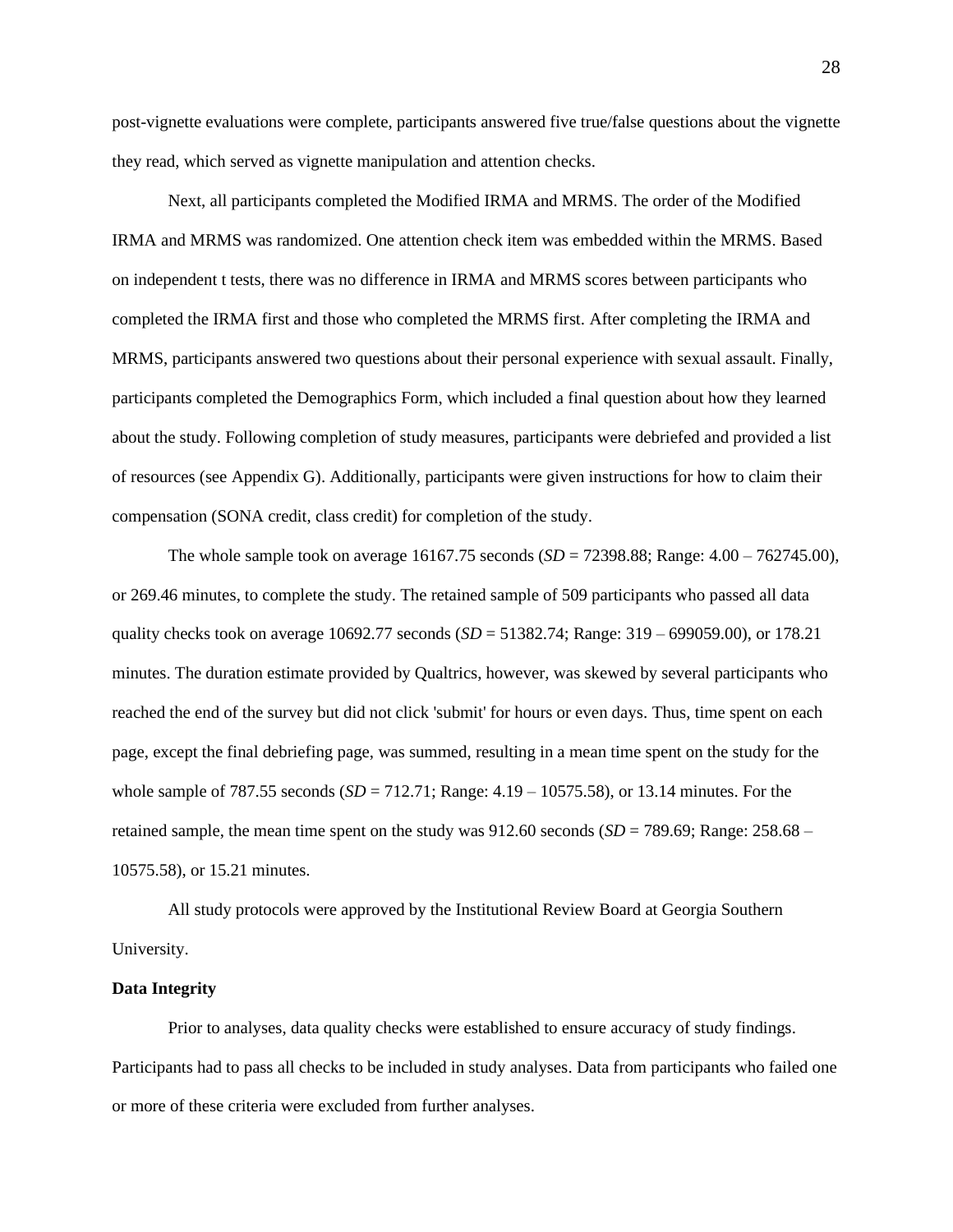post-vignette evaluations were complete, participants answered five true/false questions about the vignette they read, which served as vignette manipulation and attention checks.

Next, all participants completed the Modified IRMA and MRMS. The order of the Modified IRMA and MRMS was randomized. One attention check item was embedded within the MRMS. Based on independent t tests, there was no difference in IRMA and MRMS scores between participants who completed the IRMA first and those who completed the MRMS first. After completing the IRMA and MRMS, participants answered two questions about their personal experience with sexual assault. Finally, participants completed the Demographics Form, which included a final question about how they learned about the study. Following completion of study measures, participants were debriefed and provided a list of resources (see Appendix G). Additionally, participants were given instructions for how to claim their compensation (SONA credit, class credit) for completion of the study.

The whole sample took on average 16167.75 seconds (*SD* = 72398.88; Range: 4.00 – 762745.00), or 269.46 minutes, to complete the study. The retained sample of 509 participants who passed all data quality checks took on average 10692.77 seconds (*SD* = 51382.74; Range: 319 – 699059.00), or 178.21 minutes. The duration estimate provided by Qualtrics, however, was skewed by several participants who reached the end of the survey but did not click 'submit' for hours or even days. Thus, time spent on each page, except the final debriefing page, was summed, resulting in a mean time spent on the study for the whole sample of 787.55 seconds (*SD* = 712.71; Range: 4.19 – 10575.58), or 13.14 minutes. For the retained sample, the mean time spent on the study was 912.60 seconds (*SD* = 789.69; Range: 258.68 – 10575.58), or 15.21 minutes.

All study protocols were approved by the Institutional Review Board at Georgia Southern University.

**Data Integrity**

Prior to analyses, data quality checks were established to ensure accuracy of study findings. Participants had to pass all checks to be included in study analyses. Data from participants who failed one or more of these criteria were excluded from further analyses.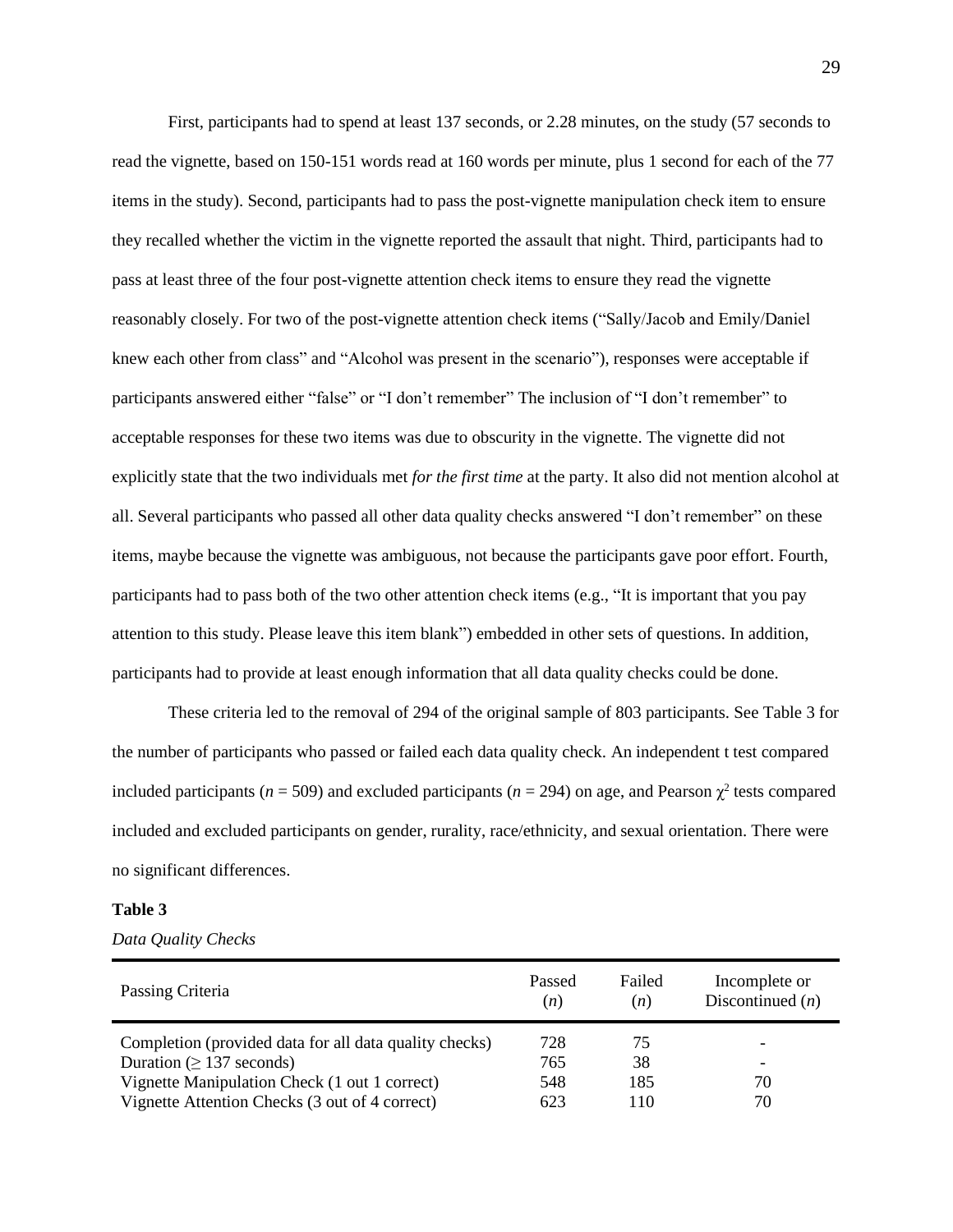First, participants had to spend at least 137 seconds, or 2.28 minutes, on the study (57 seconds to read the vignette, based on 150-151 words read at 160 words per minute, plus 1 second for each of the 77 items in the study). Second, participants had to pass the post-vignette manipulation check item to ensure they recalled whether the victim in the vignette reported the assault that night. Third, participants had to pass at least three of the four post-vignette attention check items to ensure they read the vignette reasonably closely. For two of the post-vignette attention check items ("Sally/Jacob and Emily/Daniel knew each other from class" and "Alcohol was present in the scenario"), responses were acceptable if participants answered either "false" or "I don't remember" The inclusion of "I don't remember" to acceptable responses for these two items was due to obscurity in the vignette. The vignette did not explicitly state that the two individuals met *for the first time* at the party. It also did not mention alcohol at all. Several participants who passed all other data quality checks answered "I don't remember" on these items, maybe because the vignette was ambiguous, not because the participants gave poor effort. Fourth, participants had to pass both of the two other attention check items (e.g., "It is important that you pay attention to this study. Please leave this item blank") embedded in other sets of questions. In addition, participants had to provide at least enough information that all data quality checks could be done.

These criteria led to the removal of 294 of the original sample of 803 participants. See Table 3 for the number of participants who passed or failed each data quality check. An independent t test compared included participants (*n* = 509) and excluded participants (*n* = 294) on age, and Pearson $\chi^2$ tests compared included and excluded participants on gender, rurality, race/ethnicity, and sexual orientation. There were no significant differences.

**Table 3**

*Data Quality Checks*

| Passing Criteria | Passed (*n*) | Failed (*n*) | Incomplete or Discontinued (*n*) |
|---|---|---|---|
| Completion (provided data for all data quality checks) | 728 | 75 | - |
| Duration ($\geq$ 137 seconds) | 765 | 38 | - |
| Vignette Manipulation Check (1 out 1 correct) | 548 | 185 | 70 |
| Vignette Attention Checks (3 out of 4 correct) | 623 | 110 | 70 |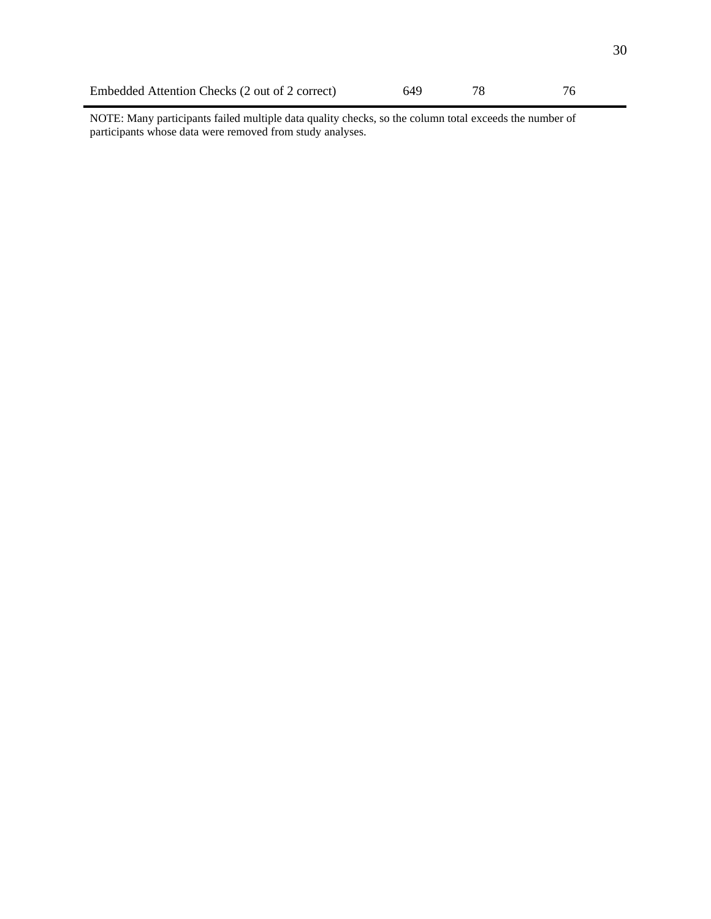| | | | |
|---|---|---|---|
| Embedded Attention Checks (2 out of 2 correct) | 649 | 78 | 76 |

NOTE: Many participants failed multiple data quality checks, so the column total exceeds the number of participants whose data were removed from study analyses.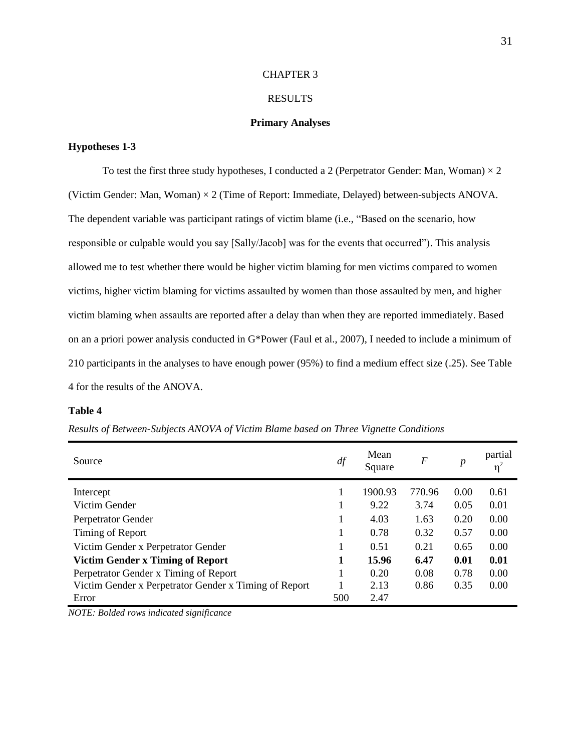# CHAPTER 3

# RESULTS

## Primary Analyses

### Hypotheses 1-3

To test the first three study hypotheses, I conducted a 2 (Perpetrator Gender: Man, Woman) × 2 (Victim Gender: Man, Woman) × 2 (Time of Report: Immediate, Delayed) between-subjects ANOVA. The dependent variable was participant ratings of victim blame (i.e., "Based on the scenario, how responsible or culpable would you say [Sally/Jacob] was for the events that occurred"). This analysis allowed me to test whether there would be higher victim blaming for men victims compared to women victims, higher victim blaming for victims assaulted by women than those assaulted by men, and higher victim blaming when assaults are reported after a delay than when they are reported immediately. Based on an a priori power analysis conducted in G*Power (Faul et al., 2007), I needed to include a minimum of 210 participants in the analyses to have enough power (95%) to find a medium effect size (.25). See Table 4 for the results of the ANOVA.

**Table 4**

*Results of Between-Subjects ANOVA of Victim Blame based on Three Vignette Conditions*

| Source | *df* | Mean Square | *F* | *p* | partial $\eta^2$ |
|---|---|---|---|---|---|
| Intercept | 1 | 1900.93 | 770.96 | 0.00 | 0.61 |
| Victim Gender | 1 | 9.22 | 3.74 | 0.05 | 0.01 |
| Perpetrator Gender | 1 | 4.03 | 1.63 | 0.20 | 0.00 |
| Timing of Report | 1 | 0.78 | 0.32 | 0.57 | 0.00 |
| Victim Gender x Perpetrator Gender | 1 | 0.51 | 0.21 | 0.65 | 0.00 |
| **Victim Gender x Timing of Report** | **1** | **15.96** | **6.47** | **0.01** | **0.01** |
| Perpetrator Gender x Timing of Report | 1 | 0.20 | 0.08 | 0.78 | 0.00 |
| Victim Gender x Perpetrator Gender x Timing of Report | 1 | 2.13 | 0.86 | 0.35 | 0.00 |
| Error | 500 | 2.47 | | | |

*NOTE: Bolded rows indicated significance*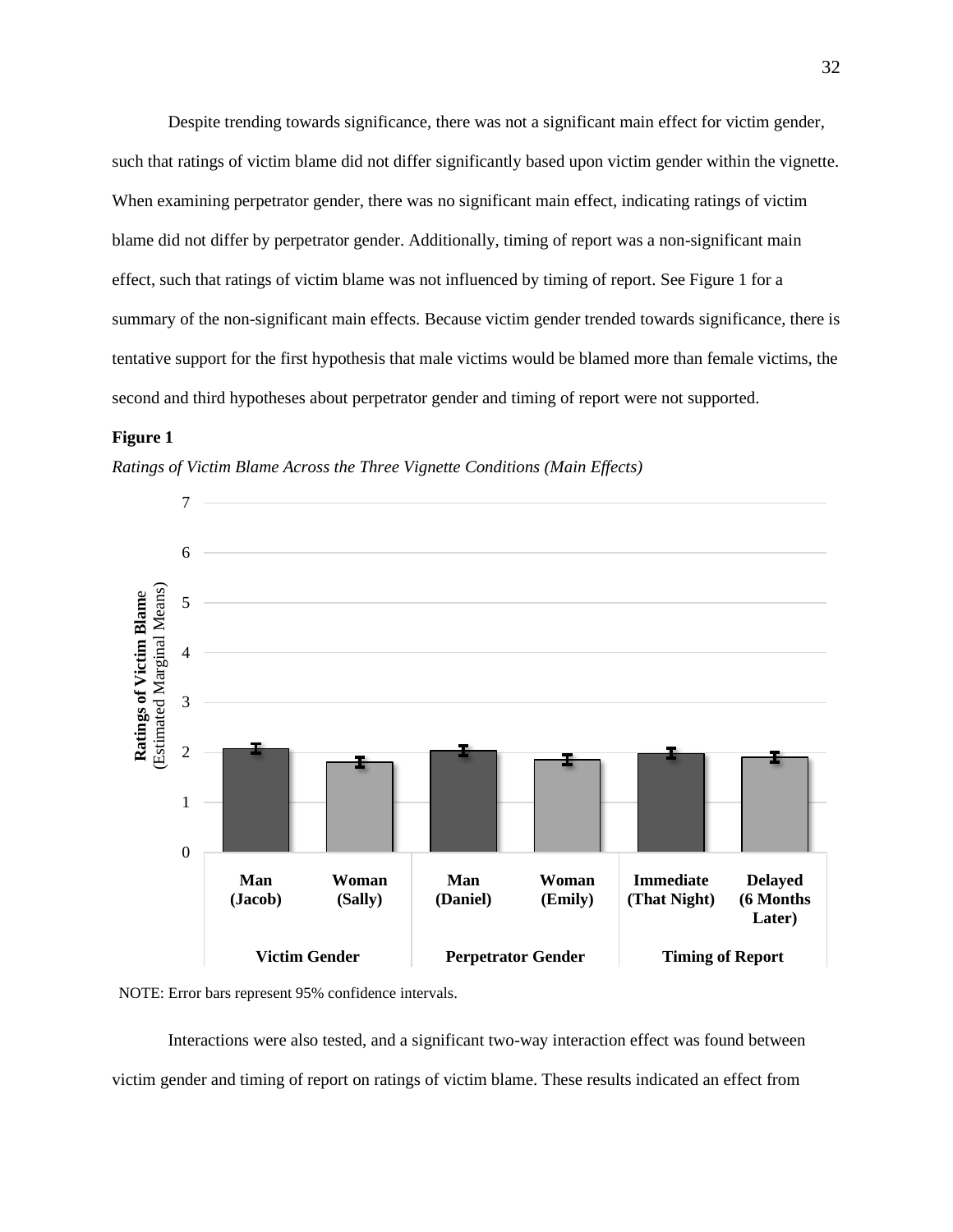Despite trending towards significance, there was not a significant main effect for victim gender, such that ratings of victim blame did not differ significantly based upon victim gender within the vignette. When examining perpetrator gender, there was no significant main effect, indicating ratings of victim blame did not differ by perpetrator gender. Additionally, timing of report was a non-significant main effect, such that ratings of victim blame was not influenced by timing of report. See Figure 1 for a summary of the non-significant main effects. Because victim gender trended towards significance, there is tentative support for the first hypothesis that male victims would be blamed more than female victims, the second and third hypotheses about perpetrator gender and timing of report were not supported.

**Figure 1**

*Ratings of Victim Blame Across the Three Vignette Conditions (Main Effects)*

NOTE: Error bars represent 95% confidence intervals.

Interactions were also tested, and a significant two-way interaction effect was found between victim gender and timing of report on ratings of victim blame. These results indicated an effect from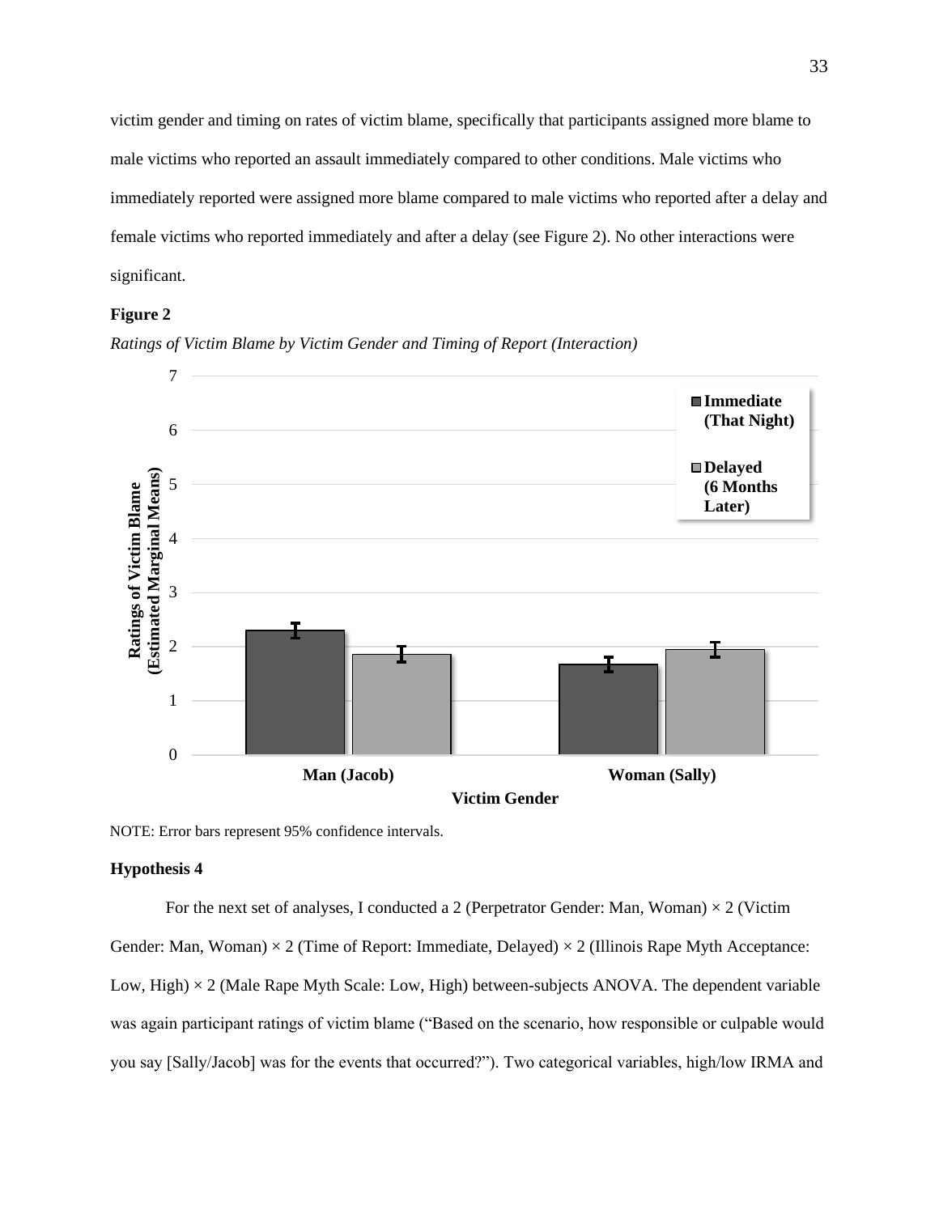victim gender and timing on rates of victim blame, specifically that participants assigned more blame to male victims who reported an assault immediately compared to other conditions. Male victims who immediately reported were assigned more blame compared to male victims who reported after a delay and female victims who reported immediately and after a delay (see Figure 2). No other interactions were significant.

**Figure 2**

*Ratings of Victim Blame by Victim Gender and Timing of Report (Interaction)*

NOTE: Error bars represent 95% confidence intervals.

### Hypothesis 4

For the next set of analyses, I conducted a 2 (Perpetrator Gender: Man, Woman) × 2 (Victim Gender: Man, Woman) × 2 (Time of Report: Immediate, Delayed) × 2 (Illinois Rape Myth Acceptance: Low, High) × 2 (Male Rape Myth Scale: Low, High) between-subjects ANOVA. The dependent variable was again participant ratings of victim blame ("Based on the scenario, how responsible or culpable would you say [Sally/Jacob] was for the events that occurred?"). Two categorical variables, high/low IRMA and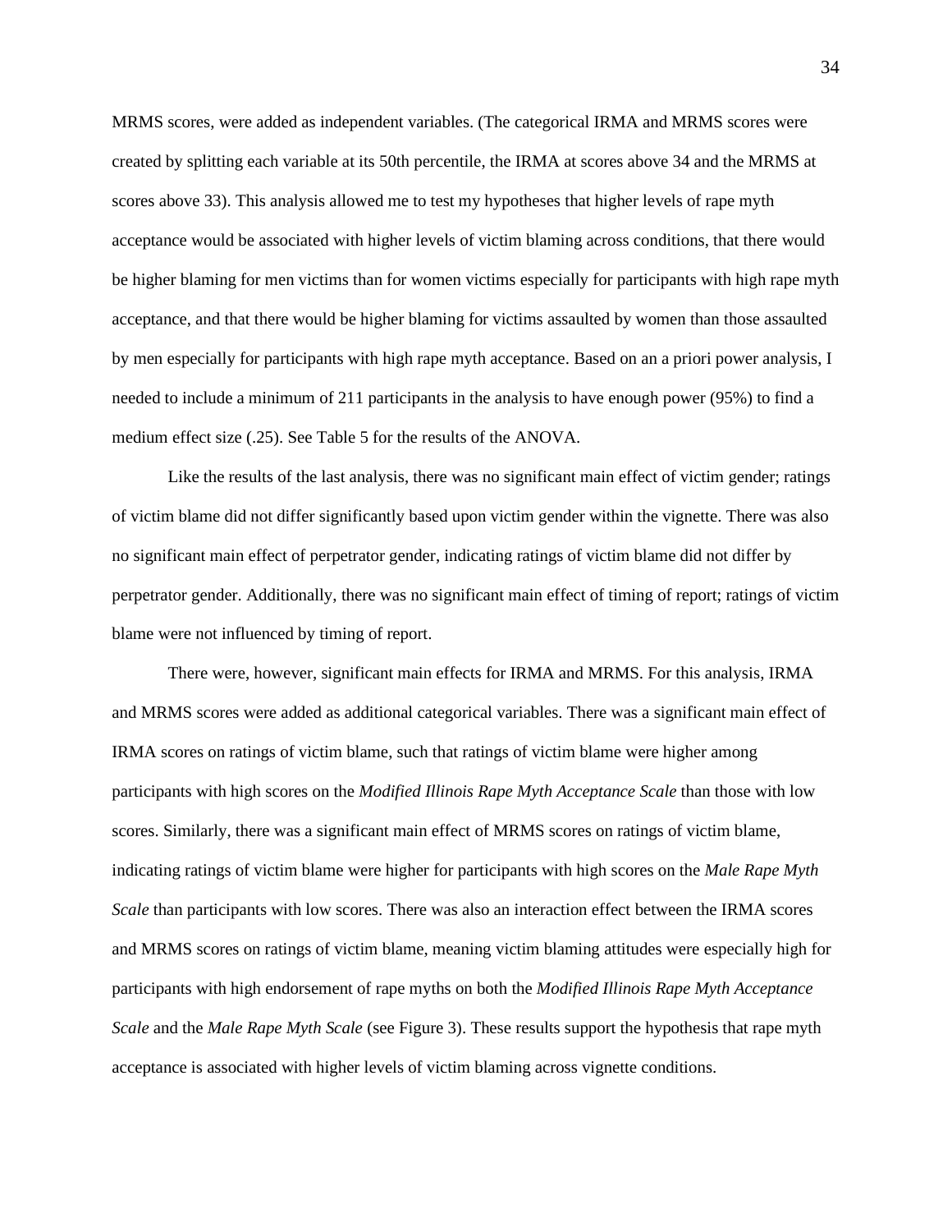MRMS scores, were added as independent variables. (The categorical IRMA and MRMS scores were created by splitting each variable at its 50th percentile, the IRMA at scores above 34 and the MRMS at scores above 33). This analysis allowed me to test my hypotheses that higher levels of rape myth acceptance would be associated with higher levels of victim blaming across conditions, that there would be higher blaming for men victims than for women victims especially for participants with high rape myth acceptance, and that there would be higher blaming for victims assaulted by women than those assaulted by men especially for participants with high rape myth acceptance. Based on an a priori power analysis, I needed to include a minimum of 211 participants in the analysis to have enough power (95%) to find a medium effect size (.25). See Table 5 for the results of the ANOVA.

Like the results of the last analysis, there was no significant main effect of victim gender; ratings of victim blame did not differ significantly based upon victim gender within the vignette. There was also no significant main effect of perpetrator gender, indicating ratings of victim blame did not differ by perpetrator gender. Additionally, there was no significant main effect of timing of report; ratings of victim blame were not influenced by timing of report.

There were, however, significant main effects for IRMA and MRMS. For this analysis, IRMA and MRMS scores were added as additional categorical variables. There was a significant main effect of IRMA scores on ratings of victim blame, such that ratings of victim blame were higher among participants with high scores on the *Modified Illinois Rape Myth Acceptance Scale* than those with low scores. Similarly, there was a significant main effect of MRMS scores on ratings of victim blame, indicating ratings of victim blame were higher for participants with high scores on the *Male Rape Myth Scale* than participants with low scores. There was also an interaction effect between the IRMA scores and MRMS scores on ratings of victim blame, meaning victim blaming attitudes were especially high for participants with high endorsement of rape myths on both the *Modified Illinois Rape Myth Acceptance Scale* and the *Male Rape Myth Scale* (see Figure 3). These results support the hypothesis that rape myth acceptance is associated with higher levels of victim blaming across vignette conditions.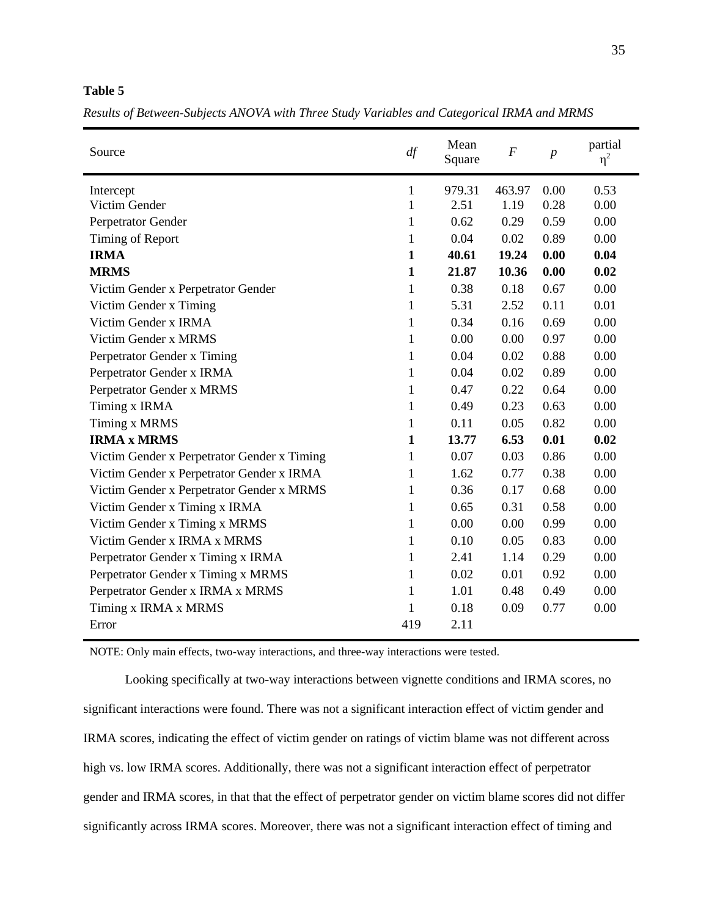**Table 5**

*Results of Between-Subjects ANOVA with Three Study Variables and Categorical IRMA and MRMS*

| Source | *df* | Mean Square | *F* | *p* | partial $\eta^2$ |
|---|---|---|---|---|---|
| Intercept | 1 | 979.31 | 463.97 | 0.00 | 0.53 |
| Victim Gender | 1 | 2.51 | 1.19 | 0.28 | 0.00 |
| Perpetrator Gender | 1 | 0.62 | 0.29 | 0.59 | 0.00 |
| Timing of Report | 1 | 0.04 | 0.02 | 0.89 | 0.00 |
| **IRMA** | **1** | **40.61** | **19.24** | **0.00** | **0.04** |
| **MRMS** | **1** | **21.87** | **10.36** | **0.00** | **0.02** |
| Victim Gender x Perpetrator Gender | 1 | 0.38 | 0.18 | 0.67 | 0.00 |
| Victim Gender x Timing | 1 | 5.31 | 2.52 | 0.11 | 0.01 |
| Victim Gender x IRMA | 1 | 0.34 | 0.16 | 0.69 | 0.00 |
| Victim Gender x MRMS | 1 | 0.00 | 0.00 | 0.97 | 0.00 |
| Perpetrator Gender x Timing | 1 | 0.04 | 0.02 | 0.88 | 0.00 |
| Perpetrator Gender x IRMA | 1 | 0.04 | 0.02 | 0.89 | 0.00 |
| Perpetrator Gender x MRMS | 1 | 0.47 | 0.22 | 0.64 | 0.00 |
| Timing x IRMA | 1 | 0.49 | 0.23 | 0.63 | 0.00 |
| Timing x MRMS | 1 | 0.11 | 0.05 | 0.82 | 0.00 |
| **IRMA x MRMS** | **1** | **13.77** | **6.53** | **0.01** | **0.02** |
| Victim Gender x Perpetrator Gender x Timing | 1 | 0.07 | 0.03 | 0.86 | 0.00 |
| Victim Gender x Perpetrator Gender x IRMA | 1 | 1.62 | 0.77 | 0.38 | 0.00 |
| Victim Gender x Perpetrator Gender x MRMS | 1 | 0.36 | 0.17 | 0.68 | 0.00 |
| Victim Gender x Timing x IRMA | 1 | 0.65 | 0.31 | 0.58 | 0.00 |
| Victim Gender x Timing x MRMS | 1 | 0.00 | 0.00 | 0.99 | 0.00 |
| Victim Gender x IRMA x MRMS | 1 | 0.10 | 0.05 | 0.83 | 0.00 |
| Perpetrator Gender x Timing x IRMA | 1 | 2.41 | 1.14 | 0.29 | 0.00 |
| Perpetrator Gender x Timing x MRMS | 1 | 0.02 | 0.01 | 0.92 | 0.00 |
| Perpetrator Gender x IRMA x MRMS | 1 | 1.01 | 0.48 | 0.49 | 0.00 |
| Timing x IRMA x MRMS | 1 | 0.18 | 0.09 | 0.77 | 0.00 |
| Error | 419 | 2.11 | | | |

NOTE: Only main effects, two-way interactions, and three-way interactions were tested.

Looking specifically at two-way interactions between vignette conditions and IRMA scores, no significant interactions were found. There was not a significant interaction effect of victim gender and IRMA scores, indicating the effect of victim gender on ratings of victim blame was not different across high vs. low IRMA scores. Additionally, there was not a significant interaction effect of perpetrator gender and IRMA scores, in that that the effect of perpetrator gender on victim blame scores did not differ significantly across IRMA scores. Moreover, there was not a significant interaction effect of timing and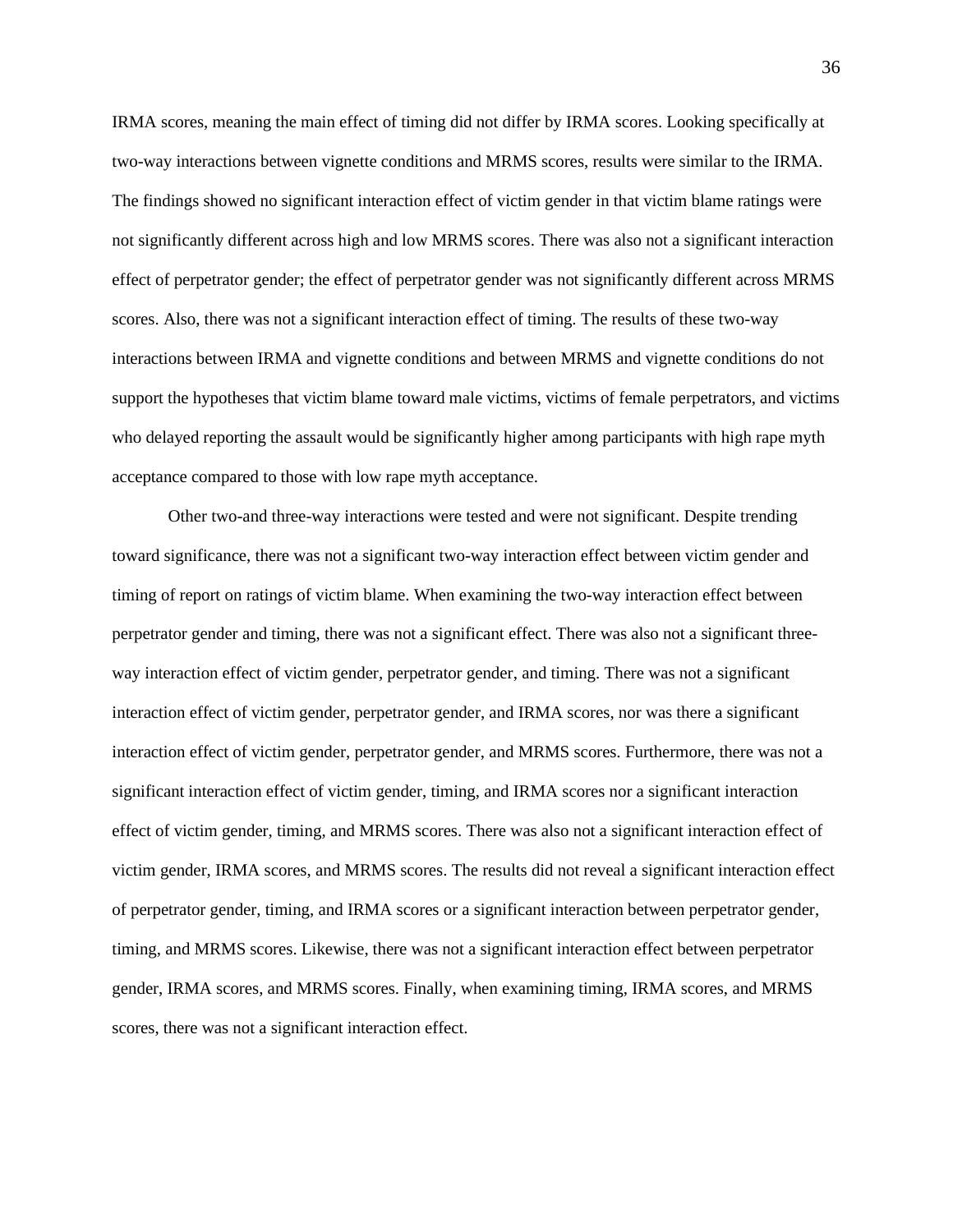IRMA scores, meaning the main effect of timing did not differ by IRMA scores. Looking specifically at two-way interactions between vignette conditions and MRMS scores, results were similar to the IRMA. The findings showed no significant interaction effect of victim gender in that victim blame ratings were not significantly different across high and low MRMS scores. There was also not a significant interaction effect of perpetrator gender; the effect of perpetrator gender was not significantly different across MRMS scores. Also, there was not a significant interaction effect of timing. The results of these two-way interactions between IRMA and vignette conditions and between MRMS and vignette conditions do not support the hypotheses that victim blame toward male victims, victims of female perpetrators, and victims who delayed reporting the assault would be significantly higher among participants with high rape myth acceptance compared to those with low rape myth acceptance.

Other two-and three-way interactions were tested and were not significant. Despite trending toward significance, there was not a significant two-way interaction effect between victim gender and timing of report on ratings of victim blame. When examining the two-way interaction effect between perpetrator gender and timing, there was not a significant effect. There was also not a significant three-way interaction effect of victim gender, perpetrator gender, and timing. There was not a significant interaction effect of victim gender, perpetrator gender, and IRMA scores, nor was there a significant interaction effect of victim gender, perpetrator gender, and MRMS scores. Furthermore, there was not a significant interaction effect of victim gender, timing, and IRMA scores nor a significant interaction effect of victim gender, timing, and MRMS scores. There was also not a significant interaction effect of victim gender, IRMA scores, and MRMS scores. The results did not reveal a significant interaction effect of perpetrator gender, timing, and IRMA scores or a significant interaction between perpetrator gender, timing, and MRMS scores. Likewise, there was not a significant interaction effect between perpetrator gender, IRMA scores, and MRMS scores. Finally, when examining timing, IRMA scores, and MRMS scores, there was not a significant interaction effect.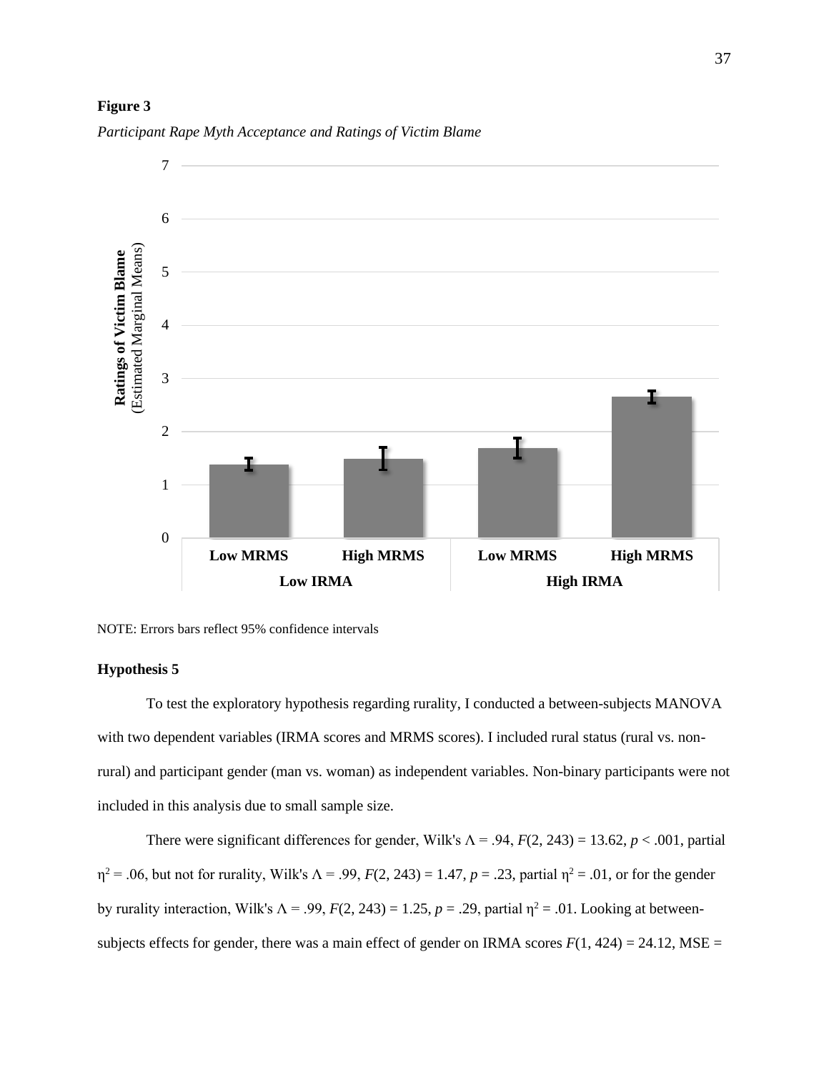**Figure 3**

*Participant Rape Myth Acceptance and Ratings of Victim Blame*

NOTE: Errors bars reflect 95% confidence intervals

**Hypothesis 5**

To test the exploratory hypothesis regarding rurality, I conducted a between-subjects MANOVA with two dependent variables (IRMA scores and MRMS scores). I included rural status (rural vs. non-rural) and participant gender (man vs. woman) as independent variables. Non-binary participants were not included in this analysis due to small sample size.

There were significant differences for gender, Wilk's $\Lambda$ = .94, $F(2, 243) = 13.62$, $p < .001$, partial $\eta^2 = .06$, but not for rurality, Wilk's $\Lambda$ = .99, $F(2, 243) = 1.47$, $p = .23$, partial $\eta^2 = .01$, or for the gender by rurality interaction, Wilk's $\Lambda$ = .99, $F(2, 243) = 1.25$, $p = .29$, partial $\eta^2 = .01$. Looking at between-subjects effects for gender, there was a main effect of gender on IRMA scores $F(1, 424) = 24.12$, MSE =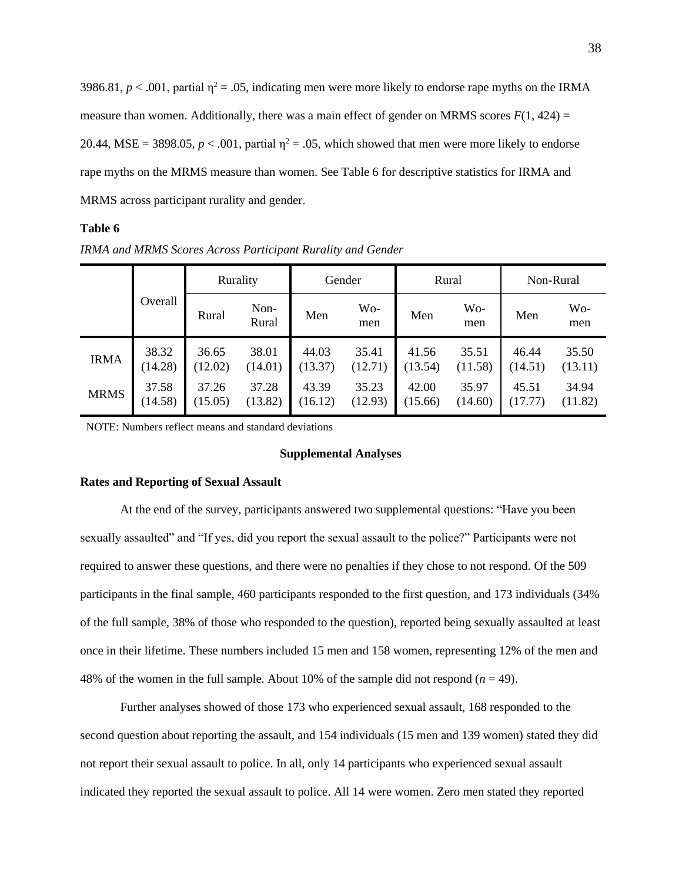3986.81, $p < .001$, partial $\eta^2 = .05$, indicating men were more likely to endorse rape myths on the IRMA measure than women. Additionally, there was a main effect of gender on MRMS scores $F(1, 424) = 20.44$, MSE = 3898.05, $p < .001$, partial $\eta^2 = .05$, which showed that men were more likely to endorse rape myths on the MRMS measure than women. See Table 6 for descriptive statistics for IRMA and MRMS across participant rurality and gender.

**Table 6**

*IRMA and MRMS Scores Across Participant Rurality and Gender*

| | Overall | Rurality | | Gender | | Rural | | Non-Rural | |
|---|---|---|---|---|---|---|---|---|---|
| | | Rural | Non-Rural | Men | Women | Men | Women | Men | Women |
| IRMA | 38.32 (14.28) | 36.65 (12.02) | 38.01 (14.01) | 44.03 (13.37) | 35.41 (12.71) | 41.56 (13.54) | 35.51 (11.58) | 46.44 (14.51) | 35.50 (13.11) |
| MRMS | 37.58 (14.58) | 37.26 (15.05) | 37.28 (13.82) | 43.39 (16.12) | 35.23 (12.93) | 42.00 (15.66) | 35.97 (14.60) | 45.51 (17.77) | 34.94 (11.82) |

NOTE: Numbers reflect means and standard deviations

## Supplemental Analyses

### Rates and Reporting of Sexual Assault

At the end of the survey, participants answered two supplemental questions: "Have you been sexually assaulted" and "If yes, did you report the sexual assault to the police?" Participants were not required to answer these questions, and there were no penalties if they chose to not respond. Of the 509 participants in the final sample, 460 participants responded to the first question, and 173 individuals (34% of the full sample, 38% of those who responded to the question), reported being sexually assaulted at least once in their lifetime. These numbers included 15 men and 158 women, representing 12% of the men and 48% of the women in the full sample. About 10% of the sample did not respond ($n = 49$).

Further analyses showed of those 173 who experienced sexual assault, 168 responded to the second question about reporting the assault, and 154 individuals (15 men and 139 women) stated they did not report their sexual assault to police. In all, only 14 participants who experienced sexual assault indicated they reported the sexual assault to police. All 14 were women. Zero men stated they reported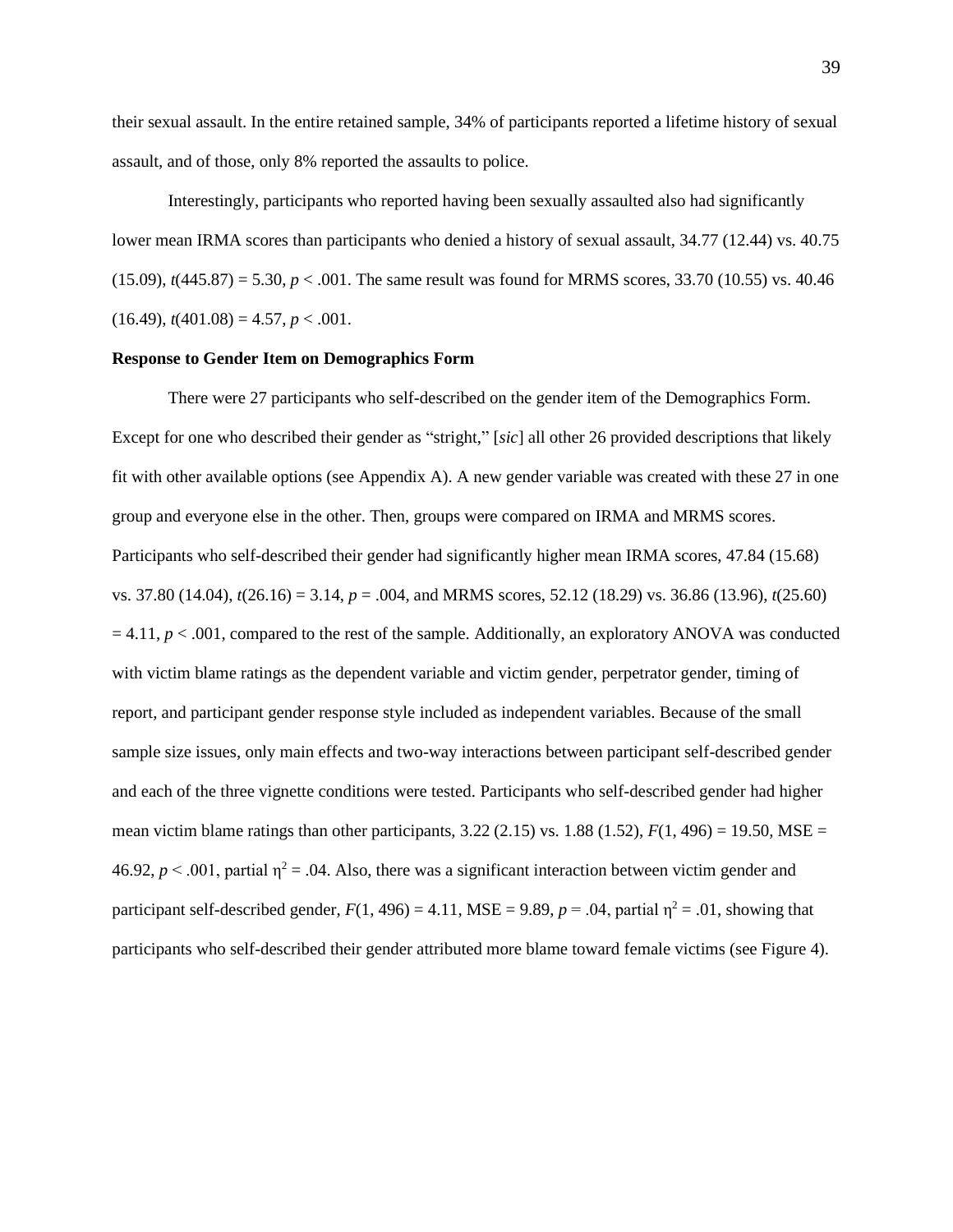their sexual assault. In the entire retained sample, 34% of participants reported a lifetime history of sexual assault, and of those, only 8% reported the assaults to police.

Interestingly, participants who reported having been sexually assaulted also had significantly lower mean IRMA scores than participants who denied a history of sexual assault, 34.77 (12.44) vs. 40.75 (15.09), $t(445.87) = 5.30$, $p < .001$. The same result was found for MRMS scores, 33.70 (10.55) vs. 40.46 (16.49), $t(401.08) = 4.57$, $p < .001$.

**Response to Gender Item on Demographics Form**

There were 27 participants who self-described on the gender item of the Demographics Form. Except for one who described their gender as "stright," [*sic*] all other 26 provided descriptions that likely fit with other available options (see Appendix A). A new gender variable was created with these 27 in one group and everyone else in the other. Then, groups were compared on IRMA and MRMS scores. Participants who self-described their gender had significantly higher mean IRMA scores, 47.84 (15.68) vs. 37.80 (14.04), $t(26.16) = 3.14$, $p = .004$, and MRMS scores, 52.12 (18.29) vs. 36.86 (13.96), $t(25.60) = 4.11$, $p < .001$, compared to the rest of the sample. Additionally, an exploratory ANOVA was conducted with victim blame ratings as the dependent variable and victim gender, perpetrator gender, timing of report, and participant gender response style included as independent variables. Because of the small sample size issues, only main effects and two-way interactions between participant self-described gender and each of the three vignette conditions were tested. Participants who self-described gender had higher mean victim blame ratings than other participants, 3.22 (2.15) vs. 1.88 (1.52), $F(1, 496) = 19.50$, MSE = 46.92, $p < .001$, partial $\eta^2 = .04$. Also, there was a significant interaction between victim gender and participant self-described gender, $F(1, 496) = 4.11$, MSE = 9.89, $p = .04$, partial $\eta^2 = .01$, showing that participants who self-described their gender attributed more blame toward female victims (see Figure 4).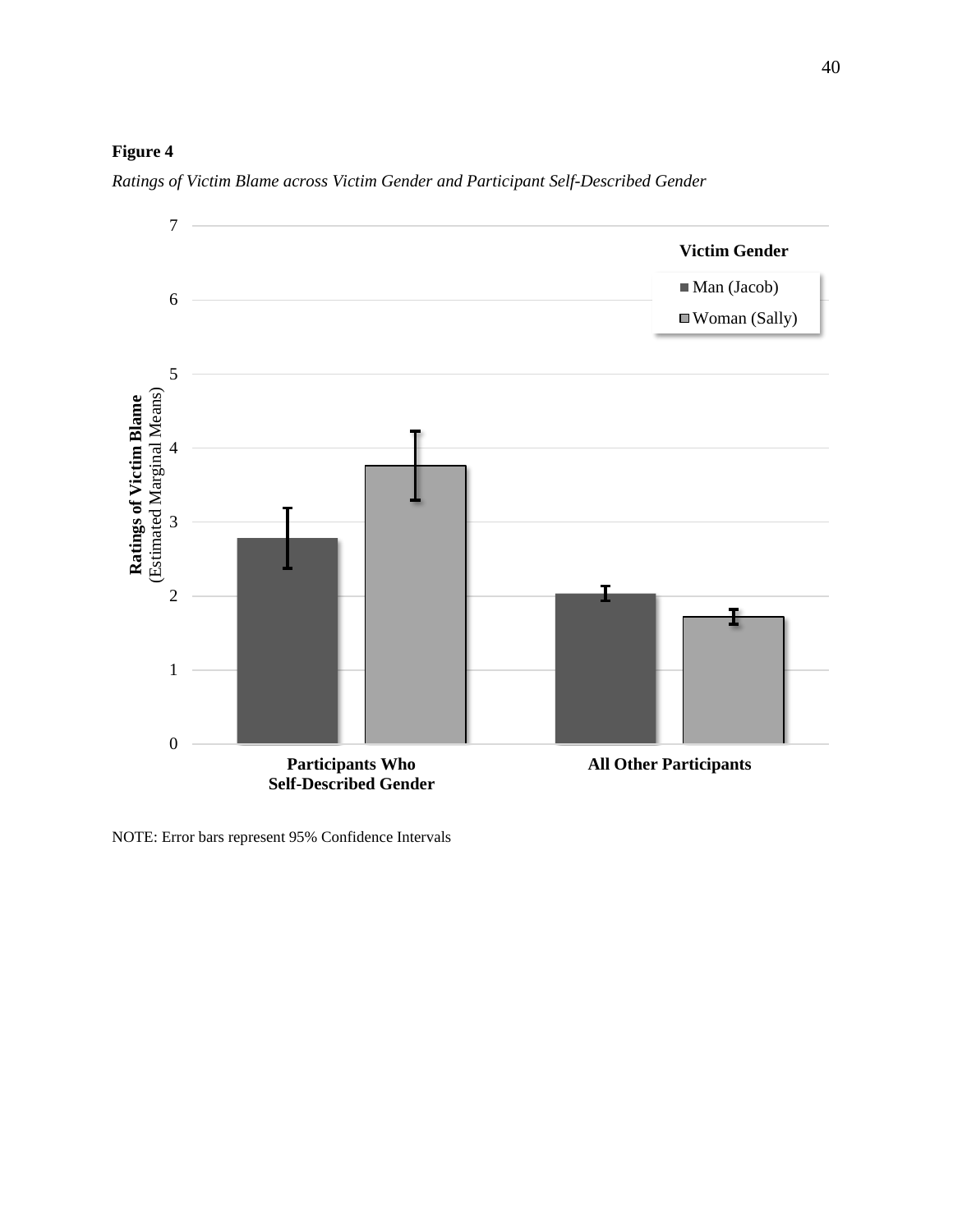**Figure 4**

*Ratings of Victim Blame across Victim Gender and Participant Self-Described Gender*

NOTE: Error bars represent 95% Confidence Intervals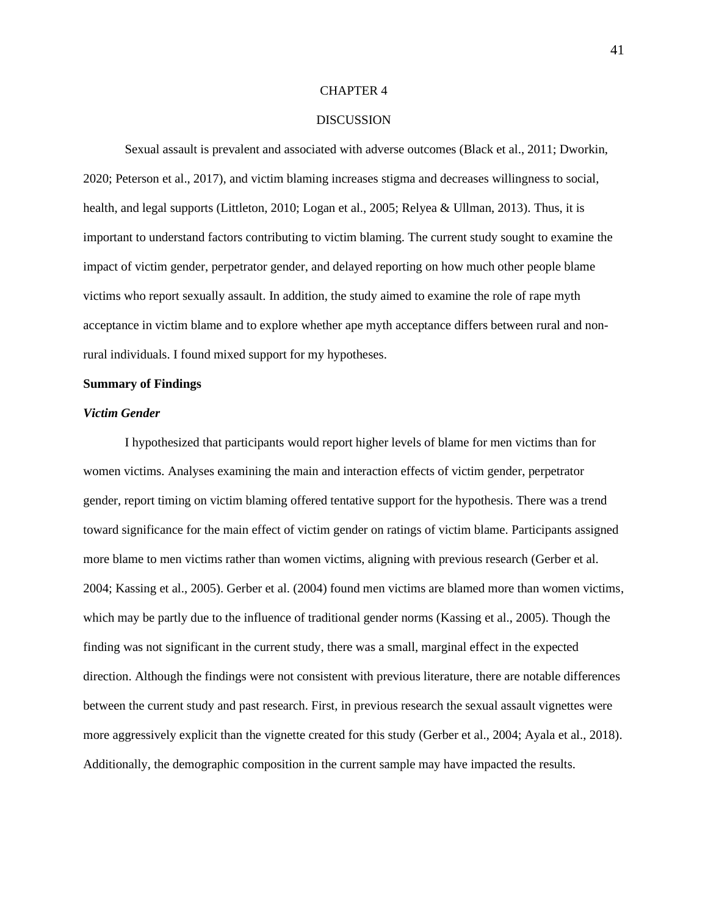# CHAPTER 4

# DISCUSSION

Sexual assault is prevalent and associated with adverse outcomes (Black et al., 2011; Dworkin, 2020; Peterson et al., 2017), and victim blaming increases stigma and decreases willingness to social, health, and legal supports (Littleton, 2010; Logan et al., 2005; Relyea & Ullman, 2013). Thus, it is important to understand factors contributing to victim blaming. The current study sought to examine the impact of victim gender, perpetrator gender, and delayed reporting on how much other people blame victims who report sexually assault. In addition, the study aimed to examine the role of rape myth acceptance in victim blame and to explore whether ape myth acceptance differs between rural and non-rural individuals. I found mixed support for my hypotheses.

## Summary of Findings

### *Victim Gender*

I hypothesized that participants would report higher levels of blame for men victims than for women victims. Analyses examining the main and interaction effects of victim gender, perpetrator gender, report timing on victim blaming offered tentative support for the hypothesis. There was a trend toward significance for the main effect of victim gender on ratings of victim blame. Participants assigned more blame to men victims rather than women victims, aligning with previous research (Gerber et al. 2004; Kassing et al., 2005). Gerber et al. (2004) found men victims are blamed more than women victims, which may be partly due to the influence of traditional gender norms (Kassing et al., 2005). Though the finding was not significant in the current study, there was a small, marginal effect in the expected direction. Although the findings were not consistent with previous literature, there are notable differences between the current study and past research. First, in previous research the sexual assault vignettes were more aggressively explicit than the vignette created for this study (Gerber et al., 2004; Ayala et al., 2018). Additionally, the demographic composition in the current sample may have impacted the results.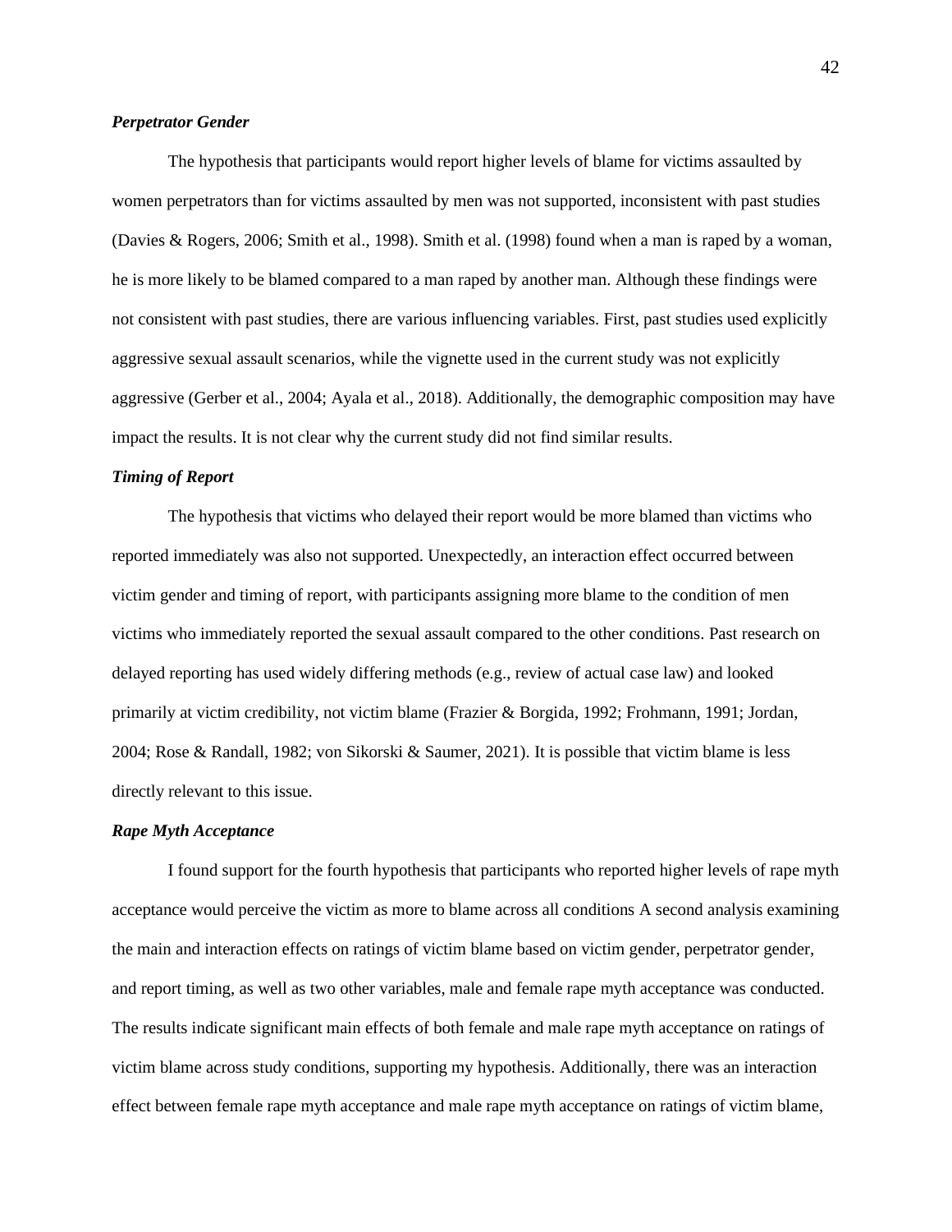### *Perpetrator Gender*

The hypothesis that participants would report higher levels of blame for victims assaulted by women perpetrators than for victims assaulted by men was not supported, inconsistent with past studies (Davies & Rogers, 2006; Smith et al., 1998). Smith et al. (1998) found when a man is raped by a woman, he is more likely to be blamed compared to a man raped by another man. Although these findings were not consistent with past studies, there are various influencing variables. First, past studies used explicitly aggressive sexual assault scenarios, while the vignette used in the current study was not explicitly aggressive (Gerber et al., 2004; Ayala et al., 2018). Additionally, the demographic composition may have impact the results. It is not clear why the current study did not find similar results.

### *Timing of Report*

The hypothesis that victims who delayed their report would be more blamed than victims who reported immediately was also not supported. Unexpectedly, an interaction effect occurred between victim gender and timing of report, with participants assigning more blame to the condition of men victims who immediately reported the sexual assault compared to the other conditions. Past research on delayed reporting has used widely differing methods (e.g., review of actual case law) and looked primarily at victim credibility, not victim blame (Frazier & Borgida, 1992; Frohmann, 1991; Jordan, 2004; Rose & Randall, 1982; von Sikorski & Saumer, 2021). It is possible that victim blame is less directly relevant to this issue.

### *Rape Myth Acceptance*

I found support for the fourth hypothesis that participants who reported higher levels of rape myth acceptance would perceive the victim as more to blame across all conditions A second analysis examining the main and interaction effects on ratings of victim blame based on victim gender, perpetrator gender, and report timing, as well as two other variables, male and female rape myth acceptance was conducted. The results indicate significant main effects of both female and male rape myth acceptance on ratings of victim blame across study conditions, supporting my hypothesis. Additionally, there was an interaction effect between female rape myth acceptance and male rape myth acceptance on ratings of victim blame,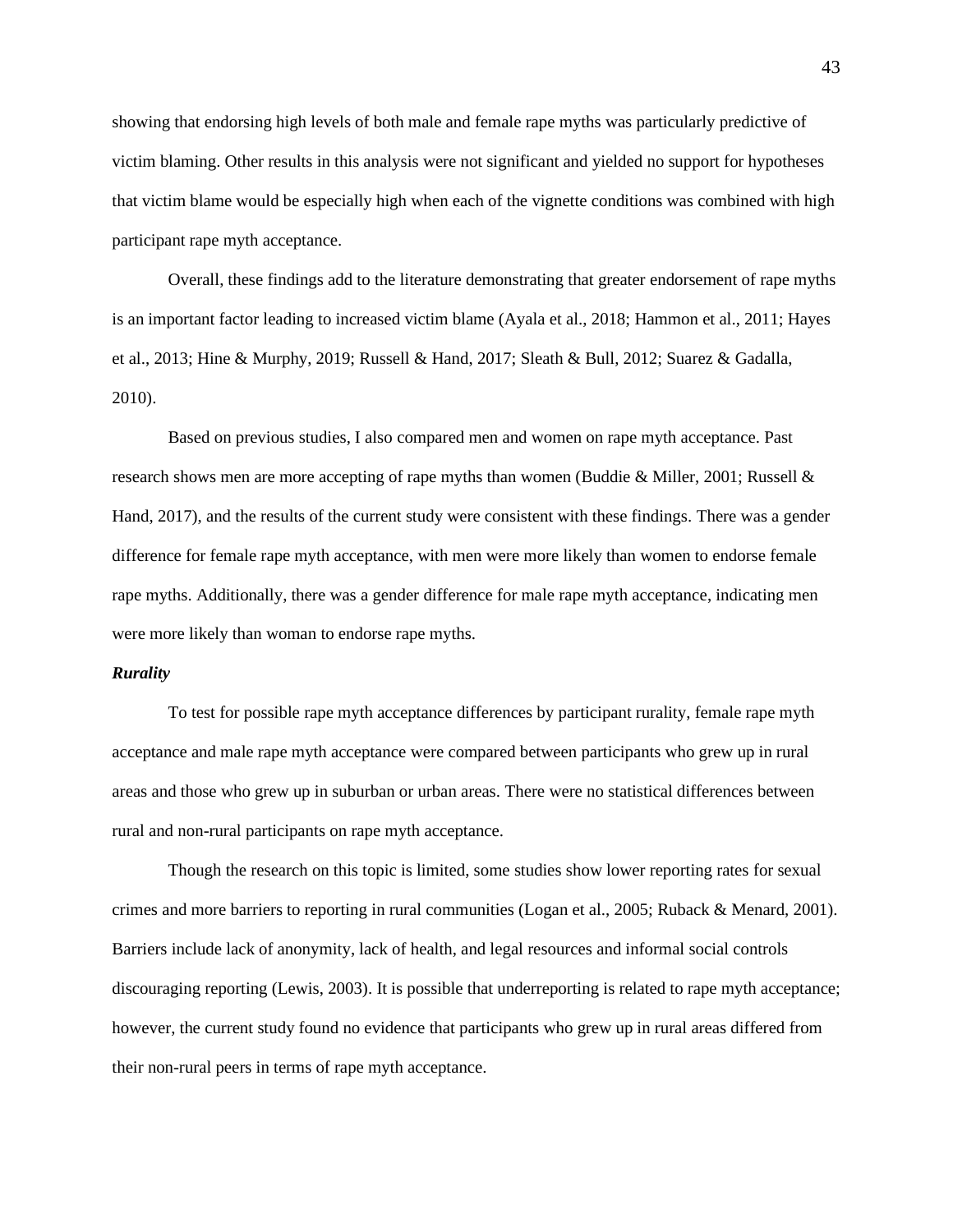showing that endorsing high levels of both male and female rape myths was particularly predictive of victim blaming. Other results in this analysis were not significant and yielded no support for hypotheses that victim blame would be especially high when each of the vignette conditions was combined with high participant rape myth acceptance.

Overall, these findings add to the literature demonstrating that greater endorsement of rape myths is an important factor leading to increased victim blame (Ayala et al., 2018; Hammon et al., 2011; Hayes et al., 2013; Hine & Murphy, 2019; Russell & Hand, 2017; Sleath & Bull, 2012; Suarez & Gadalla, 2010).

Based on previous studies, I also compared men and women on rape myth acceptance. Past research shows men are more accepting of rape myths than women (Buddie & Miller, 2001; Russell & Hand, 2017), and the results of the current study were consistent with these findings. There was a gender difference for female rape myth acceptance, with men were more likely than women to endorse female rape myths. Additionally, there was a gender difference for male rape myth acceptance, indicating men were more likely than woman to endorse rape myths.

### *Rurality*

To test for possible rape myth acceptance differences by participant rurality, female rape myth acceptance and male rape myth acceptance were compared between participants who grew up in rural areas and those who grew up in suburban or urban areas. There were no statistical differences between rural and non-rural participants on rape myth acceptance.

Though the research on this topic is limited, some studies show lower reporting rates for sexual crimes and more barriers to reporting in rural communities (Logan et al., 2005; Ruback & Menard, 2001). Barriers include lack of anonymity, lack of health, and legal resources and informal social controls discouraging reporting (Lewis, 2003). It is possible that underreporting is related to rape myth acceptance; however, the current study found no evidence that participants who grew up in rural areas differed from their non-rural peers in terms of rape myth acceptance.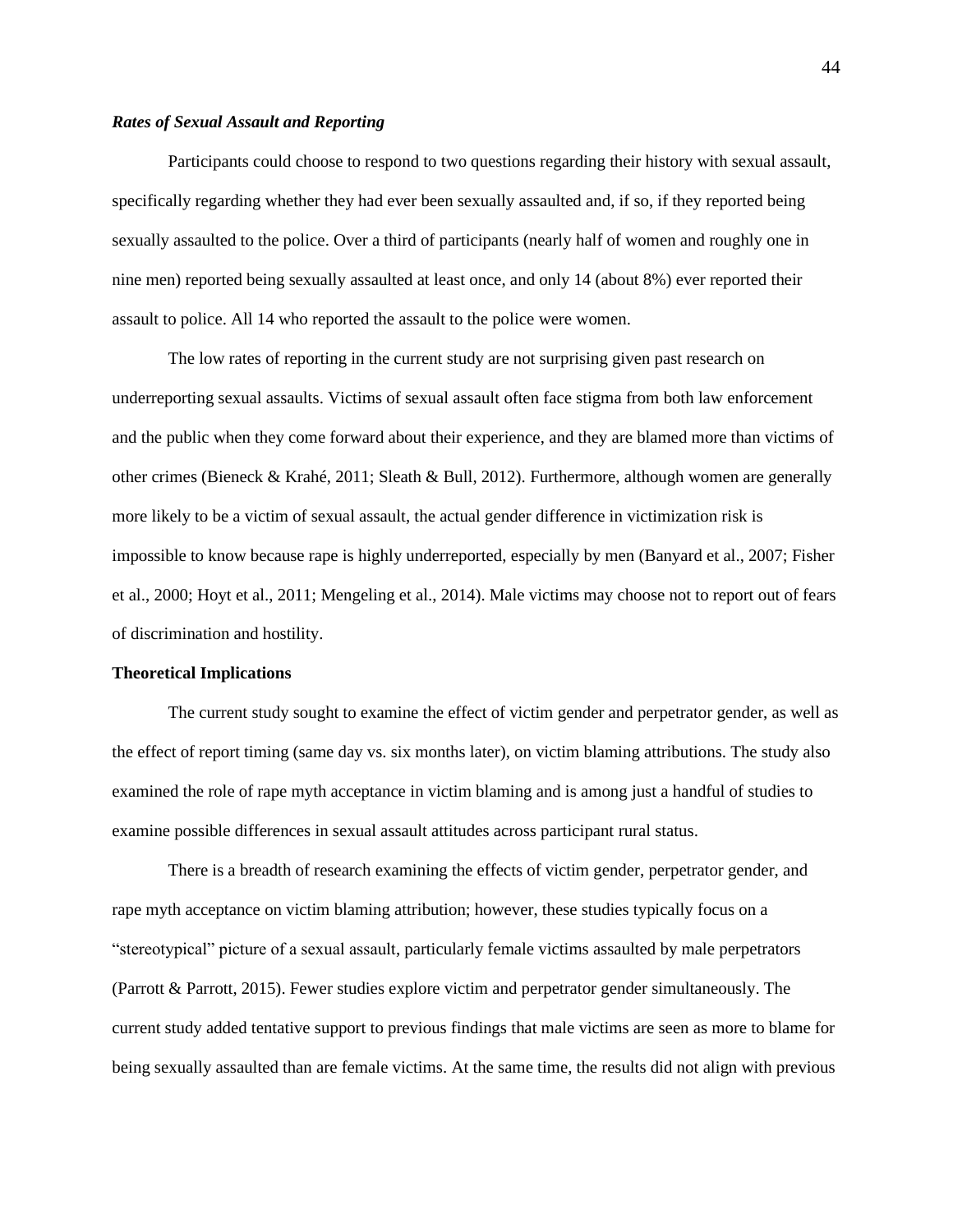### *Rates of Sexual Assault and Reporting*

Participants could choose to respond to two questions regarding their history with sexual assault, specifically regarding whether they had ever been sexually assaulted and, if so, if they reported being sexually assaulted to the police. Over a third of participants (nearly half of women and roughly one in nine men) reported being sexually assaulted at least once, and only 14 (about 8%) ever reported their assault to police. All 14 who reported the assault to the police were women.

The low rates of reporting in the current study are not surprising given past research on underreporting sexual assaults. Victims of sexual assault often face stigma from both law enforcement and the public when they come forward about their experience, and they are blamed more than victims of other crimes (Bieneck & Krahé, 2011; Sleath & Bull, 2012). Furthermore, although women are generally more likely to be a victim of sexual assault, the actual gender difference in victimization risk is impossible to know because rape is highly underreported, especially by men (Banyard et al., 2007; Fisher et al., 2000; Hoyt et al., 2011; Mengeling et al., 2014). Male victims may choose not to report out of fears of discrimination and hostility.

## Theoretical Implications

The current study sought to examine the effect of victim gender and perpetrator gender, as well as the effect of report timing (same day vs. six months later), on victim blaming attributions. The study also examined the role of rape myth acceptance in victim blaming and is among just a handful of studies to examine possible differences in sexual assault attitudes across participant rural status.

There is a breadth of research examining the effects of victim gender, perpetrator gender, and rape myth acceptance on victim blaming attribution; however, these studies typically focus on a "stereotypical" picture of a sexual assault, particularly female victims assaulted by male perpetrators (Parrott & Parrott, 2015). Fewer studies explore victim and perpetrator gender simultaneously. The current study added tentative support to previous findings that male victims are seen as more to blame for being sexually assaulted than are female victims. At the same time, the results did not align with previous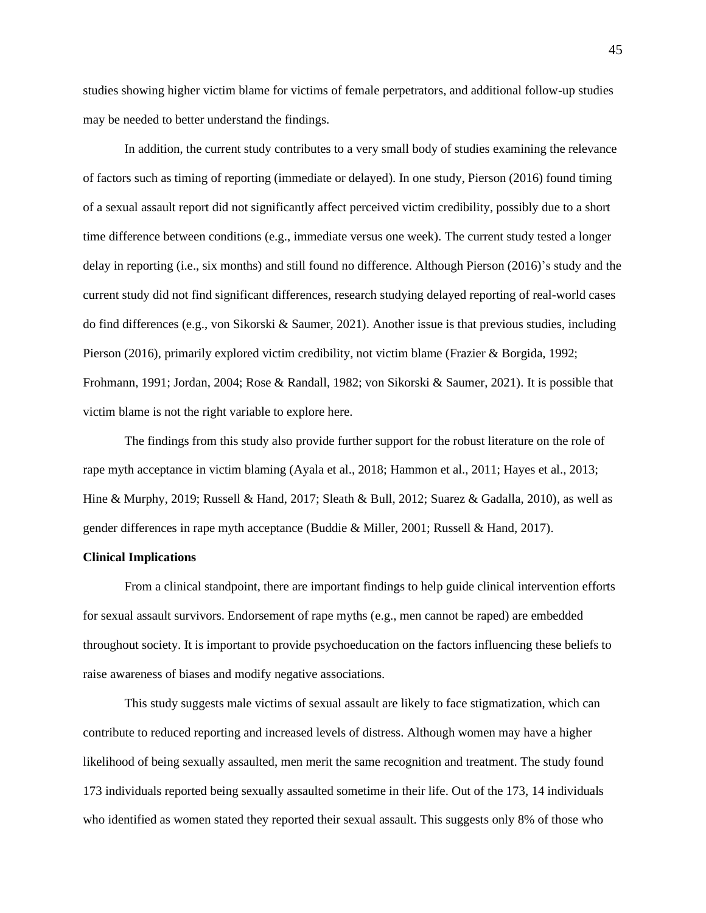studies showing higher victim blame for victims of female perpetrators, and additional follow-up studies may be needed to better understand the findings.

In addition, the current study contributes to a very small body of studies examining the relevance of factors such as timing of reporting (immediate or delayed). In one study, Pierson (2016) found timing of a sexual assault report did not significantly affect perceived victim credibility, possibly due to a short time difference between conditions (e.g., immediate versus one week). The current study tested a longer delay in reporting (i.e., six months) and still found no difference. Although Pierson (2016)'s study and the current study did not find significant differences, research studying delayed reporting of real-world cases do find differences (e.g., von Sikorski & Saumer, 2021). Another issue is that previous studies, including Pierson (2016), primarily explored victim credibility, not victim blame (Frazier & Borgida, 1992; Frohmann, 1991; Jordan, 2004; Rose & Randall, 1982; von Sikorski & Saumer, 2021). It is possible that victim blame is not the right variable to explore here.

The findings from this study also provide further support for the robust literature on the role of rape myth acceptance in victim blaming (Ayala et al., 2018; Hammon et al., 2011; Hayes et al., 2013; Hine & Murphy, 2019; Russell & Hand, 2017; Sleath & Bull, 2012; Suarez & Gadalla, 2010), as well as gender differences in rape myth acceptance (Buddie & Miller, 2001; Russell & Hand, 2017).

**Clinical Implications**

From a clinical standpoint, there are important findings to help guide clinical intervention efforts for sexual assault survivors. Endorsement of rape myths (e.g., men cannot be raped) are embedded throughout society. It is important to provide psychoeducation on the factors influencing these beliefs to raise awareness of biases and modify negative associations.

This study suggests male victims of sexual assault are likely to face stigmatization, which can contribute to reduced reporting and increased levels of distress. Although women may have a higher likelihood of being sexually assaulted, men merit the same recognition and treatment. The study found 173 individuals reported being sexually assaulted sometime in their life. Out of the 173, 14 individuals who identified as women stated they reported their sexual assault. This suggests only 8% of those who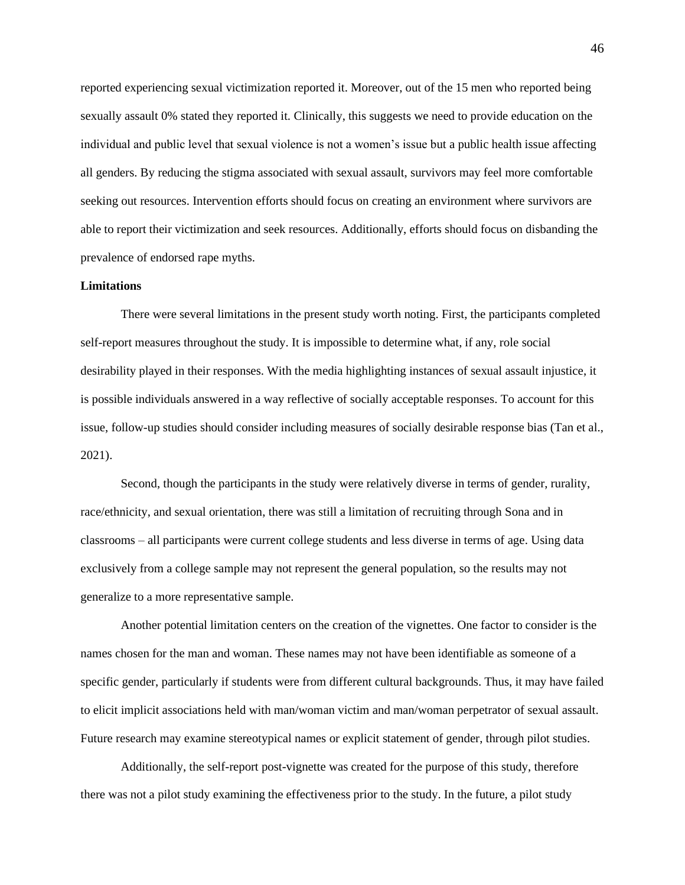reported experiencing sexual victimization reported it. Moreover, out of the 15 men who reported being sexually assault 0% stated they reported it. Clinically, this suggests we need to provide education on the individual and public level that sexual violence is not a women's issue but a public health issue affecting all genders. By reducing the stigma associated with sexual assault, survivors may feel more comfortable seeking out resources. Intervention efforts should focus on creating an environment where survivors are able to report their victimization and seek resources. Additionally, efforts should focus on disbanding the prevalence of endorsed rape myths.

**Limitations**

There were several limitations in the present study worth noting. First, the participants completed self-report measures throughout the study. It is impossible to determine what, if any, role social desirability played in their responses. With the media highlighting instances of sexual assault injustice, it is possible individuals answered in a way reflective of socially acceptable responses. To account for this issue, follow-up studies should consider including measures of socially desirable response bias (Tan et al., 2021).

Second, though the participants in the study were relatively diverse in terms of gender, rurality, race/ethnicity, and sexual orientation, there was still a limitation of recruiting through Sona and in classrooms – all participants were current college students and less diverse in terms of age. Using data exclusively from a college sample may not represent the general population, so the results may not generalize to a more representative sample.

Another potential limitation centers on the creation of the vignettes. One factor to consider is the names chosen for the man and woman. These names may not have been identifiable as someone of a specific gender, particularly if students were from different cultural backgrounds. Thus, it may have failed to elicit implicit associations held with man/woman victim and man/woman perpetrator of sexual assault. Future research may examine stereotypical names or explicit statement of gender, through pilot studies.

Additionally, the self-report post-vignette was created for the purpose of this study, therefore there was not a pilot study examining the effectiveness prior to the study. In the future, a pilot study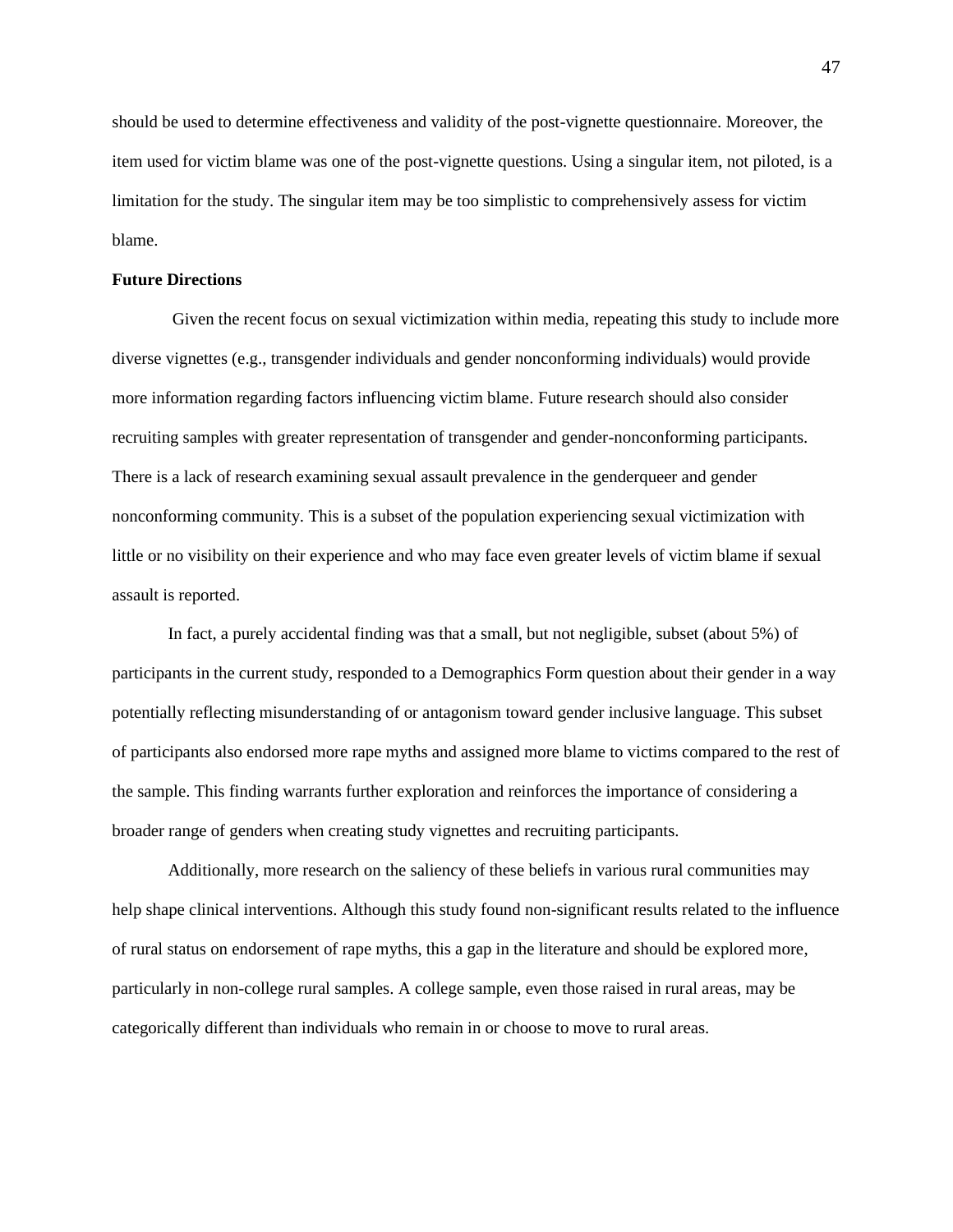should be used to determine effectiveness and validity of the post-vignette questionnaire. Moreover, the item used for victim blame was one of the post-vignette questions. Using a singular item, not piloted, is a limitation for the study. The singular item may be too simplistic to comprehensively assess for victim blame.

**Future Directions**

Given the recent focus on sexual victimization within media, repeating this study to include more diverse vignettes (e.g., transgender individuals and gender nonconforming individuals) would provide more information regarding factors influencing victim blame. Future research should also consider recruiting samples with greater representation of transgender and gender-nonconforming participants. There is a lack of research examining sexual assault prevalence in the genderqueer and gender nonconforming community. This is a subset of the population experiencing sexual victimization with little or no visibility on their experience and who may face even greater levels of victim blame if sexual assault is reported.

In fact, a purely accidental finding was that a small, but not negligible, subset (about 5%) of participants in the current study, responded to a Demographics Form question about their gender in a way potentially reflecting misunderstanding of or antagonism toward gender inclusive language. This subset of participants also endorsed more rape myths and assigned more blame to victims compared to the rest of the sample. This finding warrants further exploration and reinforces the importance of considering a broader range of genders when creating study vignettes and recruiting participants.

Additionally, more research on the saliency of these beliefs in various rural communities may help shape clinical interventions. Although this study found non-significant results related to the influence of rural status on endorsement of rape myths, this a gap in the literature and should be explored more, particularly in non-college rural samples. A college sample, even those raised in rural areas, may be categorically different than individuals who remain in or choose to move to rural areas.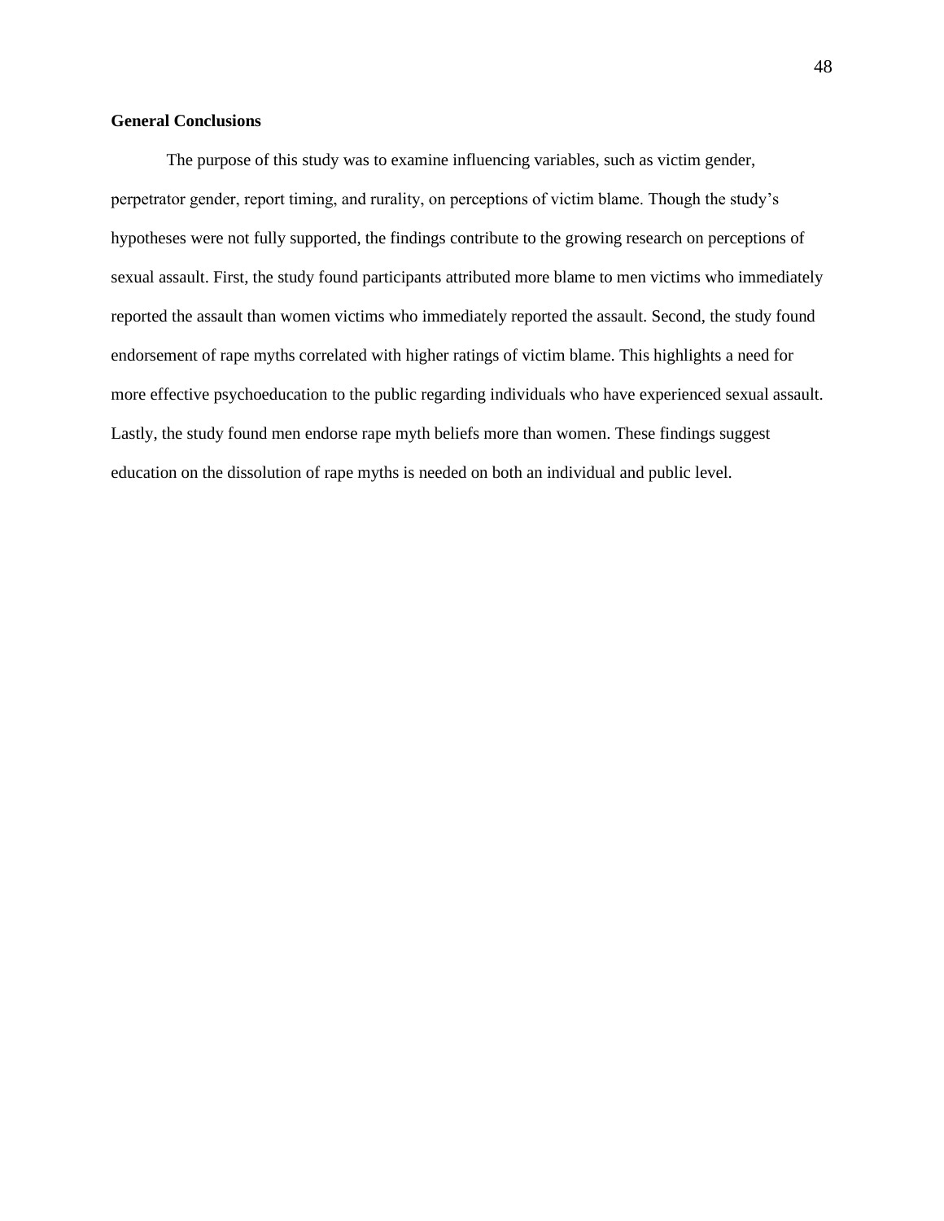**General Conclusions**

The purpose of this study was to examine influencing variables, such as victim gender, perpetrator gender, report timing, and rurality, on perceptions of victim blame. Though the study's hypotheses were not fully supported, the findings contribute to the growing research on perceptions of sexual assault. First, the study found participants attributed more blame to men victims who immediately reported the assault than women victims who immediately reported the assault. Second, the study found endorsement of rape myths correlated with higher ratings of victim blame. This highlights a need for more effective psychoeducation to the public regarding individuals who have experienced sexual assault. Lastly, the study found men endorse rape myth beliefs more than women. These findings suggest education on the dissolution of rape myths is needed on both an individual and public level.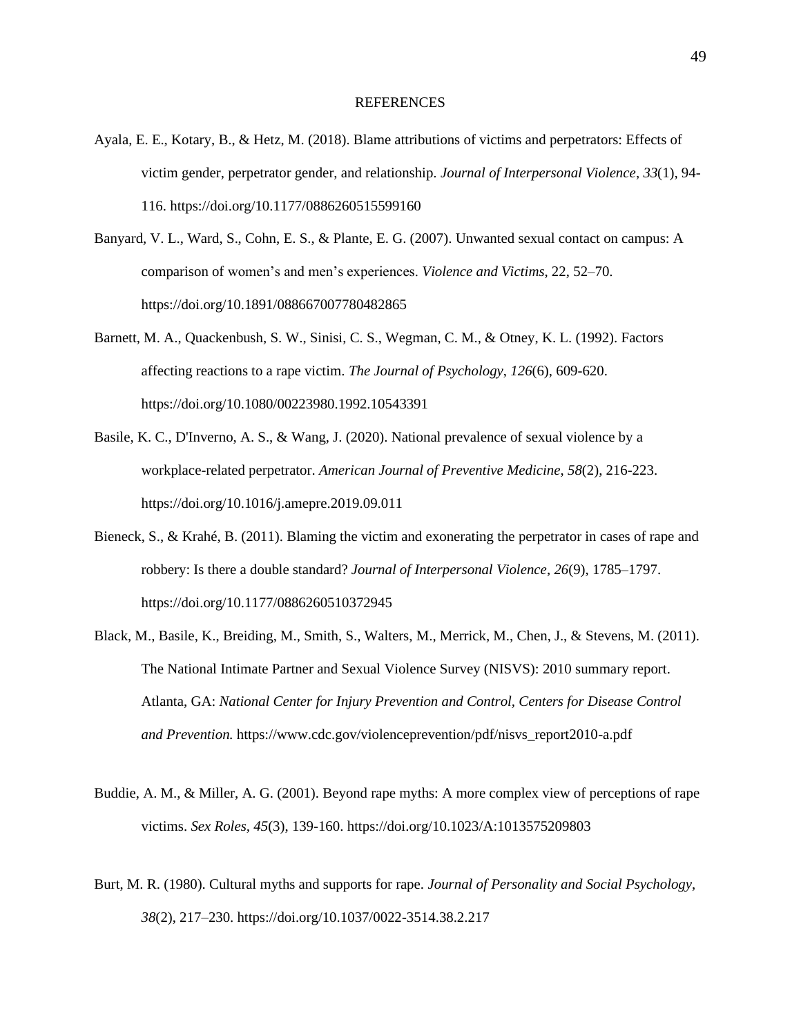# REFERENCES

Ayala, E. E., Kotary, B., & Hetz, M. (2018). Blame attributions of victims and perpetrators: Effects of victim gender, perpetrator gender, and relationship. *Journal of Interpersonal Violence*, *33*(1), 94-116. https://doi.org/10.1177/0886260515599160

Banyard, V. L., Ward, S., Cohn, E. S., & Plante, E. G. (2007). Unwanted sexual contact on campus: A comparison of women's and men's experiences. *Violence and Victims*, 22, 52–70. https://doi.org/10.1891/088667007780482865

Barnett, M. A., Quackenbush, S. W., Sinisi, C. S., Wegman, C. M., & Otney, K. L. (1992). Factors affecting reactions to a rape victim. *The Journal of Psychology*, *126*(6), 609-620. https://doi.org/10.1080/00223980.1992.10543391

Basile, K. C., D'Inverno, A. S., & Wang, J. (2020). National prevalence of sexual violence by a workplace-related perpetrator. *American Journal of Preventive Medicine*, *58*(2), 216-223. https://doi.org/10.1016/j.amepre.2019.09.011

Bieneck, S., & Krahé, B. (2011). Blaming the victim and exonerating the perpetrator in cases of rape and robbery: Is there a double standard? *Journal of Interpersonal Violence*, *26*(9), 1785–1797. https://doi.org/10.1177/0886260510372945

Black, M., Basile, K., Breiding, M., Smith, S., Walters, M., Merrick, M., Chen, J., & Stevens, M. (2011). The National Intimate Partner and Sexual Violence Survey (NISVS): 2010 summary report. Atlanta, GA: *National Center for Injury Prevention and Control, Centers for Disease Control and Prevention.* https://www.cdc.gov/violenceprevention/pdf/nisvs_report2010-a.pdf

Buddie, A. M., & Miller, A. G. (2001). Beyond rape myths: A more complex view of perceptions of rape victims. *Sex Roles, 45*(3), 139-160. https://doi.org/10.1023/A:1013575209803

Burt, M. R. (1980). Cultural myths and supports for rape. *Journal of Personality and Social Psychology*, *38*(2), 217–230. https://doi.org/10.1037/0022-3514.38.2.217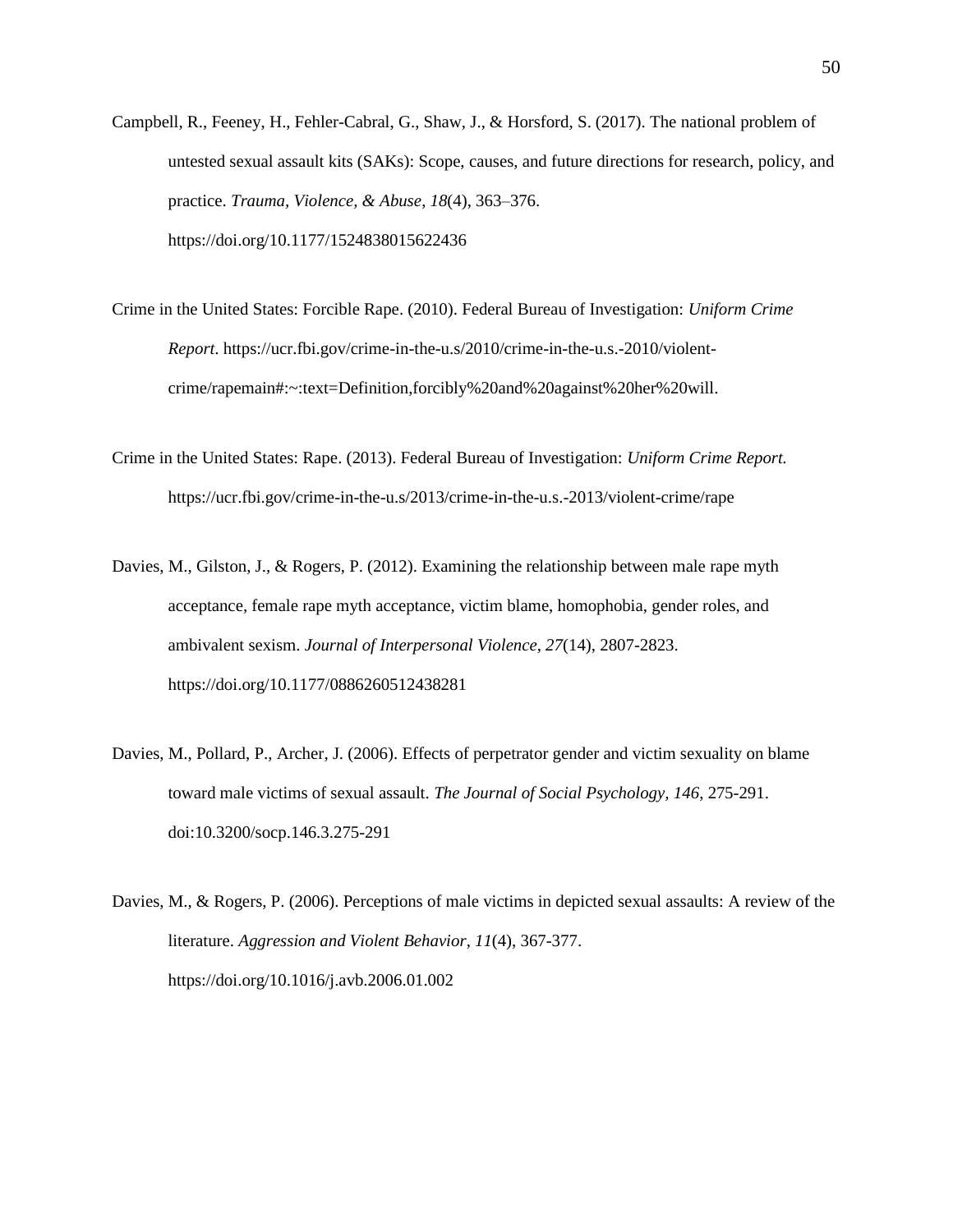Campbell, R., Feeney, H., Fehler-Cabral, G., Shaw, J., & Horsford, S. (2017). The national problem of untested sexual assault kits (SAKs): Scope, causes, and future directions for research, policy, and practice. *Trauma, Violence, & Abuse*, *18*(4), 363–376. https://doi.org/10.1177/1524838015622436

Crime in the United States: Forcible Rape. (2010). Federal Bureau of Investigation: *Uniform Crime Report*. https://ucr.fbi.gov/crime-in-the-u.s/2010/crime-in-the-u.s.-2010/violent-crime/rapemain#:~:text=Definition,forcibly%20and%20against%20her%20will.

Crime in the United States: Rape. (2013). Federal Bureau of Investigation: *Uniform Crime Report.* https://ucr.fbi.gov/crime-in-the-u.s/2013/crime-in-the-u.s.-2013/violent-crime/rape

Davies, M., Gilston, J., & Rogers, P. (2012). Examining the relationship between male rape myth acceptance, female rape myth acceptance, victim blame, homophobia, gender roles, and ambivalent sexism. *Journal of Interpersonal Violence*, *27*(14), 2807-2823. https://doi.org/10.1177/0886260512438281

Davies, M., Pollard, P., Archer, J. (2006). Effects of perpetrator gender and victim sexuality on blame toward male victims of sexual assault. *The Journal of Social Psychology, 146*, 275-291. doi:10.3200/socp.146.3.275-291

Davies, M., & Rogers, P. (2006). Perceptions of male victims in depicted sexual assaults: A review of the literature. *Aggression and Violent Behavior*, *11*(4), 367-377. https://doi.org/10.1016/j.avb.2006.01.002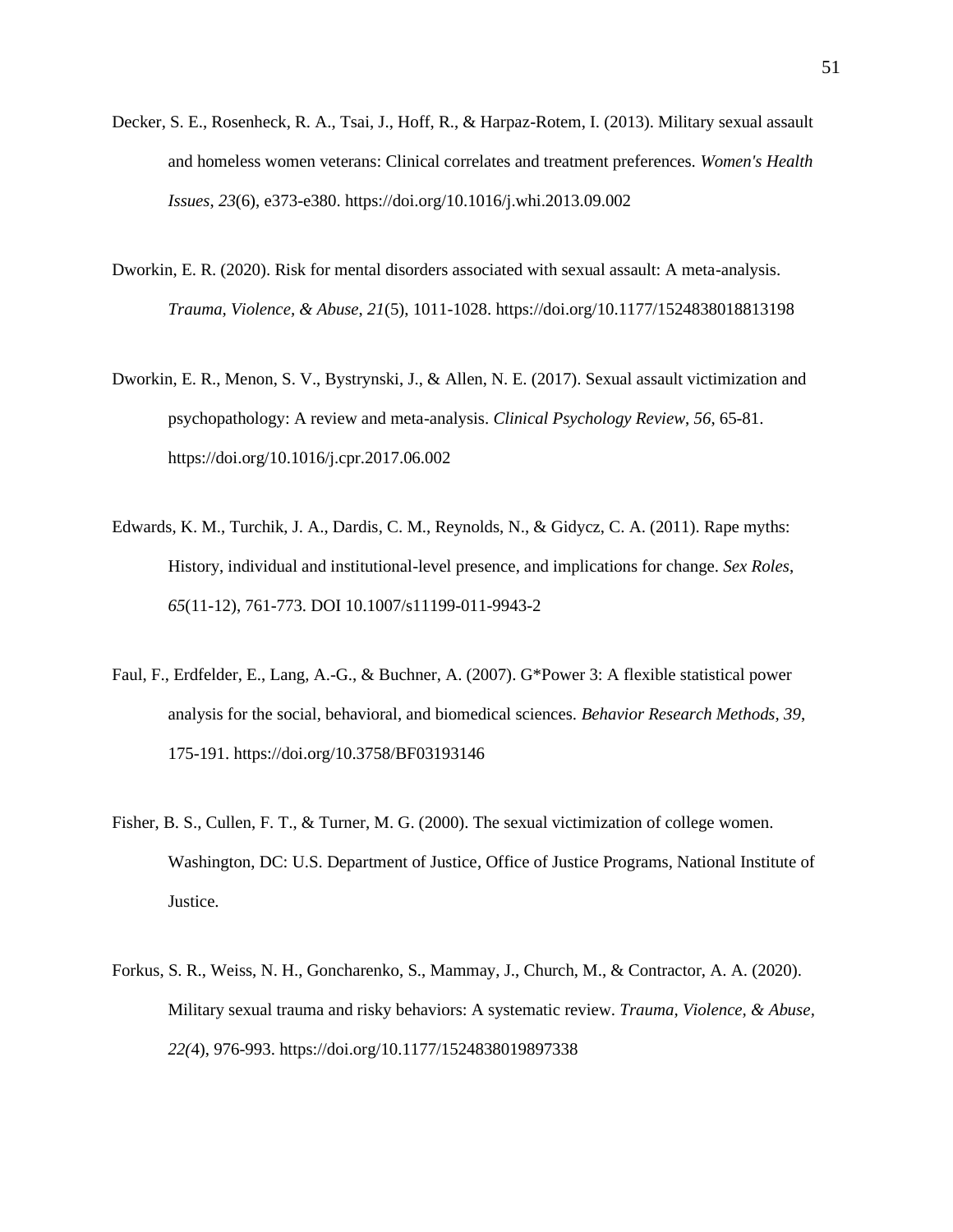Decker, S. E., Rosenheck, R. A., Tsai, J., Hoff, R., & Harpaz-Rotem, I. (2013). Military sexual assault and homeless women veterans: Clinical correlates and treatment preferences. *Women's Health Issues*, *23*(6), e373-e380. https://doi.org/10.1016/j.whi.2013.09.002

Dworkin, E. R. (2020). Risk for mental disorders associated with sexual assault: A meta-analysis. *Trauma, Violence, & Abuse*, *21*(5), 1011-1028. https://doi.org/10.1177/1524838018813198

Dworkin, E. R., Menon, S. V., Bystrynski, J., & Allen, N. E. (2017). Sexual assault victimization and psychopathology: A review and meta-analysis. *Clinical Psychology Review*, *56*, 65-81. https://doi.org/10.1016/j.cpr.2017.06.002

Edwards, K. M., Turchik, J. A., Dardis, C. M., Reynolds, N., & Gidycz, C. A. (2011). Rape myths: History, individual and institutional-level presence, and implications for change. *Sex Roles*, *65*(11-12), 761-773. DOI 10.1007/s11199-011-9943-2

Faul, F., Erdfelder, E., Lang, A.-G., & Buchner, A. (2007). G*Power 3: A flexible statistical power analysis for the social, behavioral, and biomedical sciences. *Behavior Research Methods*, *39*, 175-191. https://doi.org/10.3758/BF03193146

Fisher, B. S., Cullen, F. T., & Turner, M. G. (2000). The sexual victimization of college women. Washington, DC: U.S. Department of Justice, Office of Justice Programs, National Institute of Justice.

Forkus, S. R., Weiss, N. H., Goncharenko, S., Mammay, J., Church, M., & Contractor, A. A. (2020). Military sexual trauma and risky behaviors: A systematic review. *Trauma, Violence, & Abuse*, *22(*4), 976-993. https://doi.org/10.1177/1524838019897338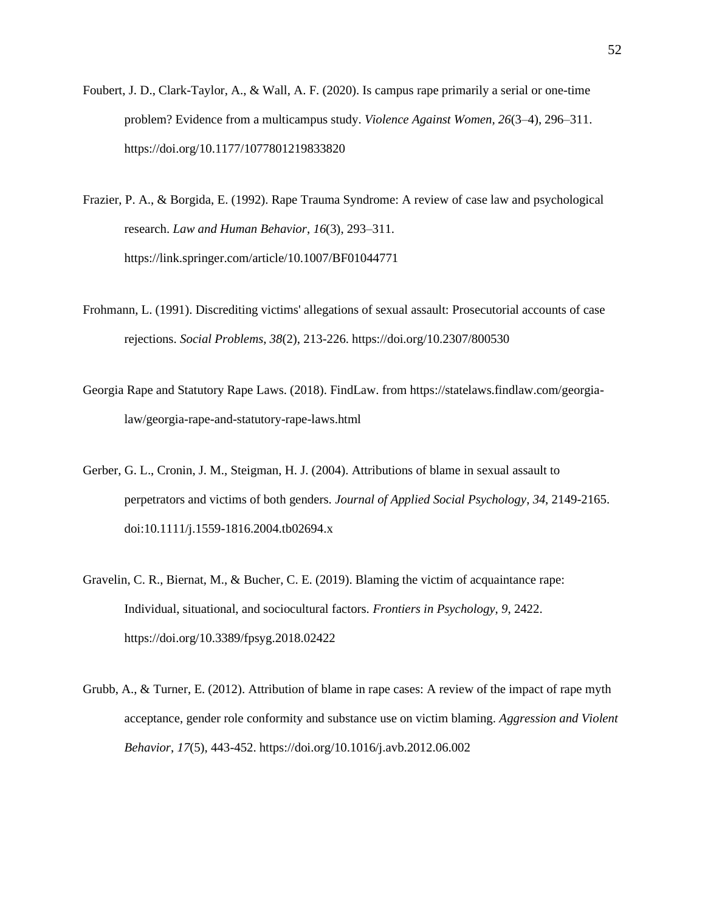Foubert, J. D., Clark-Taylor, A., & Wall, A. F. (2020). Is campus rape primarily a serial or one-time problem? Evidence from a multicampus study. *Violence Against Women*, *26*(3–4), 296–311. https://doi.org/10.1177/1077801219833820

Frazier, P. A., & Borgida, E. (1992). Rape Trauma Syndrome: A review of case law and psychological research. *Law and Human Behavior*, *16*(3), 293–311. https://link.springer.com/article/10.1007/BF01044771

Frohmann, L. (1991). Discrediting victims' allegations of sexual assault: Prosecutorial accounts of case rejections. *Social Problems, 38*(2), 213-226. https://doi.org/10.2307/800530

Georgia Rape and Statutory Rape Laws. (2018). FindLaw. from https://statelaws.findlaw.com/georgia-law/georgia-rape-and-statutory-rape-laws.html

Gerber, G. L., Cronin, J. M., Steigman, H. J. (2004). Attributions of blame in sexual assault to perpetrators and victims of both genders. *Journal of Applied Social Psychology*, *34*, 2149-2165. doi:10.1111/j.1559-1816.2004.tb02694.x

Gravelin, C. R., Biernat, M., & Bucher, C. E. (2019). Blaming the victim of acquaintance rape: Individual, situational, and sociocultural factors. *Frontiers in Psychology, 9*, 2422. https://doi.org/10.3389/fpsyg.2018.02422

Grubb, A., & Turner, E. (2012). Attribution of blame in rape cases: A review of the impact of rape myth acceptance, gender role conformity and substance use on victim blaming. *Aggression and Violent Behavior*, *17*(5), 443-452. https://doi.org/10.1016/j.avb.2012.06.002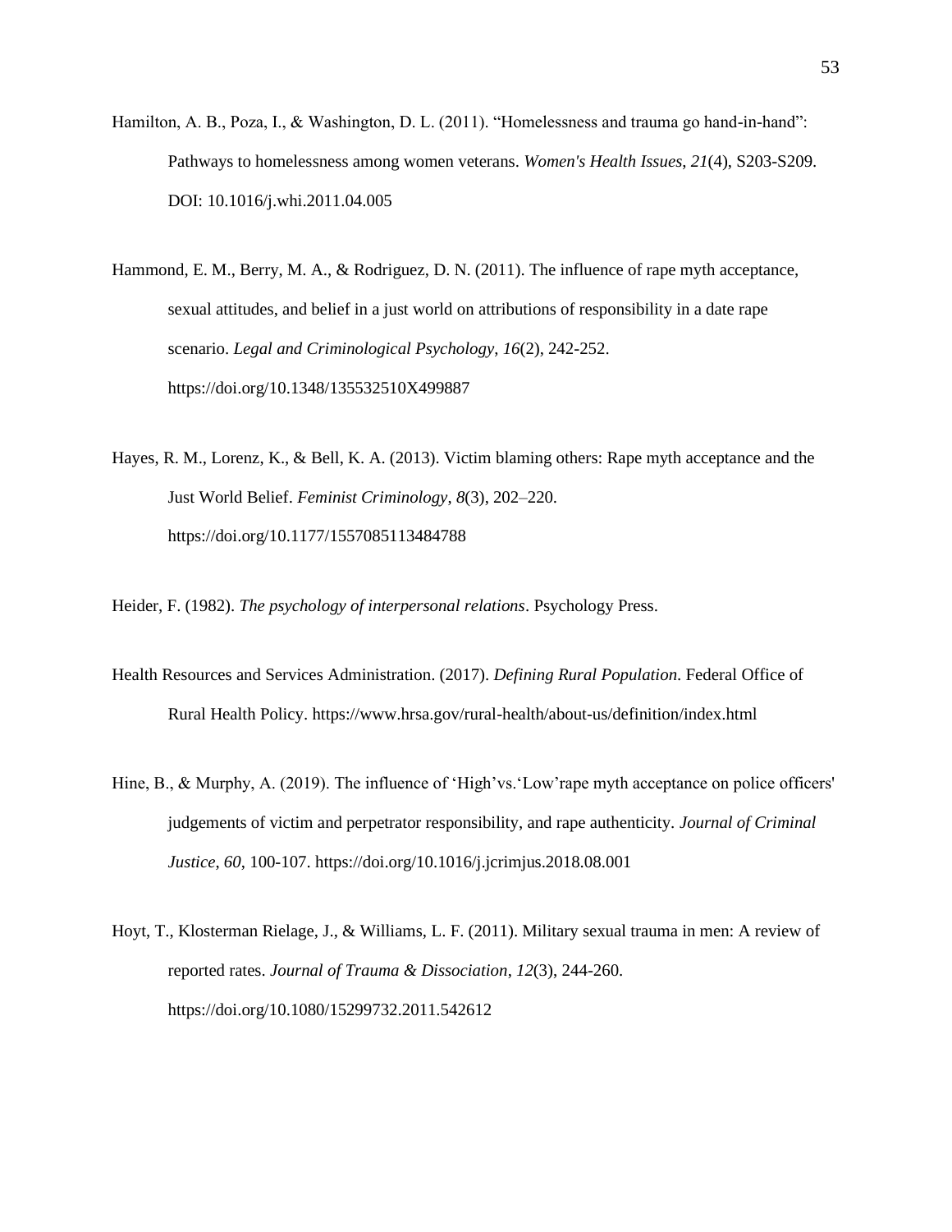Hamilton, A. B., Poza, I., & Washington, D. L. (2011). “Homelessness and trauma go hand-in-hand”: Pathways to homelessness among women veterans. *Women's Health Issues*, *21*(4), S203-S209. DOI: 10.1016/j.whi.2011.04.005

Hammond, E. M., Berry, M. A., & Rodriguez, D. N. (2011). The influence of rape myth acceptance, sexual attitudes, and belief in a just world on attributions of responsibility in a date rape scenario. *Legal and Criminological Psychology*, *16*(2), 242-252. https://doi.org/10.1348/135532510X499887

Hayes, R. M., Lorenz, K., & Bell, K. A. (2013). Victim blaming others: Rape myth acceptance and the Just World Belief. *Feminist Criminology*, *8*(3), 202–220. https://doi.org/10.1177/1557085113484788

Heider, F. (1982). *The psychology of interpersonal relations*. Psychology Press.

Health Resources and Services Administration. (2017). *Defining Rural Population*. Federal Office of Rural Health Policy. https://www.hrsa.gov/rural-health/about-us/definition/index.html

Hine, B., & Murphy, A. (2019). The influence of ‘High’vs.‘Low’rape myth acceptance on police officers' judgements of victim and perpetrator responsibility, and rape authenticity. *Journal of Criminal Justice*, *60*, 100-107. https://doi.org/10.1016/j.jcrimjus.2018.08.001

Hoyt, T., Klosterman Rielage, J., & Williams, L. F. (2011). Military sexual trauma in men: A review of reported rates. *Journal of Trauma & Dissociation*, *12*(3), 244-260. https://doi.org/10.1080/15299732.2011.542612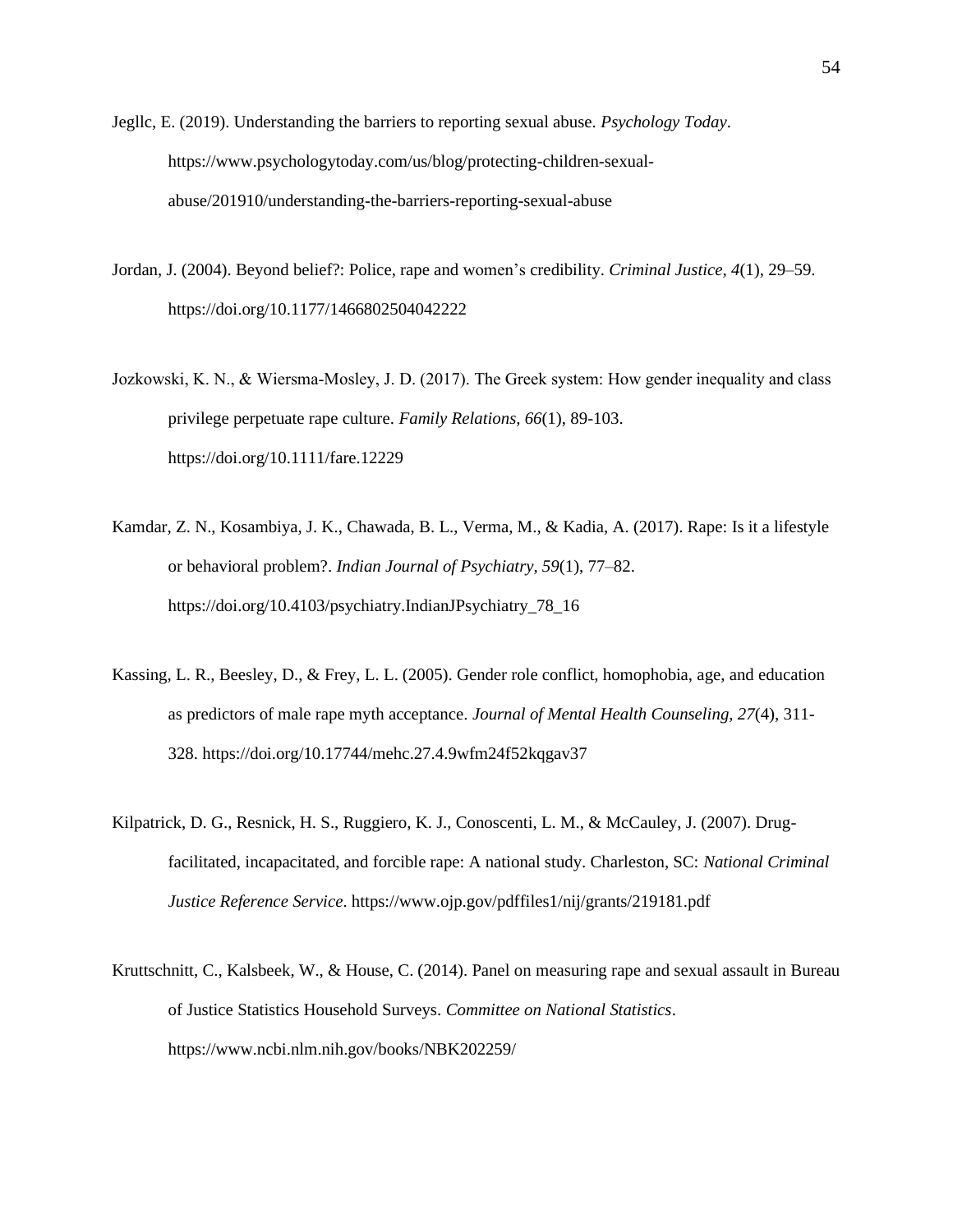Jegllc, E. (2019). Understanding the barriers to reporting sexual abuse. *Psychology Today*. https://www.psychologytoday.com/us/blog/protecting-children-sexual-abuse/201910/understanding-the-barriers-reporting-sexual-abuse

Jordan, J. (2004). Beyond belief?: Police, rape and women's credibility. *Criminal Justice*, *4*(1), 29–59. https://doi.org/10.1177/1466802504042222

Jozkowski, K. N., & Wiersma-Mosley, J. D. (2017). The Greek system: How gender inequality and class privilege perpetuate rape culture. *Family Relations*, *66*(1), 89-103. https://doi.org/10.1111/fare.12229

Kamdar, Z. N., Kosambiya, J. K., Chawada, B. L., Verma, M., & Kadia, A. (2017). Rape: Is it a lifestyle or behavioral problem?. *Indian Journal of Psychiatry*, *59*(1), 77–82. https://doi.org/10.4103/psychiatry.IndianJPsychiatry_78_16

Kassing, L. R., Beesley, D., & Frey, L. L. (2005). Gender role conflict, homophobia, age, and education as predictors of male rape myth acceptance. *Journal of Mental Health Counseling*, *27*(4), 311-328. https://doi.org/10.17744/mehc.27.4.9wfm24f52kqgav37

Kilpatrick, D. G., Resnick, H. S., Ruggiero, K. J., Conoscenti, L. M., & McCauley, J. (2007). Drug-facilitated, incapacitated, and forcible rape: A national study. Charleston, SC: *National Criminal Justice Reference Service*. https://www.ojp.gov/pdffiles1/nij/grants/219181.pdf

Kruttschnitt, C., Kalsbeek, W., & House, C. (2014). Panel on measuring rape and sexual assault in Bureau of Justice Statistics Household Surveys. *Committee on National Statistics*. https://www.ncbi.nlm.nih.gov/books/NBK202259/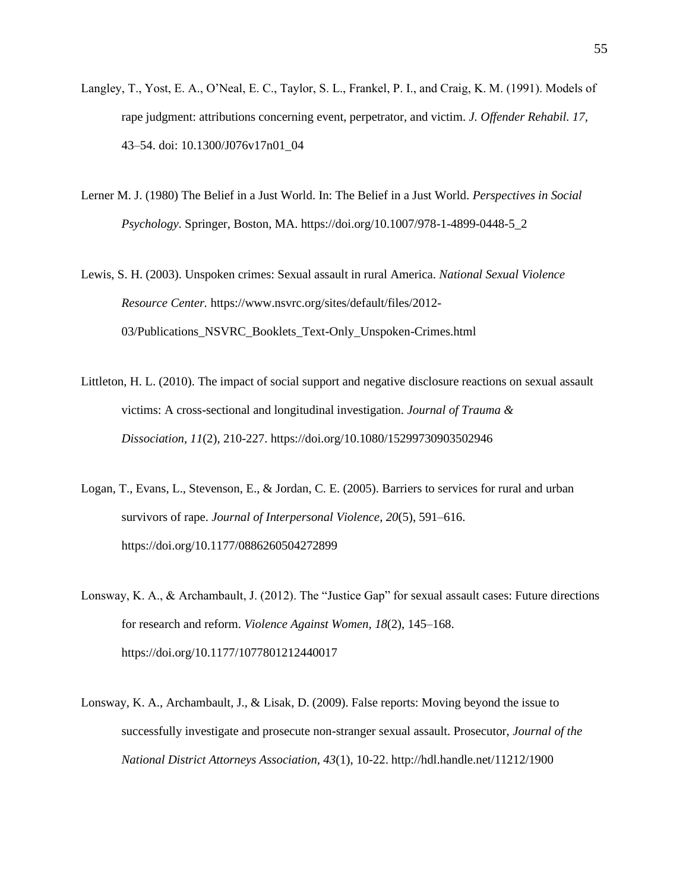Langley, T., Yost, E. A., O'Neal, E. C., Taylor, S. L., Frankel, P. I., and Craig, K. M. (1991). Models of rape judgment: attributions concerning event, perpetrator, and victim. *J. Offender Rehabil. 17*, 43–54. doi: 10.1300/J076v17n01_04

Lerner M. J. (1980) The Belief in a Just World. In: The Belief in a Just World. *Perspectives in Social Psychology*. Springer, Boston, MA. https://doi.org/10.1007/978-1-4899-0448-5_2

Lewis, S. H. (2003). Unspoken crimes: Sexual assault in rural America. *National Sexual Violence Resource Center.* https://www.nsvrc.org/sites/default/files/2012-03/Publications_NSVRC_Booklets_Text-Only_Unspoken-Crimes.html

Littleton, H. L. (2010). The impact of social support and negative disclosure reactions on sexual assault victims: A cross-sectional and longitudinal investigation. *Journal of Trauma & Dissociation*, *11*(2), 210-227. https://doi.org/10.1080/15299730903502946

Logan, T., Evans, L., Stevenson, E., & Jordan, C. E. (2005). Barriers to services for rural and urban survivors of rape. *Journal of Interpersonal Violence*, *20*(5), 591–616. https://doi.org/10.1177/0886260504272899

Lonsway, K. A., & Archambault, J. (2012). The "Justice Gap" for sexual assault cases: Future directions for research and reform. *Violence Against Women, 18*(2), 145–168. https://doi.org/10.1177/1077801212440017

Lonsway, K. A., Archambault, J., & Lisak, D. (2009). False reports: Moving beyond the issue to successfully investigate and prosecute non-stranger sexual assault. Prosecutor, *Journal of the National District Attorneys Association, 43*(1), 10-22. http://hdl.handle.net/11212/1900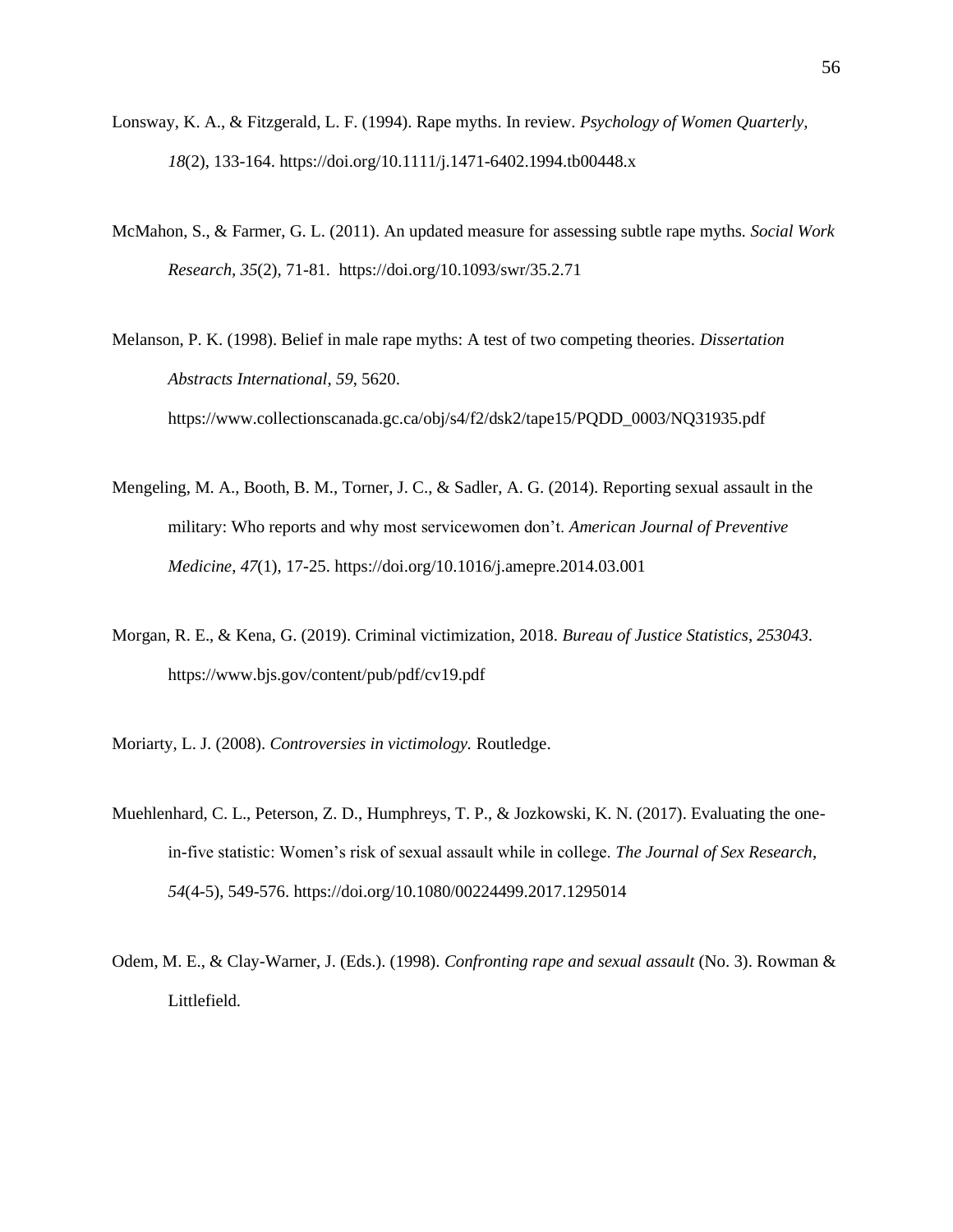Lonsway, K. A., & Fitzgerald, L. F. (1994). Rape myths. In review. *Psychology of Women Quarterly*, *18*(2), 133-164. https://doi.org/10.1111/j.1471-6402.1994.tb00448.x

McMahon, S., & Farmer, G. L. (2011). An updated measure for assessing subtle rape myths. *Social Work Research*, *35*(2), 71-81. https://doi.org/10.1093/swr/35.2.71

Melanson, P. K. (1998). Belief in male rape myths: A test of two competing theories. *Dissertation Abstracts International*, *59*, 5620. https://www.collectionscanada.gc.ca/obj/s4/f2/dsk2/tape15/PQDD_0003/NQ31935.pdf

Mengeling, M. A., Booth, B. M., Torner, J. C., & Sadler, A. G. (2014). Reporting sexual assault in the military: Who reports and why most servicewomen don't. *American Journal of Preventive Medicine*, *47*(1), 17-25. https://doi.org/10.1016/j.amepre.2014.03.001

Morgan, R. E., & Kena, G. (2019). Criminal victimization, 2018. *Bureau of Justice Statistics*, *253043*. https://www.bjs.gov/content/pub/pdf/cv19.pdf

Moriarty, L. J. (2008). *Controversies in victimology.* Routledge.

Muehlenhard, C. L., Peterson, Z. D., Humphreys, T. P., & Jozkowski, K. N. (2017). Evaluating the one-in-five statistic: Women's risk of sexual assault while in college. *The Journal of Sex Research*, *54*(4-5), 549-576. https://doi.org/10.1080/00224499.2017.1295014

Odem, M. E., & Clay-Warner, J. (Eds.). (1998). *Confronting rape and sexual assault* (No. 3). Rowman & Littlefield.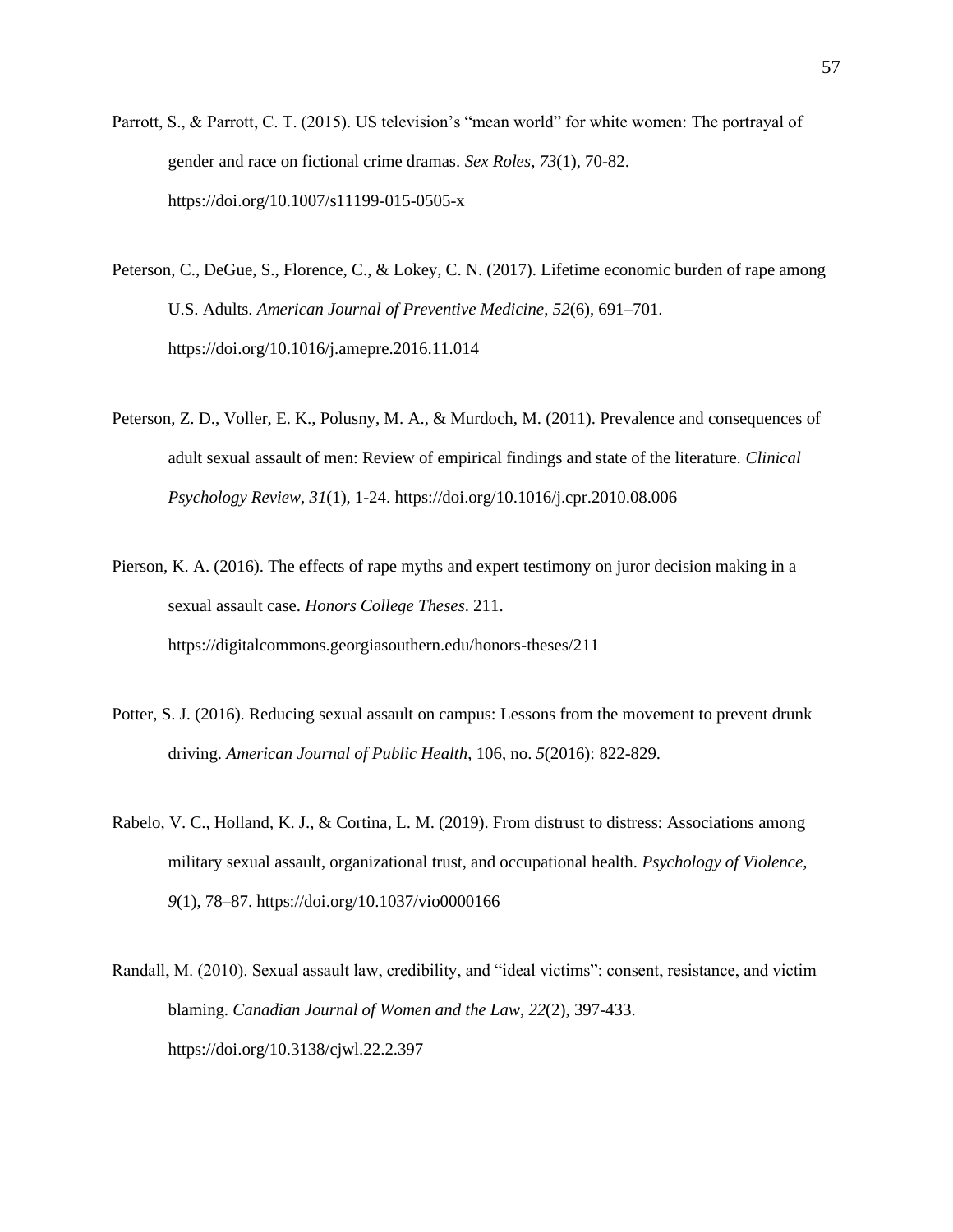Parrott, S., & Parrott, C. T. (2015). US television's "mean world" for white women: The portrayal of gender and race on fictional crime dramas. *Sex Roles*, *73*(1), 70-82. https://doi.org/10.1007/s11199-015-0505-x

Peterson, C., DeGue, S., Florence, C., & Lokey, C. N. (2017). Lifetime economic burden of rape among U.S. Adults. *American Journal of Preventive Medicine*, *52*(6), 691–701. https://doi.org/10.1016/j.amepre.2016.11.014

Peterson, Z. D., Voller, E. K., Polusny, M. A., & Murdoch, M. (2011). Prevalence and consequences of adult sexual assault of men: Review of empirical findings and state of the literature. *Clinical Psychology Review, 31*(1), 1-24. https://doi.org/10.1016/j.cpr.2010.08.006

Pierson, K. A. (2016). The effects of rape myths and expert testimony on juror decision making in a sexual assault case. *Honors College Theses*. 211. https://digitalcommons.georgiasouthern.edu/honors-theses/211

Potter, S. J. (2016). Reducing sexual assault on campus: Lessons from the movement to prevent drunk driving. *American Journal of Public Health*, 106, no. *5*(2016): 822-829.

Rabelo, V. C., Holland, K. J., & Cortina, L. M. (2019). From distrust to distress: Associations among military sexual assault, organizational trust, and occupational health. *Psychology of Violence, 9*(1), 78–87. https://doi.org/10.1037/vio0000166

Randall, M. (2010). Sexual assault law, credibility, and "ideal victims": consent, resistance, and victim blaming. *Canadian Journal of Women and the Law*, *22*(2), 397-433. https://doi.org/10.3138/cjwl.22.2.397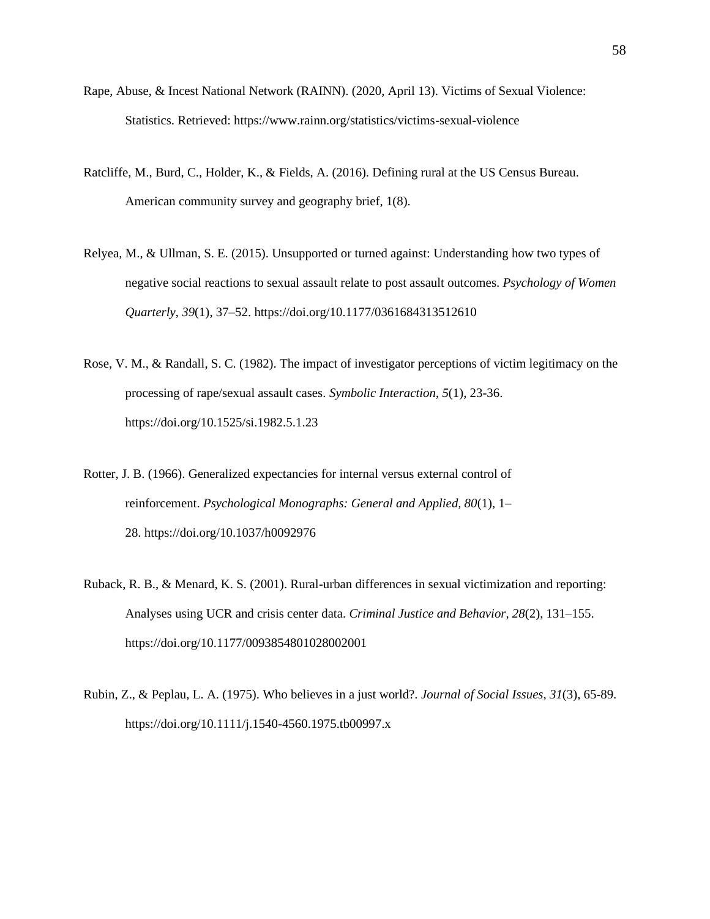Rape, Abuse, & Incest National Network (RAINN). (2020, April 13). Victims of Sexual Violence: Statistics. Retrieved: https://www.rainn.org/statistics/victims-sexual-violence

Ratcliffe, M., Burd, C., Holder, K., & Fields, A. (2016). Defining rural at the US Census Bureau. American community survey and geography brief, 1(8).

Relyea, M., & Ullman, S. E. (2015). Unsupported or turned against: Understanding how two types of negative social reactions to sexual assault relate to post assault outcomes. *Psychology of Women Quarterly*, *39*(1), 37–52. https://doi.org/10.1177/0361684313512610

Rose, V. M., & Randall, S. C. (1982). The impact of investigator perceptions of victim legitimacy on the processing of rape/sexual assault cases. *Symbolic Interaction*, *5*(1), 23-36. https://doi.org/10.1525/si.1982.5.1.23

Rotter, J. B. (1966). Generalized expectancies for internal versus external control of reinforcement. *Psychological Monographs: General and Applied, 80*(1), 1–28. https://doi.org/10.1037/h0092976

Ruback, R. B., & Menard, K. S. (2001). Rural-urban differences in sexual victimization and reporting: Analyses using UCR and crisis center data. *Criminal Justice and Behavior*, *28*(2), 131–155. https://doi.org/10.1177/0093854801028002001

Rubin, Z., & Peplau, L. A. (1975). Who believes in a just world?. *Journal of Social Issues*, *31*(3), 65-89. https://doi.org/10.1111/j.1540-4560.1975.tb00997.x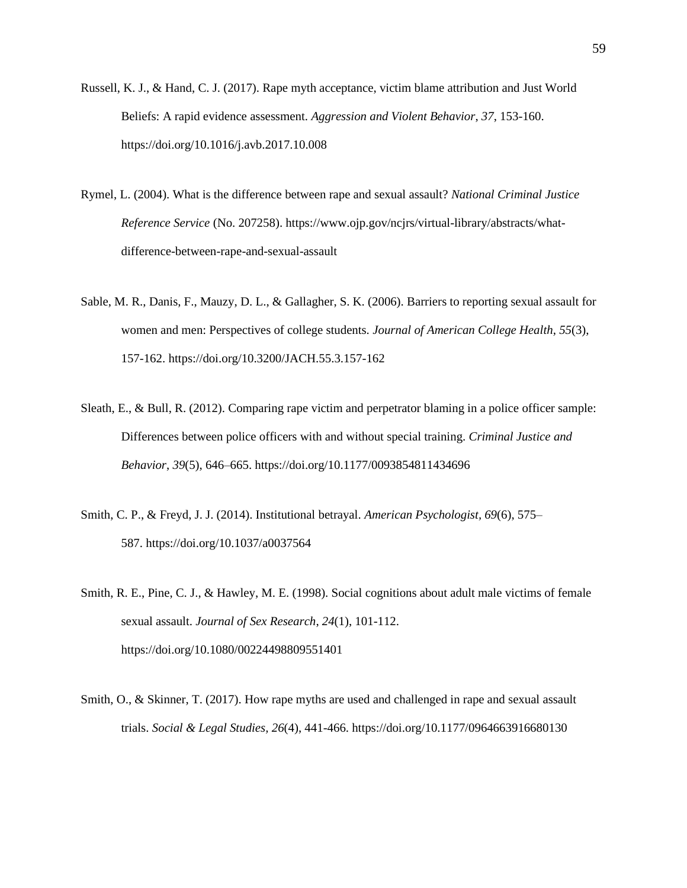Russell, K. J., & Hand, C. J. (2017). Rape myth acceptance, victim blame attribution and Just World Beliefs: A rapid evidence assessment. *Aggression and Violent Behavior*, *37*, 153-160. https://doi.org/10.1016/j.avb.2017.10.008

Rymel, L. (2004). What is the difference between rape and sexual assault? *National Criminal Justice Reference Service* (No. 207258). https://www.ojp.gov/ncjrs/virtual-library/abstracts/what-difference-between-rape-and-sexual-assault

Sable, M. R., Danis, F., Mauzy, D. L., & Gallagher, S. K. (2006). Barriers to reporting sexual assault for women and men: Perspectives of college students. *Journal of American College Health*, *55*(3), 157-162. https://doi.org/10.3200/JACH.55.3.157-162

Sleath, E., & Bull, R. (2012). Comparing rape victim and perpetrator blaming in a police officer sample: Differences between police officers with and without special training. *Criminal Justice and Behavior*, *39*(5), 646–665. https://doi.org/10.1177/0093854811434696

Smith, C. P., & Freyd, J. J. (2014). Institutional betrayal. *American Psychologist, 69*(6), 575–587. https://doi.org/10.1037/a0037564

Smith, R. E., Pine, C. J., & Hawley, M. E. (1998). Social cognitions about adult male victims of female sexual assault. *Journal of Sex Research*, *24*(1), 101-112. https://doi.org/10.1080/00224498809551401

Smith, O., & Skinner, T. (2017). How rape myths are used and challenged in rape and sexual assault trials. *Social & Legal Studies, 26*(4), 441-466. https://doi.org/10.1177/0964663916680130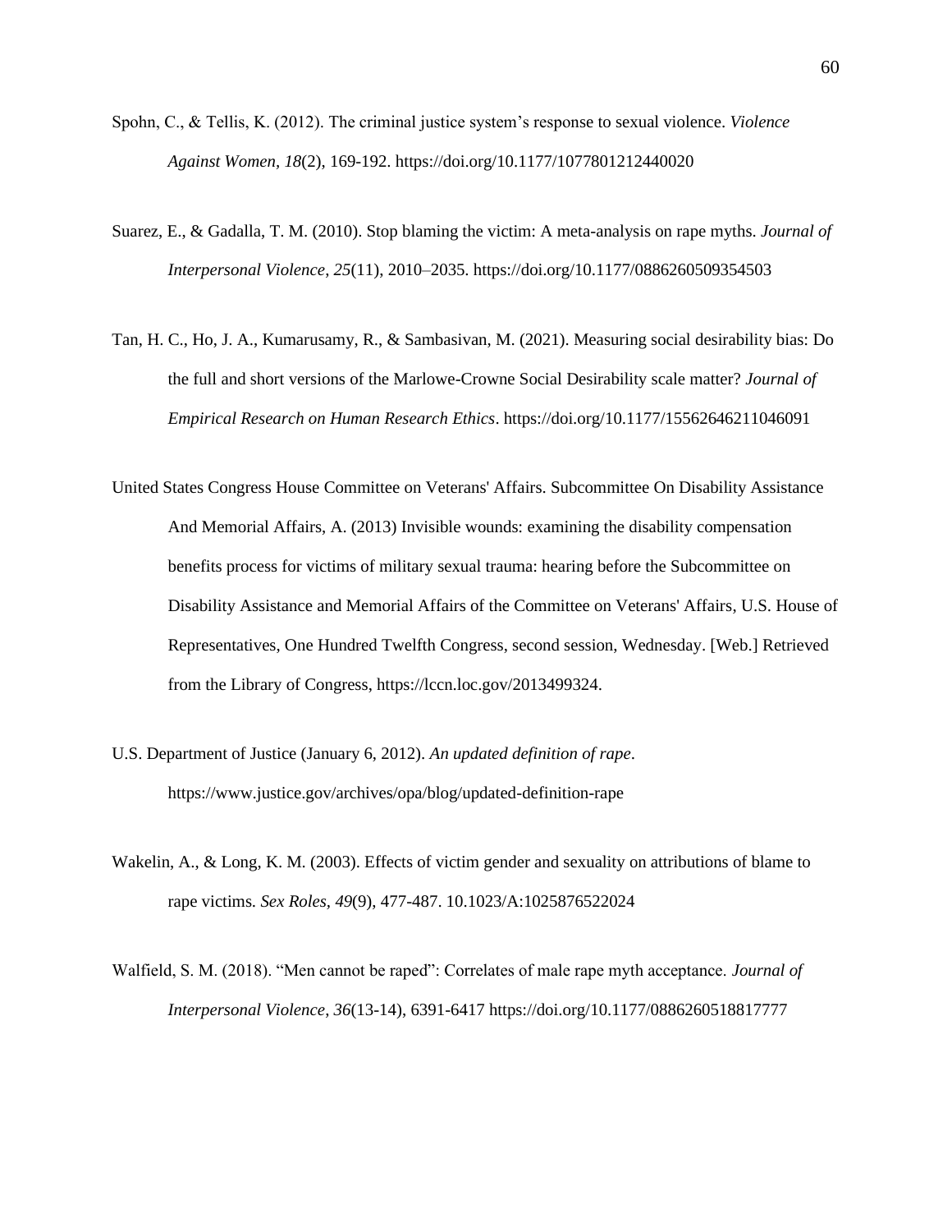Spohn, C., & Tellis, K. (2012). The criminal justice system's response to sexual violence. *Violence Against Women, 18*(2), 169-192. https://doi.org/10.1177/1077801212440020

Suarez, E., & Gadalla, T. M. (2010). Stop blaming the victim: A meta-analysis on rape myths. *Journal of Interpersonal Violence, 25*(11), 2010–2035. https://doi.org/10.1177/0886260509354503

Tan, H. C., Ho, J. A., Kumarusamy, R., & Sambasivan, M. (2021). Measuring social desirability bias: Do the full and short versions of the Marlowe-Crowne Social Desirability scale matter? *Journal of Empirical Research on Human Research Ethics*. https://doi.org/10.1177/15562646211046091

United States Congress House Committee on Veterans' Affairs. Subcommittee On Disability Assistance And Memorial Affairs, A. (2013) Invisible wounds: examining the disability compensation benefits process for victims of military sexual trauma: hearing before the Subcommittee on Disability Assistance and Memorial Affairs of the Committee on Veterans' Affairs, U.S. House of Representatives, One Hundred Twelfth Congress, second session, Wednesday. [Web.] Retrieved from the Library of Congress, https://lccn.loc.gov/2013499324.

U.S. Department of Justice (January 6, 2012). *An updated definition of rape*. https://www.justice.gov/archives/opa/blog/updated-definition-rape

Wakelin, A., & Long, K. M. (2003). Effects of victim gender and sexuality on attributions of blame to rape victims. *Sex Roles, 49*(9), 477-487. 10.1023/A:1025876522024

Walfield, S. M. (2018). "Men cannot be raped": Correlates of male rape myth acceptance. *Journal of Interpersonal Violence*, *36*(13-14), 6391-6417 https://doi.org/10.1177/0886260518817777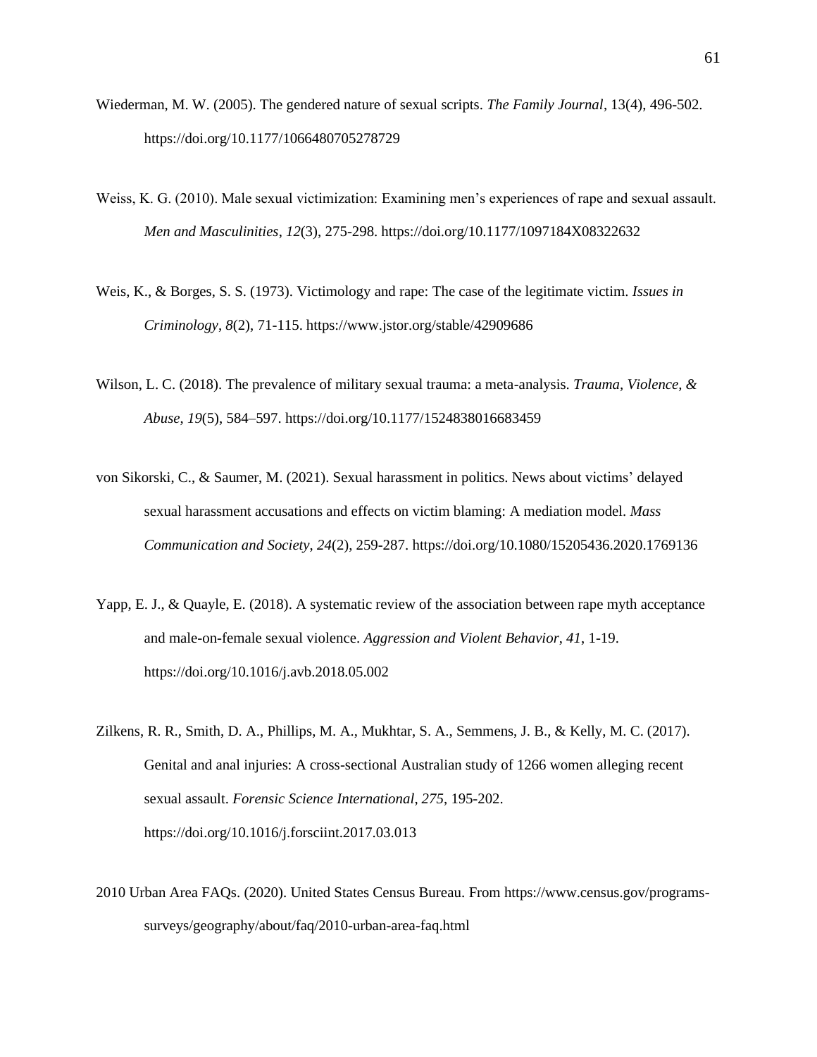Wiederman, M. W. (2005). The gendered nature of sexual scripts. *The Family Journal*, 13(4), 496-502. https://doi.org/10.1177/1066480705278729

Weiss, K. G. (2010). Male sexual victimization: Examining men's experiences of rape and sexual assault. *Men and Masculinities*, *12*(3), 275-298. https://doi.org/10.1177/1097184X08322632

Weis, K., & Borges, S. S. (1973). Victimology and rape: The case of the legitimate victim. *Issues in Criminology*, *8*(2), 71-115. https://www.jstor.org/stable/42909686

Wilson, L. C. (2018). The prevalence of military sexual trauma: a meta-analysis. *Trauma, Violence, & Abuse*, *19*(5), 584–597. https://doi.org/10.1177/1524838016683459

von Sikorski, C., & Saumer, M. (2021). Sexual harassment in politics. News about victims' delayed sexual harassment accusations and effects on victim blaming: A mediation model. *Mass Communication and Society*, *24*(2), 259-287. https://doi.org/10.1080/15205436.2020.1769136

Yapp, E. J., & Quayle, E. (2018). A systematic review of the association between rape myth acceptance and male-on-female sexual violence. *Aggression and Violent Behavior*, *41*, 1-19. https://doi.org/10.1016/j.avb.2018.05.002

Zilkens, R. R., Smith, D. A., Phillips, M. A., Mukhtar, S. A., Semmens, J. B., & Kelly, M. C. (2017). Genital and anal injuries: A cross-sectional Australian study of 1266 women alleging recent sexual assault. *Forensic Science International*, *275*, 195-202. https://doi.org/10.1016/j.forsciint.2017.03.013

2010 Urban Area FAQs. (2020). United States Census Bureau. From https://www.census.gov/programs-surveys/geography/about/faq/2010-urban-area-faq.html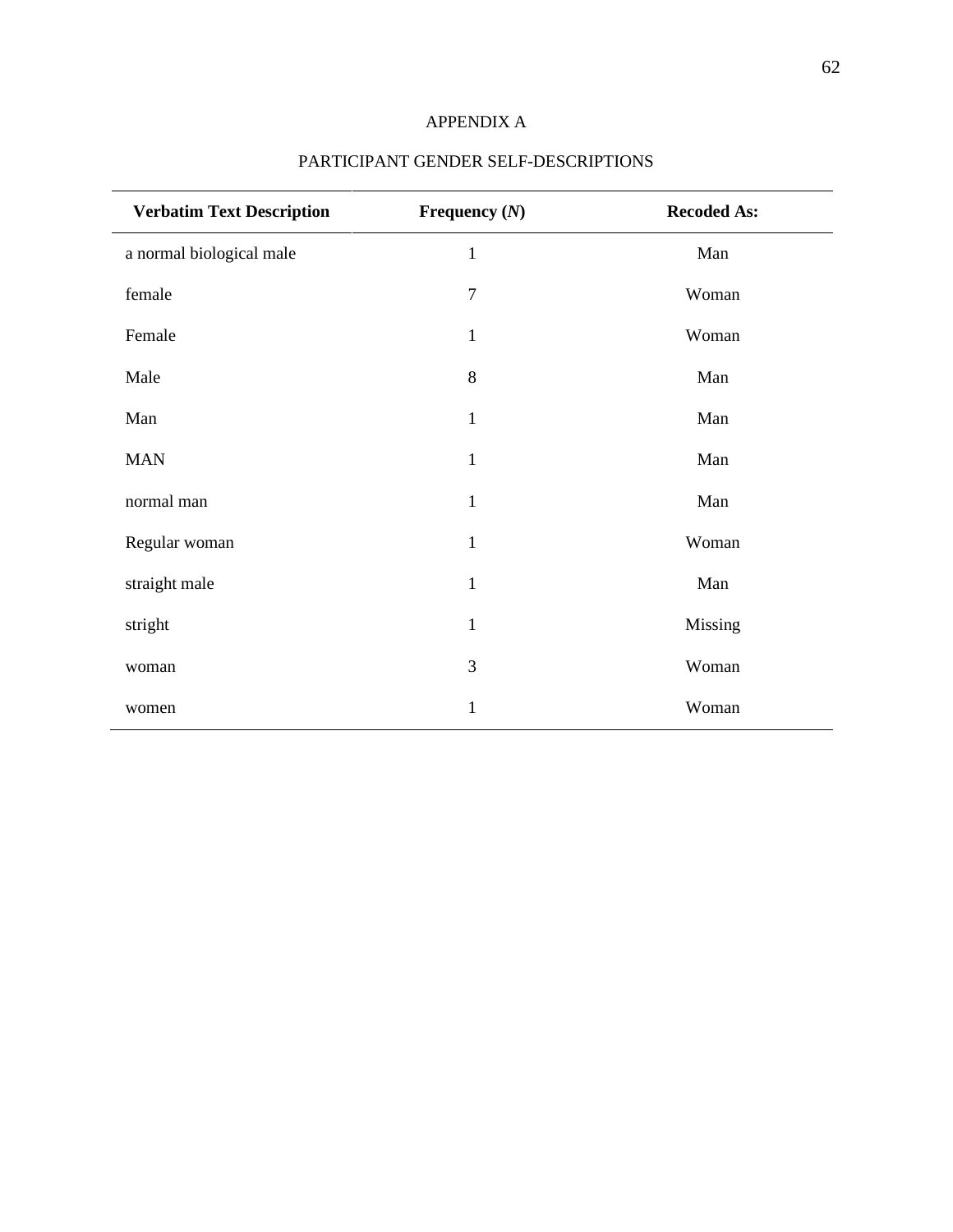# APPENDIX A

## PARTICIPANT GENDER SELF-DESCRIPTIONS

| **Verbatim Text Description** | **Frequency (*N*)** | **Recoded As:** |
|---|---|---|
| a normal biological male | 1 | Man |
| female | 7 | Woman |
| Female | 1 | Woman |
| Male | 8 | Man |
| Man | 1 | Man |
| MAN | 1 | Man |
| normal man | 1 | Man |
| Regular woman | 1 | Woman |
| straight male | 1 | Man |
| stright | 1 | Missing |
| woman | 3 | Woman |
| women | 1 | Woman |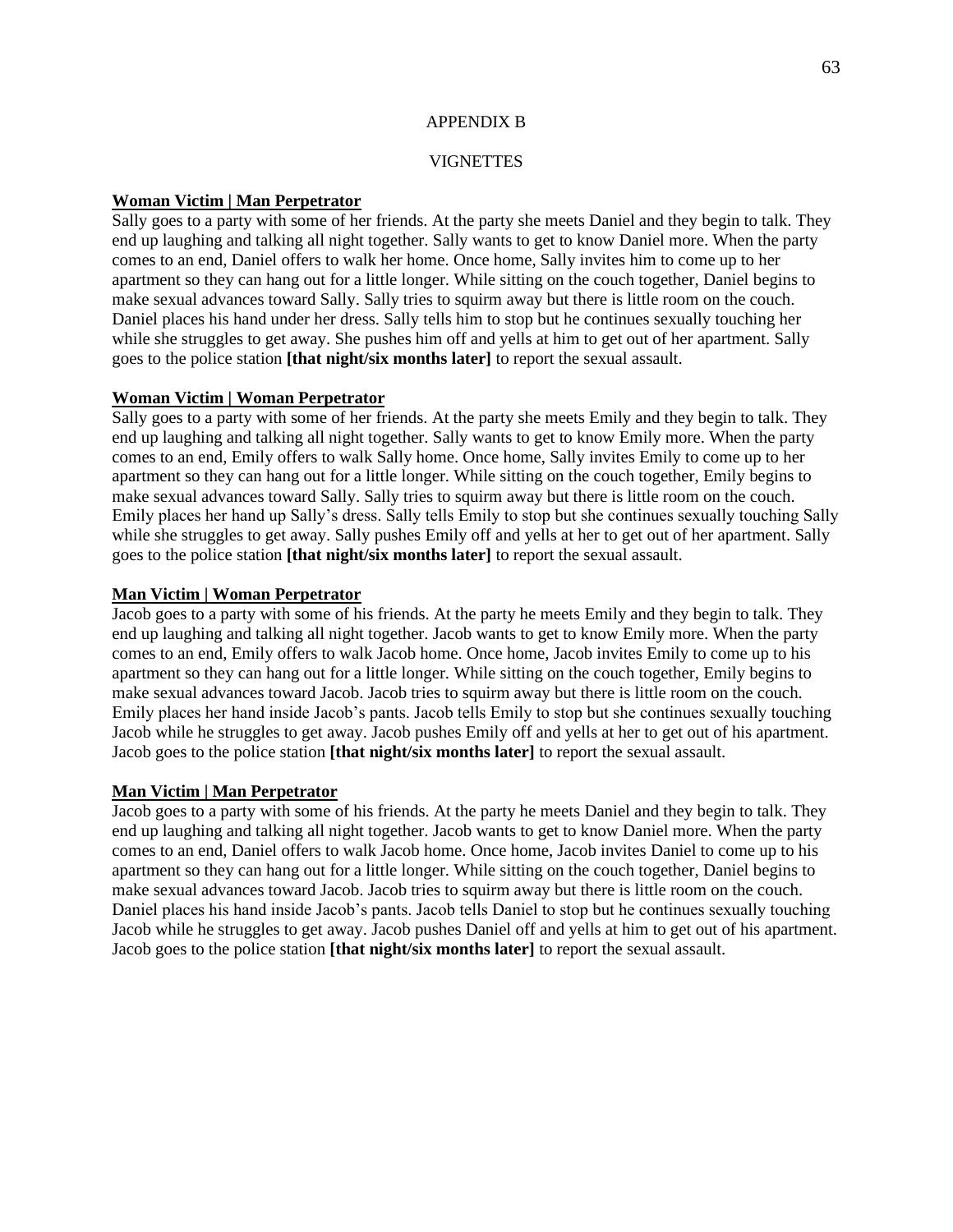# APPENDIX B

## VIGNETTES

**Woman Victim | Man Perpetrator**

Sally goes to a party with some of her friends. At the party she meets Daniel and they begin to talk. They end up laughing and talking all night together. Sally wants to get to know Daniel more. When the party comes to an end, Daniel offers to walk her home. Once home, Sally invites him to come up to her apartment so they can hang out for a little longer. While sitting on the couch together, Daniel begins to make sexual advances toward Sally. Sally tries to squirm away but there is little room on the couch. Daniel places his hand under her dress. Sally tells him to stop but he continues sexually touching her while she struggles to get away. She pushes him off and yells at him to get out of her apartment. Sally goes to the police station **[that night/six months later]** to report the sexual assault.

**Woman Victim | Woman Perpetrator**

Sally goes to a party with some of her friends. At the party she meets Emily and they begin to talk. They end up laughing and talking all night together. Sally wants to get to know Emily more. When the party comes to an end, Emily offers to walk Sally home. Once home, Sally invites Emily to come up to her apartment so they can hang out for a little longer. While sitting on the couch together, Emily begins to make sexual advances toward Sally. Sally tries to squirm away but there is little room on the couch. Emily places her hand up Sally's dress. Sally tells Emily to stop but she continues sexually touching Sally while she struggles to get away. Sally pushes Emily off and yells at her to get out of her apartment. Sally goes to the police station **[that night/six months later]** to report the sexual assault.

**Man Victim | Woman Perpetrator**

Jacob goes to a party with some of his friends. At the party he meets Emily and they begin to talk. They end up laughing and talking all night together. Jacob wants to get to know Emily more. When the party comes to an end, Emily offers to walk Jacob home. Once home, Jacob invites Emily to come up to his apartment so they can hang out for a little longer. While sitting on the couch together, Emily begins to make sexual advances toward Jacob. Jacob tries to squirm away but there is little room on the couch. Emily places her hand inside Jacob's pants. Jacob tells Emily to stop but she continues sexually touching Jacob while he struggles to get away. Jacob pushes Emily off and yells at her to get out of his apartment. Jacob goes to the police station **[that night/six months later]** to report the sexual assault.

**Man Victim | Man Perpetrator**

Jacob goes to a party with some of his friends. At the party he meets Daniel and they begin to talk. They end up laughing and talking all night together. Jacob wants to get to know Daniel more. When the party comes to an end, Daniel offers to walk Jacob home. Once home, Jacob invites Daniel to come up to his apartment so they can hang out for a little longer. While sitting on the couch together, Daniel begins to make sexual advances toward Jacob. Jacob tries to squirm away but there is little room on the couch. Daniel places his hand inside Jacob's pants. Jacob tells Daniel to stop but he continues sexually touching Jacob while he struggles to get away. Jacob pushes Daniel off and yells at him to get out of his apartment. Jacob goes to the police station **[that night/six months later]** to report the sexual assault.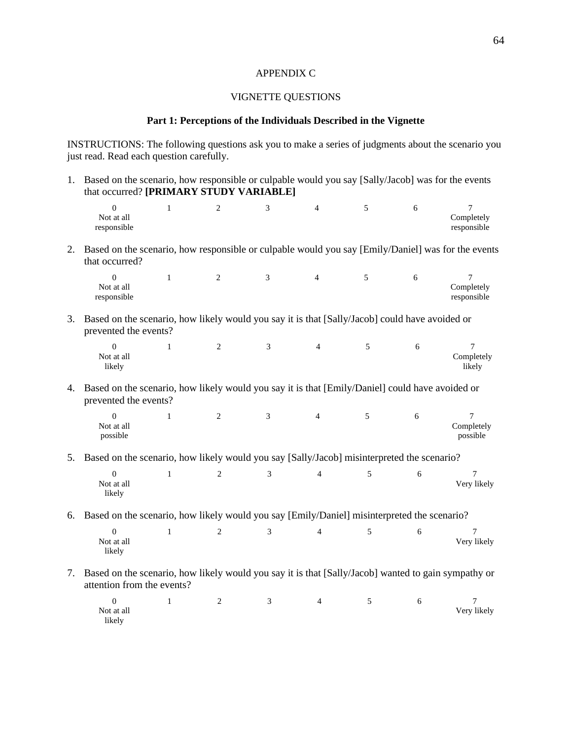APPENDIX C

VIGNETTE QUESTIONS

**Part 1: Perceptions of the Individuals Described in the Vignette**

INSTRUCTIONS: The following questions ask you to make a series of judgments about the scenario you just read. Read each question carefully.

1. Based on the scenario, how responsible or culpable would you say [Sally/Jacob] was for the events that occurred? **[PRIMARY STUDY VARIABLE]**

| 0<br>Not at all<br>responsible | 1 | 2 | 3 | 4 | 5 | 6 | 7<br>Completely<br>responsible |
|---|---|---|---|---|---|---|---|

2. Based on the scenario, how responsible or culpable would you say [Emily/Daniel] was for the events that occurred?

| 0<br>Not at all<br>responsible | 1 | 2 | 3 | 4 | 5 | 6 | 7<br>Completely<br>responsible |
|---|---|---|---|---|---|---|---|

3. Based on the scenario, how likely would you say it is that [Sally/Jacob] could have avoided or prevented the events?

| 0<br>Not at all<br>likely | 1 | 2 | 3 | 4 | 5 | 6 | 7<br>Completely<br>likely |
|---|---|---|---|---|---|---|---|

4. Based on the scenario, how likely would you say it is that [Emily/Daniel] could have avoided or prevented the events?

| 0<br>Not at all<br>possible | 1 | 2 | 3 | 4 | 5 | 6 | 7<br>Completely<br>possible |
|---|---|---|---|---|---|---|---|

5. Based on the scenario, how likely would you say [Sally/Jacob] misinterpreted the scenario?

| 0<br>Not at all<br>likely | 1 | 2 | 3 | 4 | 5 | 6 | 7<br>Very likely |
|---|---|---|---|---|---|---|---|

6. Based on the scenario, how likely would you say [Emily/Daniel] misinterpreted the scenario?

| 0<br>Not at all<br>likely | 1 | 2 | 3 | 4 | 5 | 6 | 7<br>Very likely |
|---|---|---|---|---|---|---|---|

7. Based on the scenario, how likely would you say it is that [Sally/Jacob] wanted to gain sympathy or attention from the events?

| 0<br>Not at all<br>likely | 1 | 2 | 3 | 4 | 5 | 6 | 7<br>Very likely |
|---|---|---|---|---|---|---|---|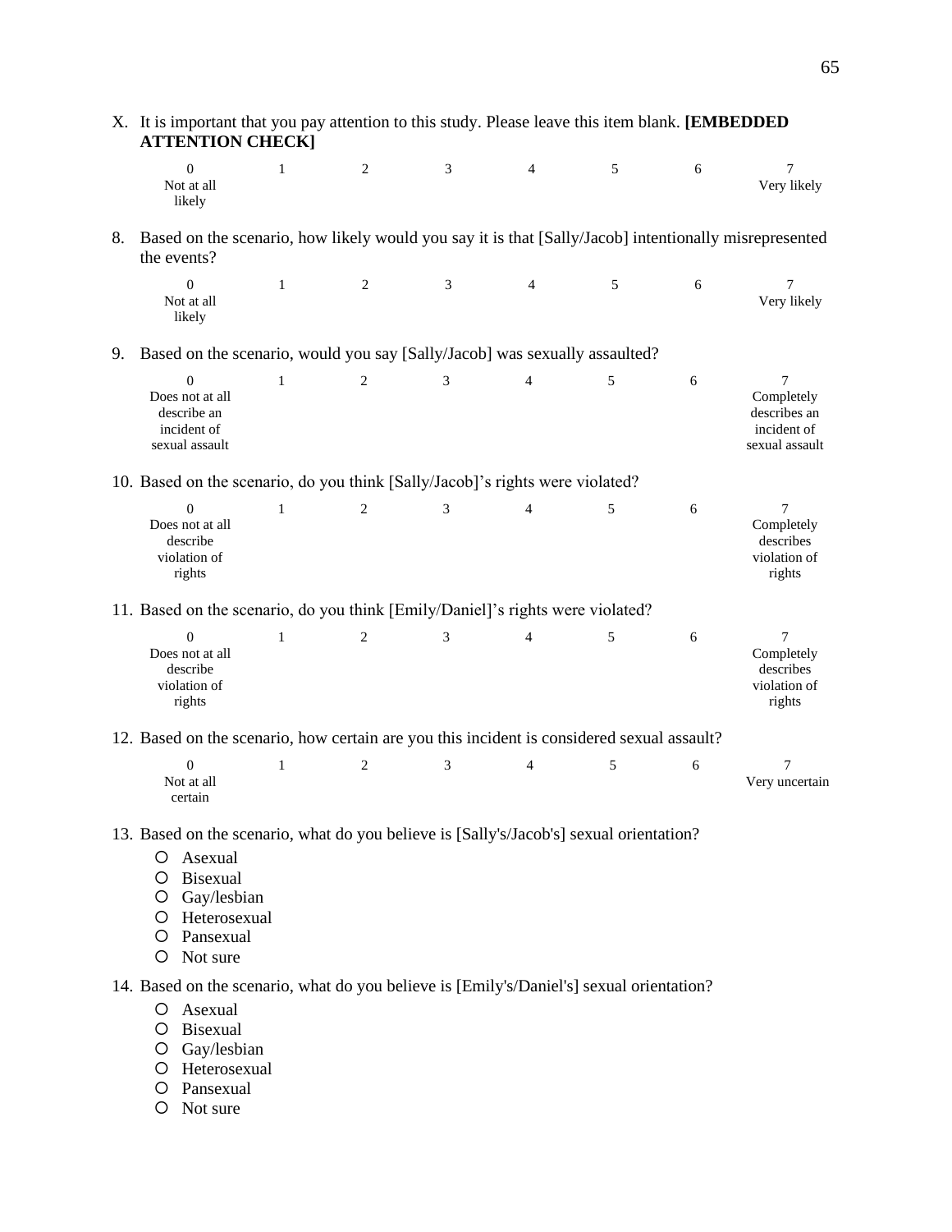X. It is important that you pay attention to this study. Please leave this item blank. **[EMBEDDED ATTENTION CHECK]**

| 0 Not at all likely | 1 | 2 | 3 | 4 | 5 | 6 | 7 Very likely |
|---|---|---|---|---|---|---|---|

8. Based on the scenario, how likely would you say it is that [Sally/Jacob] intentionally misrepresented the events?

| 0 Not at all likely | 1 | 2 | 3 | 4 | 5 | 6 | 7 Very likely |
|---|---|---|---|---|---|---|---|

9. Based on the scenario, would you say [Sally/Jacob] was sexually assaulted?

| 0 Does not at all describe an incident of sexual assault | 1 | 2 | 3 | 4 | 5 | 6 | 7 Completely describes an incident of sexual assault |
|---|---|---|---|---|---|---|---|

10. Based on the scenario, do you think [Sally/Jacob]'s rights were violated?

| 0 Does not at all describe violation of rights | 1 | 2 | 3 | 4 | 5 | 6 | 7 Completely describes violation of rights |
|---|---|---|---|---|---|---|---|

11. Based on the scenario, do you think [Emily/Daniel]'s rights were violated?

| 0 Does not at all describe violation of rights | 1 | 2 | 3 | 4 | 5 | 6 | 7 Completely describes violation of rights |
|---|---|---|---|---|---|---|---|

12. Based on the scenario, how certain are you this incident is considered sexual assault?

| 0 Not at all certain | 1 | 2 | 3 | 4 | 5 | 6 | 7 Very uncertain |
|---|---|---|---|---|---|---|---|

13. Based on the scenario, what do you believe is [Sally's/Jacob's] sexual orientation?
   - Asexual
   - Bisexual
   - Gay/lesbian
   - Heterosexual
   - Pansexual
   - Not sure

14. Based on the scenario, what do you believe is [Emily's/Daniel's] sexual orientation?
   - Asexual
   - Bisexual
   - Gay/lesbian
   - Heterosexual
   - Pansexual
   - Not sure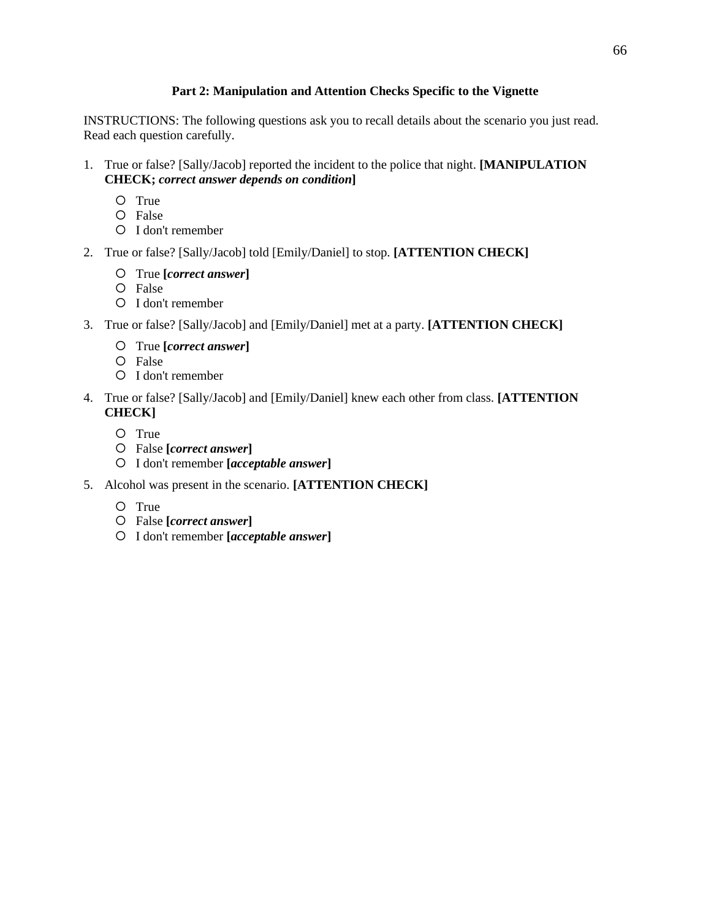**Part 2: Manipulation and Attention Checks Specific to the Vignette**

INSTRUCTIONS: The following questions ask you to recall details about the scenario you just read. Read each question carefully.

1. True or false? [Sally/Jacob] reported the incident to the police that night. **[MANIPULATION CHECK; *correct answer depends on condition*]**
   - True
   - False
   - I don't remember

2. True or false? [Sally/Jacob] told [Emily/Daniel] to stop. **[ATTENTION CHECK]**
   - True **[*correct answer*]**
   - False
   - I don't remember

3. True or false? [Sally/Jacob] and [Emily/Daniel] met at a party. **[ATTENTION CHECK]**
   - True **[*correct answer*]**
   - False
   - I don't remember

4. True or false? [Sally/Jacob] and [Emily/Daniel] knew each other from class. **[ATTENTION CHECK]**
   - True
   - False **[*correct answer*]**
   - I don't remember **[*acceptable answer*]**

5. Alcohol was present in the scenario. **[ATTENTION CHECK]**
   - True
   - False **[*correct answer*]**
   - I don't remember **[*acceptable answer*]**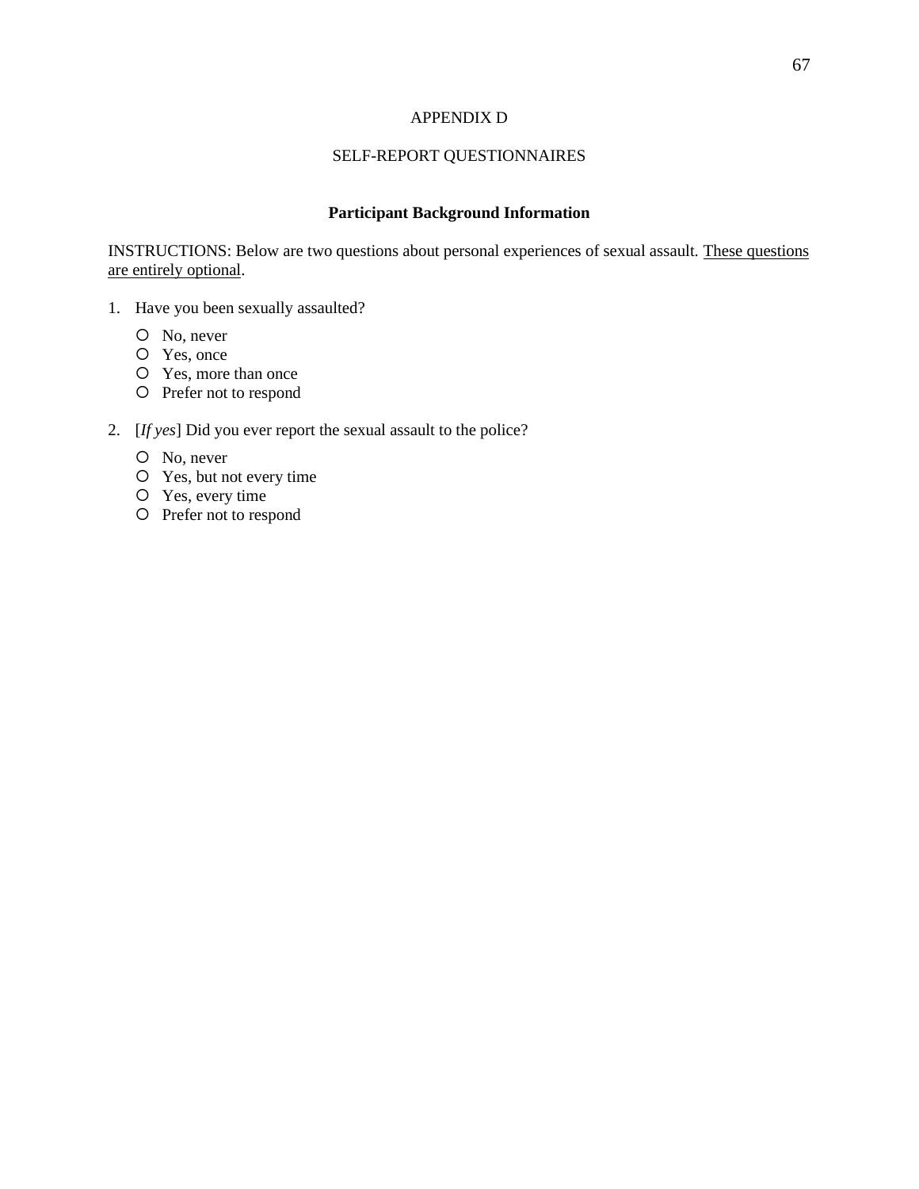APPENDIX D

SELF-REPORT QUESTIONNAIRES

**Participant Background Information**

INSTRUCTIONS: Below are two questions about personal experiences of sexual assault. <u>These questions are entirely optional</u>.

1. Have you been sexually assaulted?
   - No, never
   - Yes, once
   - Yes, more than once
   - Prefer not to respond

2. [*If yes*] Did you ever report the sexual assault to the police?
   - No, never
   - Yes, but not every time
   - Yes, every time
   - Prefer not to respond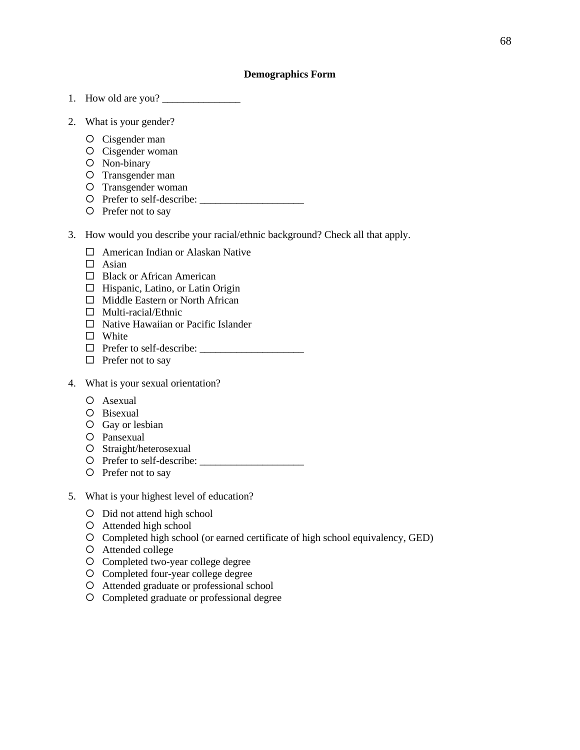**Demographics Form**

1. How old are you? _______________

2. What is your gender?

   - ○ Cisgender man
   - ○ Cisgender woman
   - ○ Non-binary
   - ○ Transgender man
   - ○ Transgender woman
   - ○ Prefer to self-describe: ____________________
   - ○ Prefer not to say

3. How would you describe your racial/ethnic background? Check all that apply.

   - ☐ American Indian or Alaskan Native
   - ☐ Asian
   - ☐ Black or African American
   - ☐ Hispanic, Latino, or Latin Origin
   - ☐ Middle Eastern or North African
   - ☐ Multi-racial/Ethnic
   - ☐ Native Hawaiian or Pacific Islander
   - ☐ White
   - ☐ Prefer to self-describe: ____________________
   - ☐ Prefer not to say

4. What is your sexual orientation?

   - ○ Asexual
   - ○ Bisexual
   - ○ Gay or lesbian
   - ○ Pansexual
   - ○ Straight/heterosexual
   - ○ Prefer to self-describe: ____________________
   - ○ Prefer not to say

5. What is your highest level of education?

   - ○ Did not attend high school
   - ○ Attended high school
   - ○ Completed high school (or earned certificate of high school equivalency, GED)
   - ○ Attended college
   - ○ Completed two-year college degree
   - ○ Completed four-year college degree
   - ○ Attended graduate or professional school
   - ○ Completed graduate or professional degree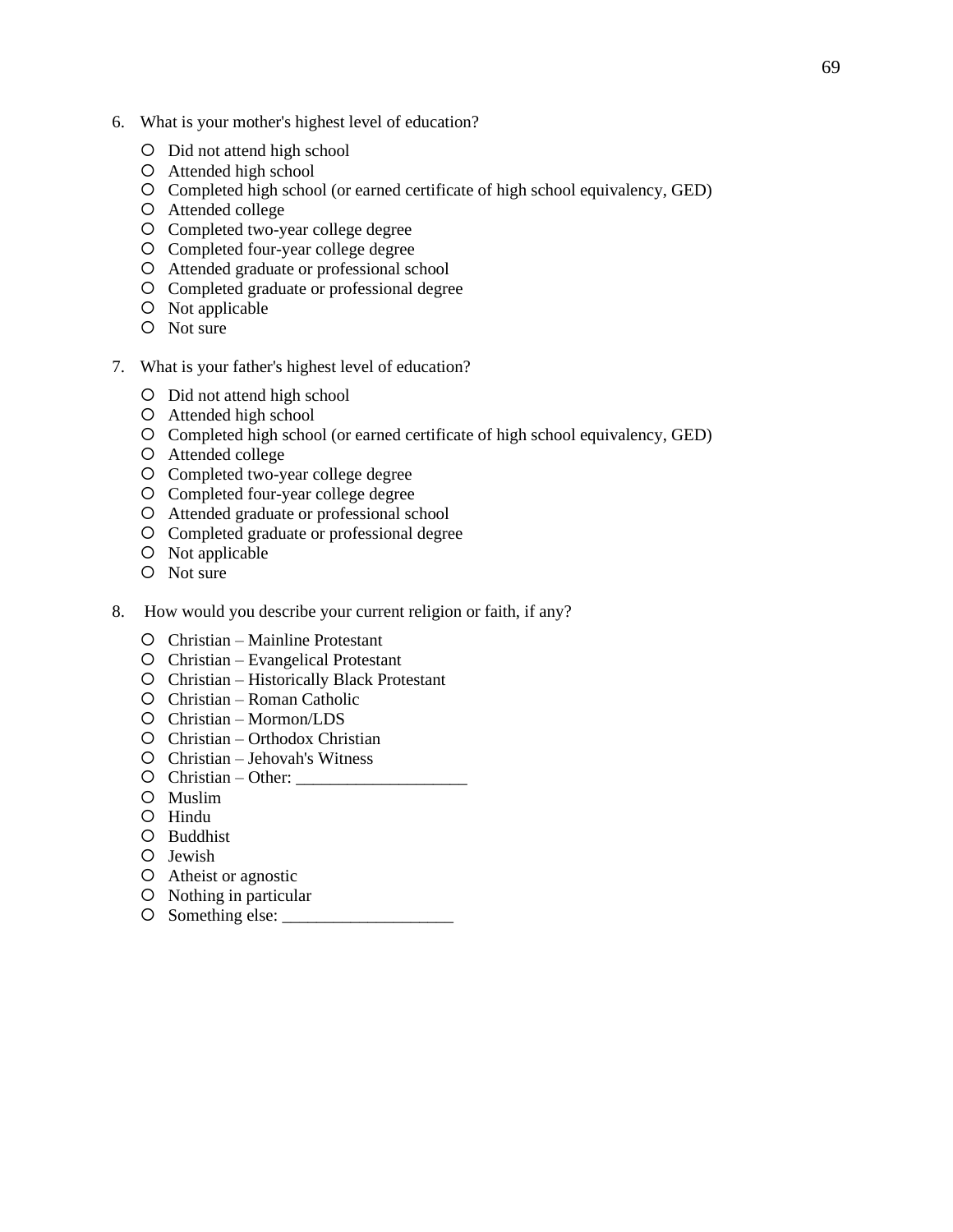6. What is your mother's highest level of education?

   - Did not attend high school
   - Attended high school
   - Completed high school (or earned certificate of high school equivalency, GED)
   - Attended college
   - Completed two-year college degree
   - Completed four-year college degree
   - Attended graduate or professional school
   - Completed graduate or professional degree
   - Not applicable
   - Not sure

7. What is your father's highest level of education?

   - Did not attend high school
   - Attended high school
   - Completed high school (or earned certificate of high school equivalency, GED)
   - Attended college
   - Completed two-year college degree
   - Completed four-year college degree
   - Attended graduate or professional school
   - Completed graduate or professional degree
   - Not applicable
   - Not sure

8. How would you describe your current religion or faith, if any?

   - Christian – Mainline Protestant
   - Christian – Evangelical Protestant
   - Christian – Historically Black Protestant
   - Christian – Roman Catholic
   - Christian – Mormon/LDS
   - Christian – Orthodox Christian
   - Christian – Jehovah's Witness
   - Christian – Other: ____________________
   - Muslim
   - Hindu
   - Buddhist
   - Jewish
   - Atheist or agnostic
   - Nothing in particular
   - Something else: ____________________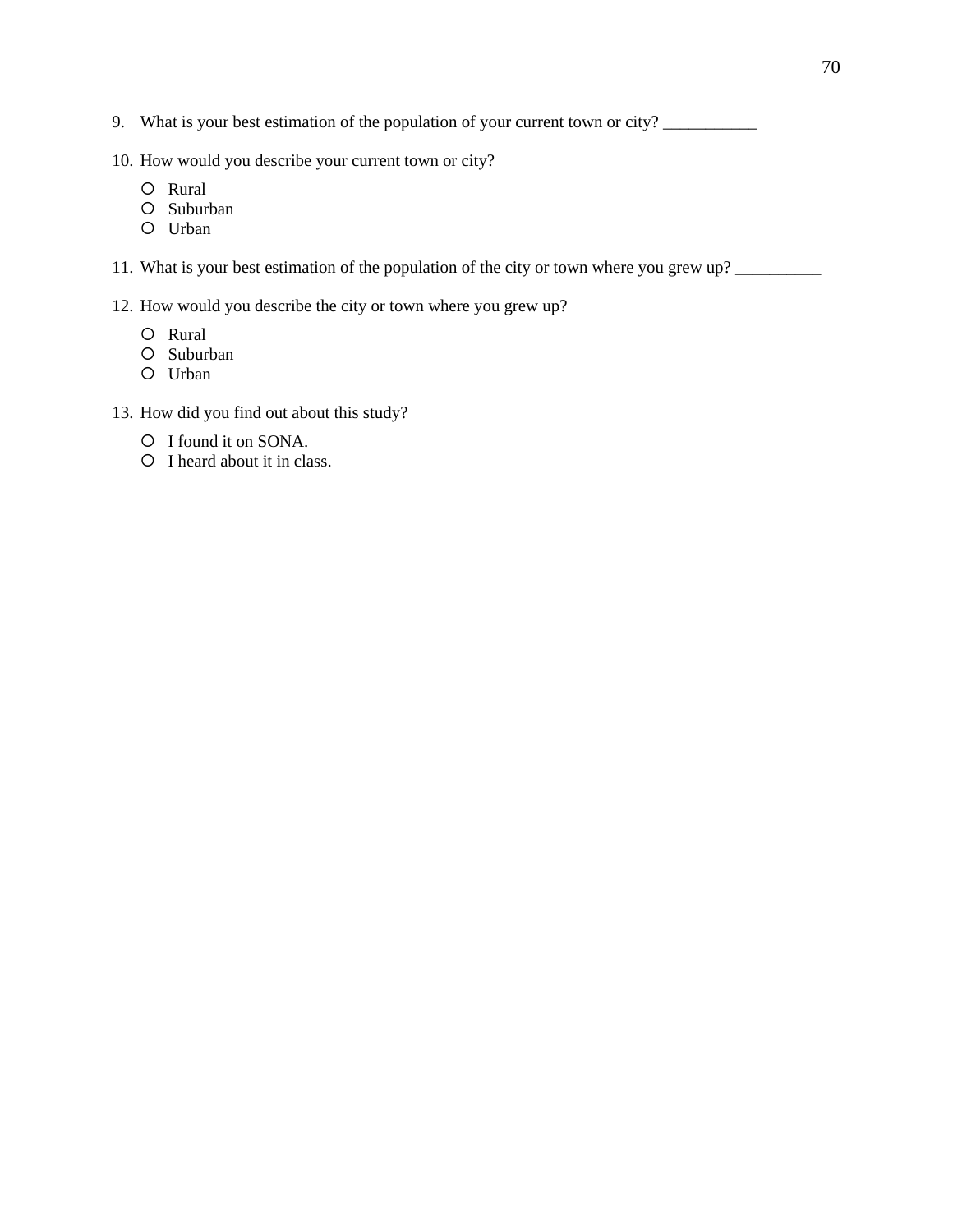9. What is your best estimation of the population of your current town or city? ___________

10. How would you describe your current town or city?
    - Rural
    - Suburban
    - Urban

11. What is your best estimation of the population of the city or town where you grew up? __________

12. How would you describe the city or town where you grew up?
    - Rural
    - Suburban
    - Urban

13. How did you find out about this study?
    - I found it on SONA.
    - I heard about it in class.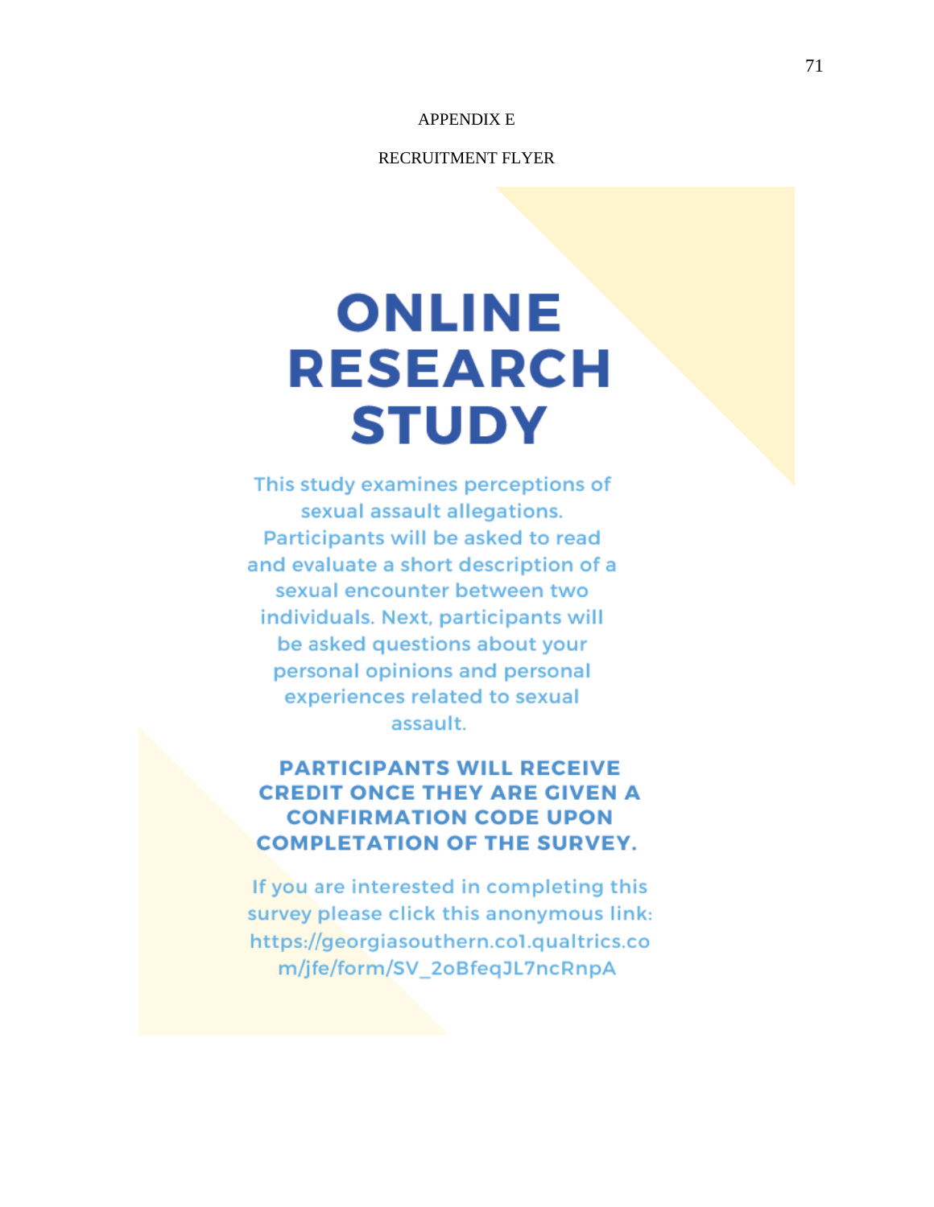APPENDIX E

RECRUITMENT FLYER

# ONLINE RESEARCH STUDY

This study examines perceptions of sexual assault allegations. Participants will be asked to read and evaluate a short description of a sexual encounter between two individuals. Next, participants will be asked questions about your personal opinions and personal experiences related to sexual assault.

**PARTICIPANTS WILL RECEIVE CREDIT ONCE THEY ARE GIVEN A CONFIRMATION CODE UPON COMPLETATION OF THE SURVEY.**

If you are interested in completing this survey please click this anonymous link: https://georgiasouthern.co1.qualtrics.com/jfe/form/SV_2oBfeqJL7ncRnpA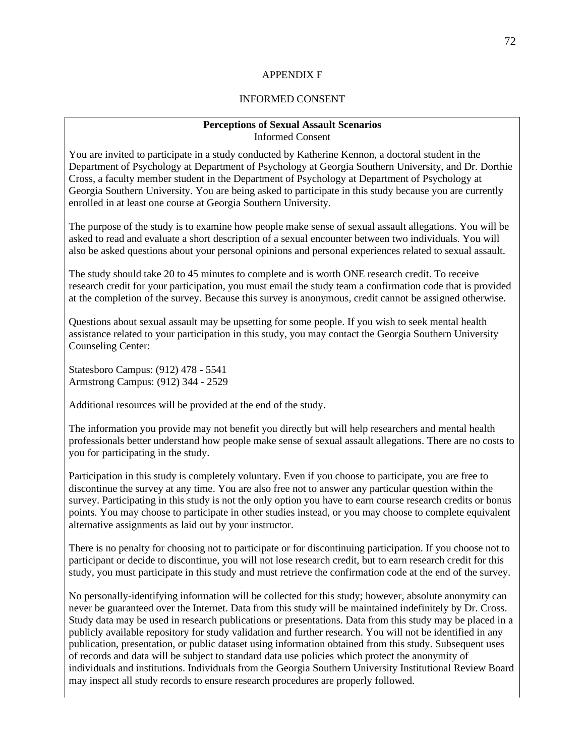APPENDIX F

INFORMED CONSENT

**Perceptions of Sexual Assault Scenarios**
Informed Consent

You are invited to participate in a study conducted by Katherine Kennon, a doctoral student in the Department of Psychology at Department of Psychology at Georgia Southern University, and Dr. Dorthie Cross, a faculty member student in the Department of Psychology at Department of Psychology at Georgia Southern University. You are being asked to participate in this study because you are currently enrolled in at least one course at Georgia Southern University.

The purpose of the study is to examine how people make sense of sexual assault allegations. You will be asked to read and evaluate a short description of a sexual encounter between two individuals. You will also be asked questions about your personal opinions and personal experiences related to sexual assault.

The study should take 20 to 45 minutes to complete and is worth ONE research credit. To receive research credit for your participation, you must email the study team a confirmation code that is provided at the completion of the survey. Because this survey is anonymous, credit cannot be assigned otherwise.

Questions about sexual assault may be upsetting for some people. If you wish to seek mental health assistance related to your participation in this study, you may contact the Georgia Southern University Counseling Center:

Statesboro Campus: (912) 478 - 5541
Armstrong Campus: (912) 344 - 2529

Additional resources will be provided at the end of the study.

The information you provide may not benefit you directly but will help researchers and mental health professionals better understand how people make sense of sexual assault allegations. There are no costs to you for participating in the study.

Participation in this study is completely voluntary. Even if you choose to participate, you are free to discontinue the survey at any time. You are also free not to answer any particular question within the survey. Participating in this study is not the only option you have to earn course research credits or bonus points. You may choose to participate in other studies instead, or you may choose to complete equivalent alternative assignments as laid out by your instructor.

There is no penalty for choosing not to participate or for discontinuing participation. If you choose not to participant or decide to discontinue, you will not lose research credit, but to earn research credit for this study, you must participate in this study and must retrieve the confirmation code at the end of the survey.

No personally-identifying information will be collected for this study; however, absolute anonymity can never be guaranteed over the Internet. Data from this study will be maintained indefinitely by Dr. Cross. Study data may be used in research publications or presentations. Data from this study may be placed in a publicly available repository for study validation and further research. You will not be identified in any publication, presentation, or public dataset using information obtained from this study. Subsequent uses of records and data will be subject to standard data use policies which protect the anonymity of individuals and institutions. Individuals from the Georgia Southern University Institutional Review Board may inspect all study records to ensure research procedures are properly followed.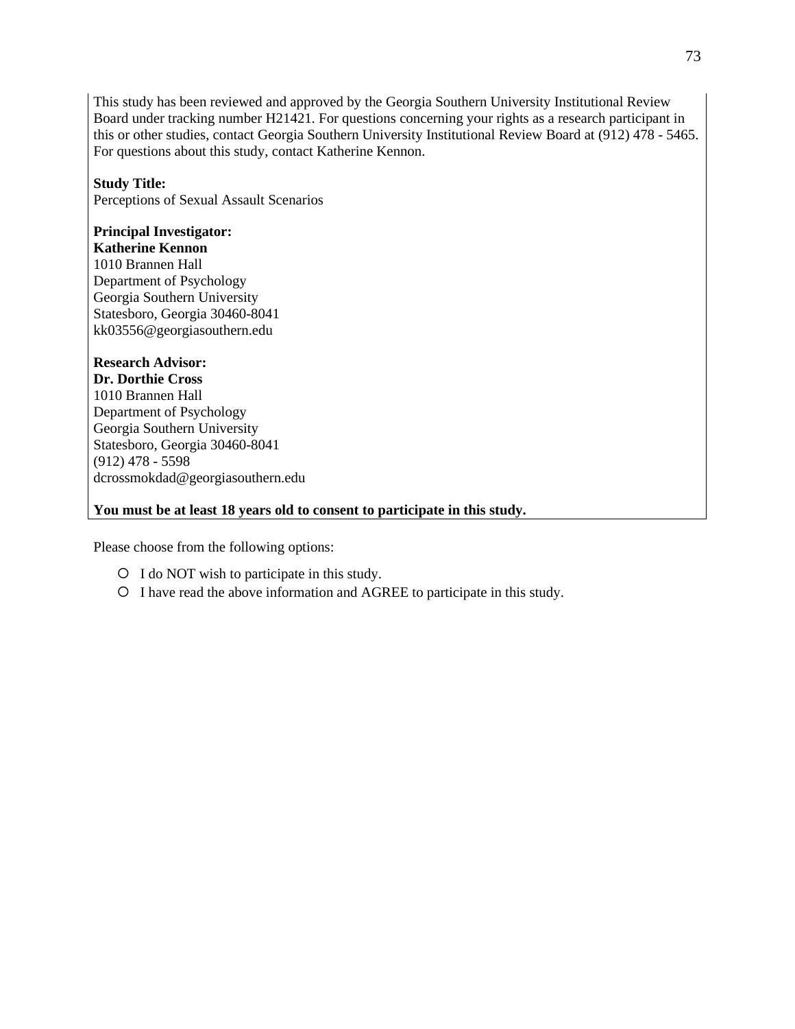This study has been reviewed and approved by the Georgia Southern University Institutional Review Board under tracking number H21421. For questions concerning your rights as a research participant in this or other studies, contact Georgia Southern University Institutional Review Board at (912) 478 - 5465. For questions about this study, contact Katherine Kennon.

**Study Title:**
Perceptions of Sexual Assault Scenarios

**Principal Investigator:**
**Katherine Kennon**
1010 Brannen Hall
Department of Psychology
Georgia Southern University
Statesboro, Georgia 30460-8041
kk03556@georgiasouthern.edu

**Research Advisor:**
**Dr. Dorthie Cross**
1010 Brannen Hall
Department of Psychology
Georgia Southern University
Statesboro, Georgia 30460-8041
(912) 478 - 5598
dcrossmokdad@georgiasouthern.edu

**You must be at least 18 years old to consent to participate in this study.**

Please choose from the following options:

- I do NOT wish to participate in this study.
- I have read the above information and AGREE to participate in this study.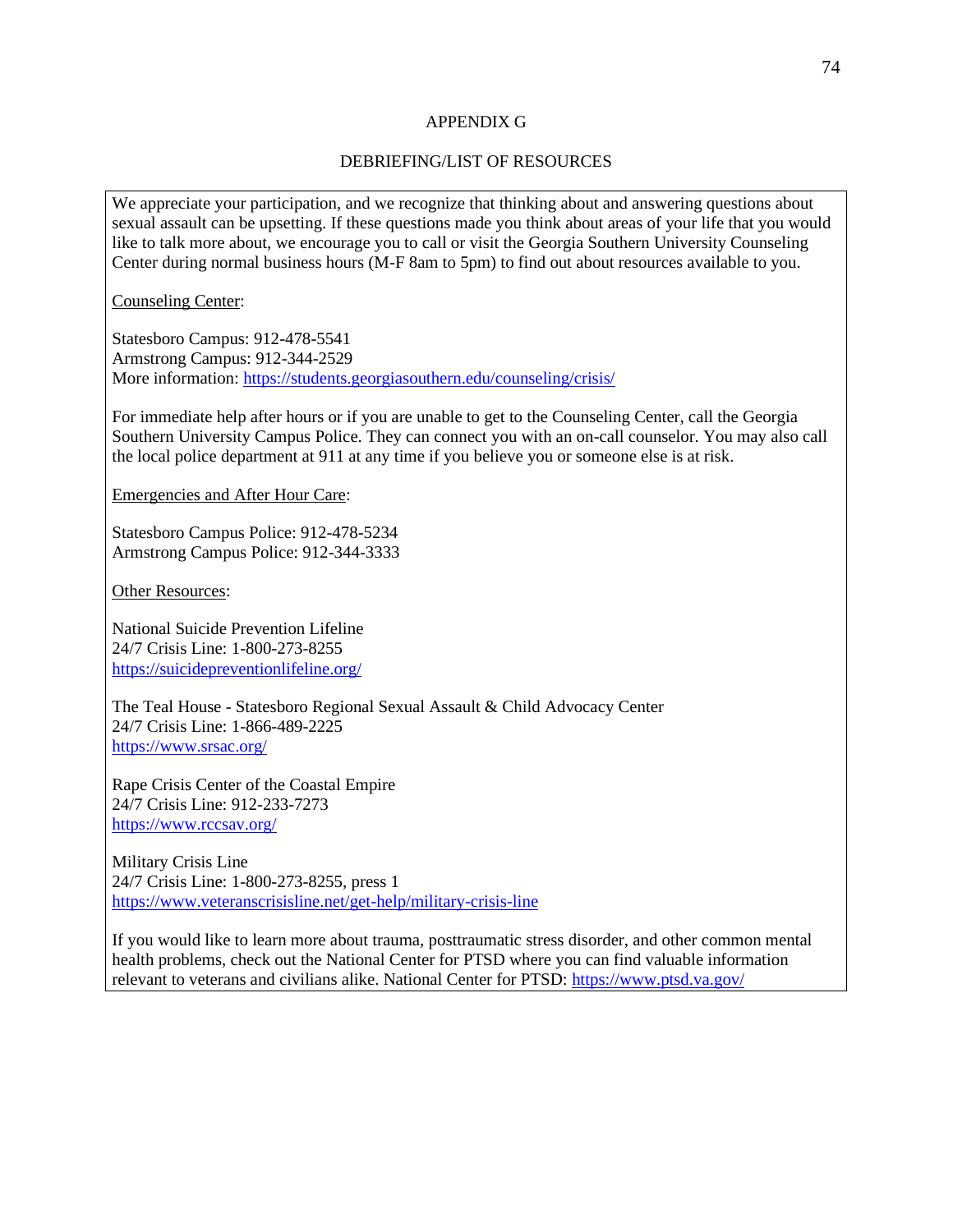# APPENDIX G

## DEBRIEFING/LIST OF RESOURCES

We appreciate your participation, and we recognize that thinking about and answering questions about sexual assault can be upsetting. If these questions made you think about areas of your life that you would like to talk more about, we encourage you to call or visit the Georgia Southern University Counseling Center during normal business hours (M-F 8am to 5pm) to find out about resources available to you.

Counseling Center:

Statesboro Campus: 912-478-5541
Armstrong Campus: 912-344-2529
More information: https://students.georgiasouthern.edu/counseling/crisis/

For immediate help after hours or if you are unable to get to the Counseling Center, call the Georgia Southern University Campus Police. They can connect you with an on-call counselor. You may also call the local police department at 911 at any time if you believe you or someone else is at risk.

Emergencies and After Hour Care:

Statesboro Campus Police: 912-478-5234
Armstrong Campus Police: 912-344-3333

Other Resources:

National Suicide Prevention Lifeline
24/7 Crisis Line: 1-800-273-8255
https://suicidepreventionlifeline.org/

The Teal House - Statesboro Regional Sexual Assault & Child Advocacy Center
24/7 Crisis Line: 1-866-489-2225
https://www.srsac.org/

Rape Crisis Center of the Coastal Empire
24/7 Crisis Line: 912-233-7273
https://www.rccsav.org/

Military Crisis Line
24/7 Crisis Line: 1-800-273-8255, press 1
https://www.veteranscrisisline.net/get-help/military-crisis-line

If you would like to learn more about trauma, posttraumatic stress disorder, and other common mental health problems, check out the National Center for PTSD where you can find valuable information relevant to veterans and civilians alike. National Center for PTSD: https://www.ptsd.va.gov/